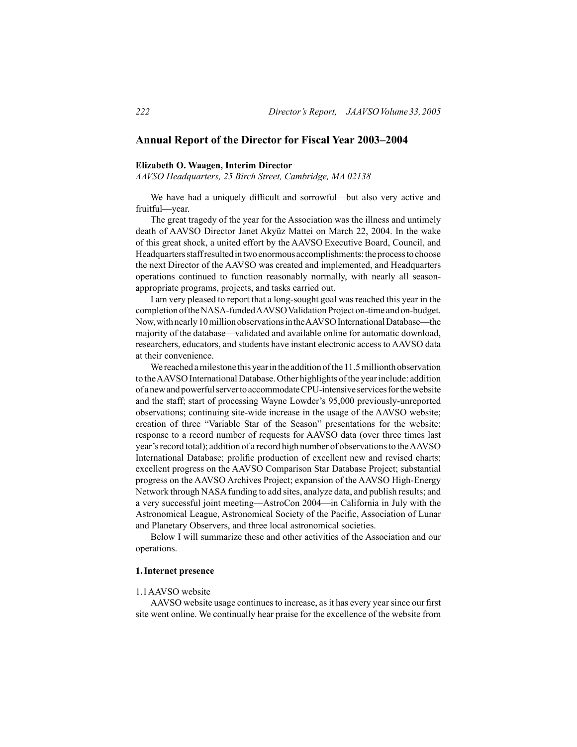# Annual Report of the Director for Fiscal Year 2003–2004

**Elizabeth O. Waagen, Interim Director**
*AAVSO Headquarters, 25 Birch Street, Cambridge, MA 02138*

We have had a uniquely difficult and sorrowful—but also very active and fruitful—year.

The great tragedy of the year for the Association was the illness and untimely death of AAVSO Director Janet Akyüz Mattei on March 22, 2004. In the wake of this great shock, a united effort by the AAVSO Executive Board, Council, and Headquarters staff resulted in two enormous accomplishments: the process to choose the next Director of the AAVSO was created and implemented, and Headquarters operations continued to function reasonably normally, with nearly all season-appropriate programs, projects, and tasks carried out.

I am very pleased to report that a long-sought goal was reached this year in the completion of the NASA-funded AAVSO Validation Project on-time and on-budget. Now, with nearly 10 million observations in the AAVSO International Database—the majority of the database—validated and available online for automatic download, researchers, educators, and students have instant electronic access to AAVSO data at their convenience.

We reached a milestone this year in the addition of the 11.5 millionth observation to the AAVSO International Database. Other highlights of the year include: addition of a new and powerful server to accommodate CPU-intensive services for the website and the staff; start of processing Wayne Lowder's 95,000 previously-unreported observations; continuing site-wide increase in the usage of the AAVSO website; creation of three "Variable Star of the Season" presentations for the website; response to a record number of requests for AAVSO data (over three times last year's record total); addition of a record high number of observations to the AAVSO International Database; prolific production of excellent new and revised charts; excellent progress on the AAVSO Comparison Star Database Project; substantial progress on the AAVSO Archives Project; expansion of the AAVSO High-Energy Network through NASA funding to add sites, analyze data, and publish results; and a very successful joint meeting—AstroCon 2004—in California in July with the Astronomical League, Astronomical Society of the Pacific, Association of Lunar and Planetary Observers, and three local astronomical societies.

Below I will summarize these and other activities of the Association and our operations.

## 1. Internet presence

### 1.1 AAVSO website

AAVSO website usage continues to increase, as it has every year since our first site went online. We continually hear praise for the excellence of the website from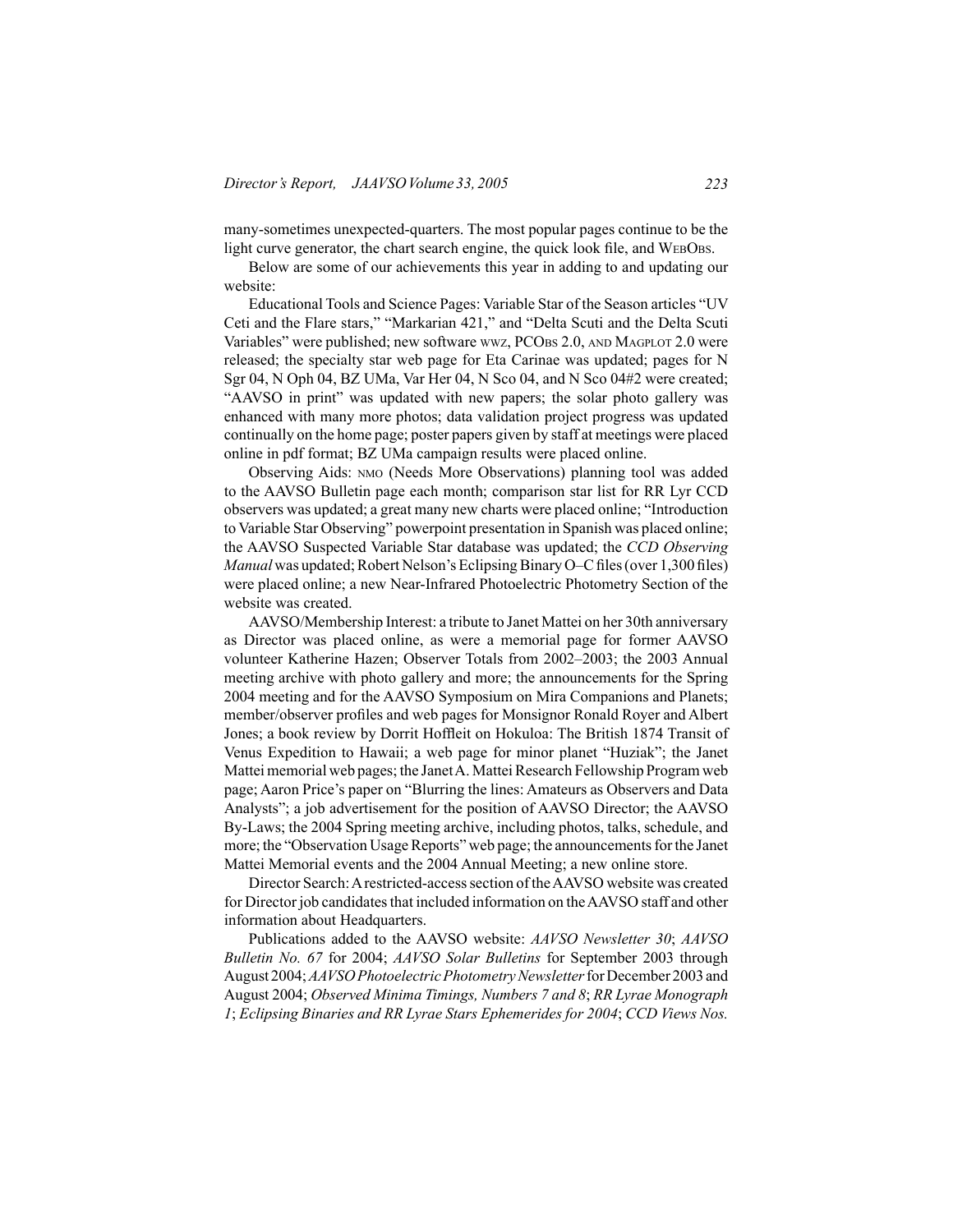many-sometimes unexpected-quarters. The most popular pages continue to be the light curve generator, the chart search engine, the quick look file, and WebObs.

Below are some of our achievements this year in adding to and updating our website:

Educational Tools and Science Pages: Variable Star of the Season articles "UV Ceti and the Flare stars," "Markarian 421," and "Delta Scuti and the Delta Scuti Variables" were published; new software wwz, PCObs 2.0, and Magplot 2.0 were released; the specialty star web page for Eta Carinae was updated; pages for N Sgr 04, N Oph 04, BZ UMa, Var Her 04, N Sco 04, and N Sco 04#2 were created; "AAVSO in print" was updated with new papers; the solar photo gallery was enhanced with many more photos; data validation project progress was updated continually on the home page; poster papers given by staff at meetings were placed online in pdf format; BZ UMa campaign results were placed online.

Observing Aids: nmo (Needs More Observations) planning tool was added to the AAVSO Bulletin page each month; comparison star list for RR Lyr CCD observers was updated; a great many new charts were placed online; "Introduction to Variable Star Observing" powerpoint presentation in Spanish was placed online; the AAVSO Suspected Variable Star database was updated; the *CCD Observing Manual* was updated; Robert Nelson's Eclipsing Binary O–C files (over 1,300 files) were placed online; a new Near-Infrared Photoelectric Photometry Section of the website was created.

AAVSO/Membership Interest: a tribute to Janet Mattei on her 30th anniversary as Director was placed online, as were a memorial page for former AAVSO volunteer Katherine Hazen; Observer Totals from 2002–2003; the 2003 Annual meeting archive with photo gallery and more; the announcements for the Spring 2004 meeting and for the AAVSO Symposium on Mira Companions and Planets; member/observer profiles and web pages for Monsignor Ronald Royer and Albert Jones; a book review by Dorrit Hoffleit on Hokuloa: The British 1874 Transit of Venus Expedition to Hawaii; a web page for minor planet "Huziak"; the Janet Mattei memorial web pages; the Janet A. Mattei Research Fellowship Program web page; Aaron Price's paper on "Blurring the lines: Amateurs as Observers and Data Analysts"; a job advertisement for the position of AAVSO Director; the AAVSO By-Laws; the 2004 Spring meeting archive, including photos, talks, schedule, and more; the "Observation Usage Reports" web page; the announcements for the Janet Mattei Memorial events and the 2004 Annual Meeting; a new online store.

Director Search: A restricted-access section of the AAVSO website was created for Director job candidates that included information on the AAVSO staff and other information about Headquarters.

Publications added to the AAVSO website: *AAVSO Newsletter 30*; *AAVSO Bulletin No. 67* for 2004; *AAVSO Solar Bulletins* for September 2003 through August 2004; *AAVSO Photoelectric Photometry Newsletter* for December 2003 and August 2004; *Observed Minima Timings, Numbers 7 and 8*; *RR Lyrae Monograph 1*; *Eclipsing Binaries and RR Lyrae Stars Ephemerides for 2004*; *CCD Views Nos.*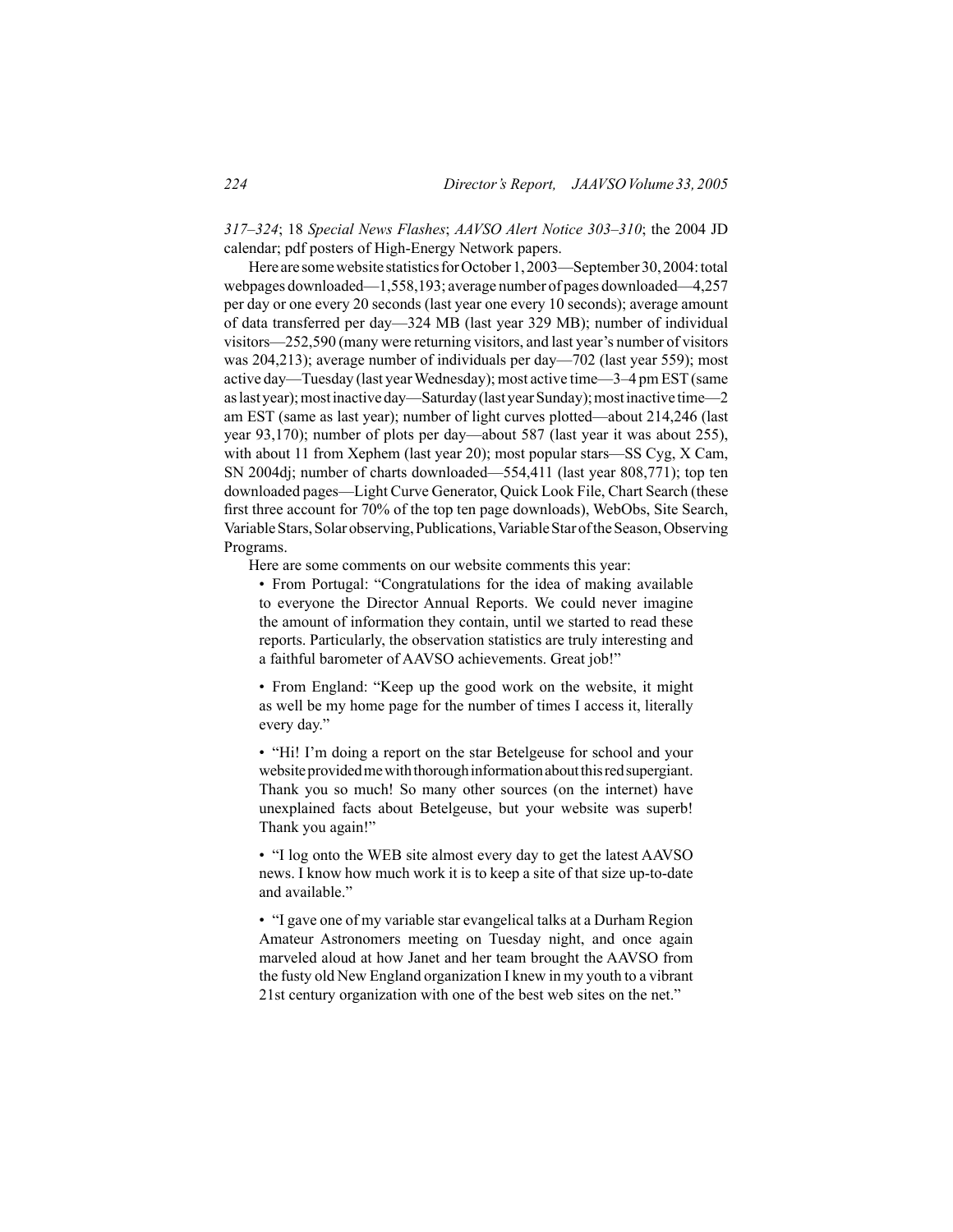*317–324*; 18 *Special News Flashes*; *AAVSO Alert Notice 303–310*; the 2004 JD calendar; pdf posters of High-Energy Network papers.

Here are some website statistics for October 1, 2003—September 30, 2004: total webpages downloaded—1,558,193; average number of pages downloaded—4,257 per day or one every 20 seconds (last year one every 10 seconds); average amount of data transferred per day—324 MB (last year 329 MB); number of individual visitors—252,590 (many were returning visitors, and last year's number of visitors was 204,213); average number of individuals per day—702 (last year 559); most active day—Tuesday (last year Wednesday); most active time—3–4 pm EST (same as last year); most inactive day—Saturday (last year Sunday); most inactive time—2 am EST (same as last year); number of light curves plotted—about 214,246 (last year 93,170); number of plots per day—about 587 (last year it was about 255), with about 11 from Xephem (last year 20); most popular stars—SS Cyg, X Cam, SN 2004dj; number of charts downloaded—554,411 (last year 808,771); top ten downloaded pages—Light Curve Generator, Quick Look File, Chart Search (these first three account for 70% of the top ten page downloads), WebObs, Site Search, Variable Stars, Solar observing, Publications, Variable Star of the Season, Observing Programs.

Here are some comments on our website comments this year:

> • From Portugal: "Congratulations for the idea of making available to everyone the Director Annual Reports. We could never imagine the amount of information they contain, until we started to read these reports. Particularly, the observation statistics are truly interesting and a faithful barometer of AAVSO achievements. Great job!"
>
> • From England: "Keep up the good work on the website, it might as well be my home page for the number of times I access it, literally every day."
>
> • "Hi! I'm doing a report on the star Betelgeuse for school and your website provided me with thorough information about this red supergiant. Thank you so much! So many other sources (on the internet) have unexplained facts about Betelgeuse, but your website was superb! Thank you again!"
>
> • "I log onto the WEB site almost every day to get the latest AAVSO news. I know how much work it is to keep a site of that size up-to-date and available."
>
> • "I gave one of my variable star evangelical talks at a Durham Region Amateur Astronomers meeting on Tuesday night, and once again marveled aloud at how Janet and her team brought the AAVSO from the fusty old New England organization I knew in my youth to a vibrant 21st century organization with one of the best web sites on the net."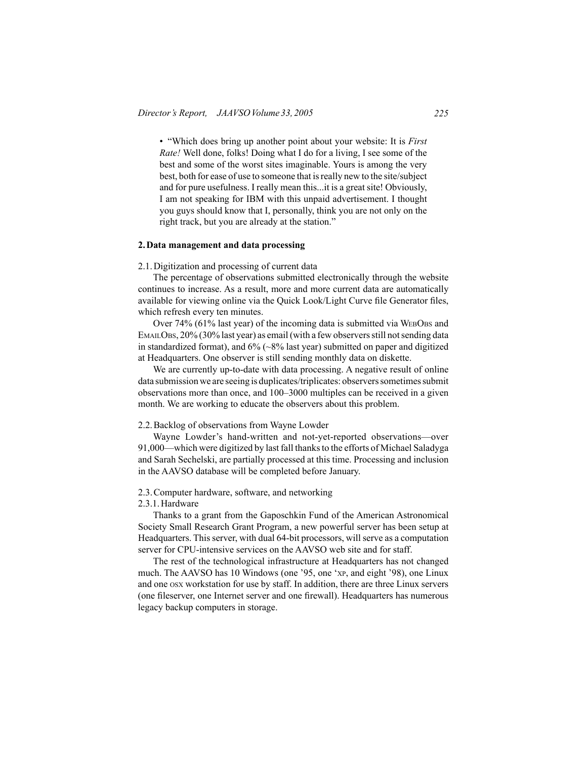• "Which does bring up another point about your website: It is *First Rate!* Well done, folks! Doing what I do for a living, I see some of the best and some of the worst sites imaginable. Yours is among the very best, both for ease of use to someone that is really new to the site/subject and for pure usefulness. I really mean this...it is a great site! Obviously, I am not speaking for IBM with this unpaid advertisement. I thought you guys should know that I, personally, think you are not only on the right track, but you are already at the station."

## 2. Data management and data processing

### 2.1. Digitization and processing of current data

The percentage of observations submitted electronically through the website continues to increase. As a result, more and more current data are automatically available for viewing online via the Quick Look/Light Curve file Generator files, which refresh every ten minutes.

Over 74% (61% last year) of the incoming data is submitted via WebObs and EmailObs, 20% (30% last year) as email (with a few observers still not sending data in standardized format), and 6% (~8% last year) submitted on paper and digitized at Headquarters. One observer is still sending monthly data on diskette.

We are currently up-to-date with data processing. A negative result of online data submission we are seeing is duplicates/triplicates: observers sometimes submit observations more than once, and 100–3000 multiples can be received in a given month. We are working to educate the observers about this problem.

### 2.2. Backlog of observations from Wayne Lowder

Wayne Lowder's hand-written and not-yet-reported observations—over 91,000—which were digitized by last fall thanks to the efforts of Michael Saladyga and Sarah Sechelski, are partially processed at this time. Processing and inclusion in the AAVSO database will be completed before January.

### 2.3. Computer hardware, software, and networking

#### 2.3.1. Hardware

Thanks to a grant from the Gaposchkin Fund of the American Astronomical Society Small Research Grant Program, a new powerful server has been setup at Headquarters. This server, with dual 64-bit processors, will serve as a computation server for CPU-intensive services on the AAVSO web site and for staff.

The rest of the technological infrastructure at Headquarters has not changed much. The AAVSO has 10 Windows (one '95, one 'XP, and eight '98), one Linux and one OSX workstation for use by staff. In addition, there are three Linux servers (one fileserver, one Internet server and one firewall). Headquarters has numerous legacy backup computers in storage.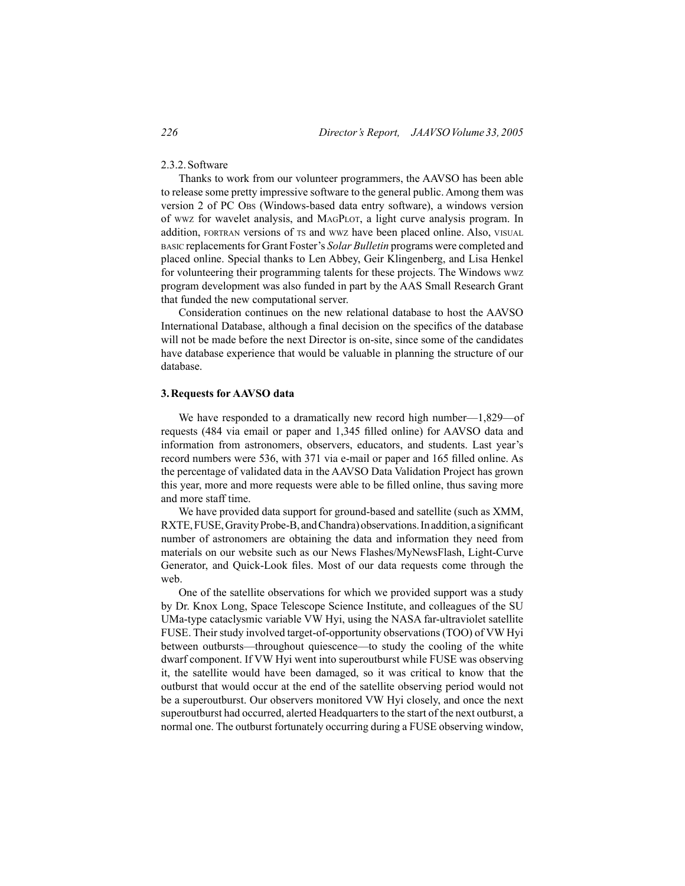2.3.2. Software

Thanks to work from our volunteer programmers, the AAVSO has been able to release some pretty impressive software to the general public. Among them was version 2 of PC Obs (Windows-based data entry software), a windows version of wwz for wavelet analysis, and MagPlot, a light curve analysis program. In addition, fortran versions of ts and wwz have been placed online. Also, visual basic replacements for Grant Foster's *Solar Bulletin* programs were completed and placed online. Special thanks to Len Abbey, Geir Klingenberg, and Lisa Henkel for volunteering their programming talents for these projects. The Windows wwz program development was also funded in part by the AAS Small Research Grant that funded the new computational server.

Consideration continues on the new relational database to host the AAVSO International Database, although a final decision on the specifics of the database will not be made before the next Director is on-site, since some of the candidates have database experience that would be valuable in planning the structure of our database.

## 3. Requests for AAVSO data

We have responded to a dramatically new record high number—1,829—of requests (484 via email or paper and 1,345 filled online) for AAVSO data and information from astronomers, observers, educators, and students. Last year's record numbers were 536, with 371 via e-mail or paper and 165 filled online. As the percentage of validated data in the AAVSO Data Validation Project has grown this year, more and more requests were able to be filled online, thus saving more and more staff time.

We have provided data support for ground-based and satellite (such as XMM, RXTE, FUSE, Gravity Probe-B, and Chandra) observations. In addition, a significant number of astronomers are obtaining the data and information they need from materials on our website such as our News Flashes/MyNewsFlash, Light-Curve Generator, and Quick-Look files. Most of our data requests come through the web.

One of the satellite observations for which we provided support was a study by Dr. Knox Long, Space Telescope Science Institute, and colleagues of the SU UMa-type cataclysmic variable VW Hyi, using the NASA far-ultraviolet satellite FUSE. Their study involved target-of-opportunity observations (TOO) of VW Hyi between outbursts—throughout quiescence—to study the cooling of the white dwarf component. If VW Hyi went into superoutburst while FUSE was observing it, the satellite would have been damaged, so it was critical to know that the outburst that would occur at the end of the satellite observing period would not be a superoutburst. Our observers monitored VW Hyi closely, and once the next superoutburst had occurred, alerted Headquarters to the start of the next outburst, a normal one. The outburst fortunately occurring during a FUSE observing window,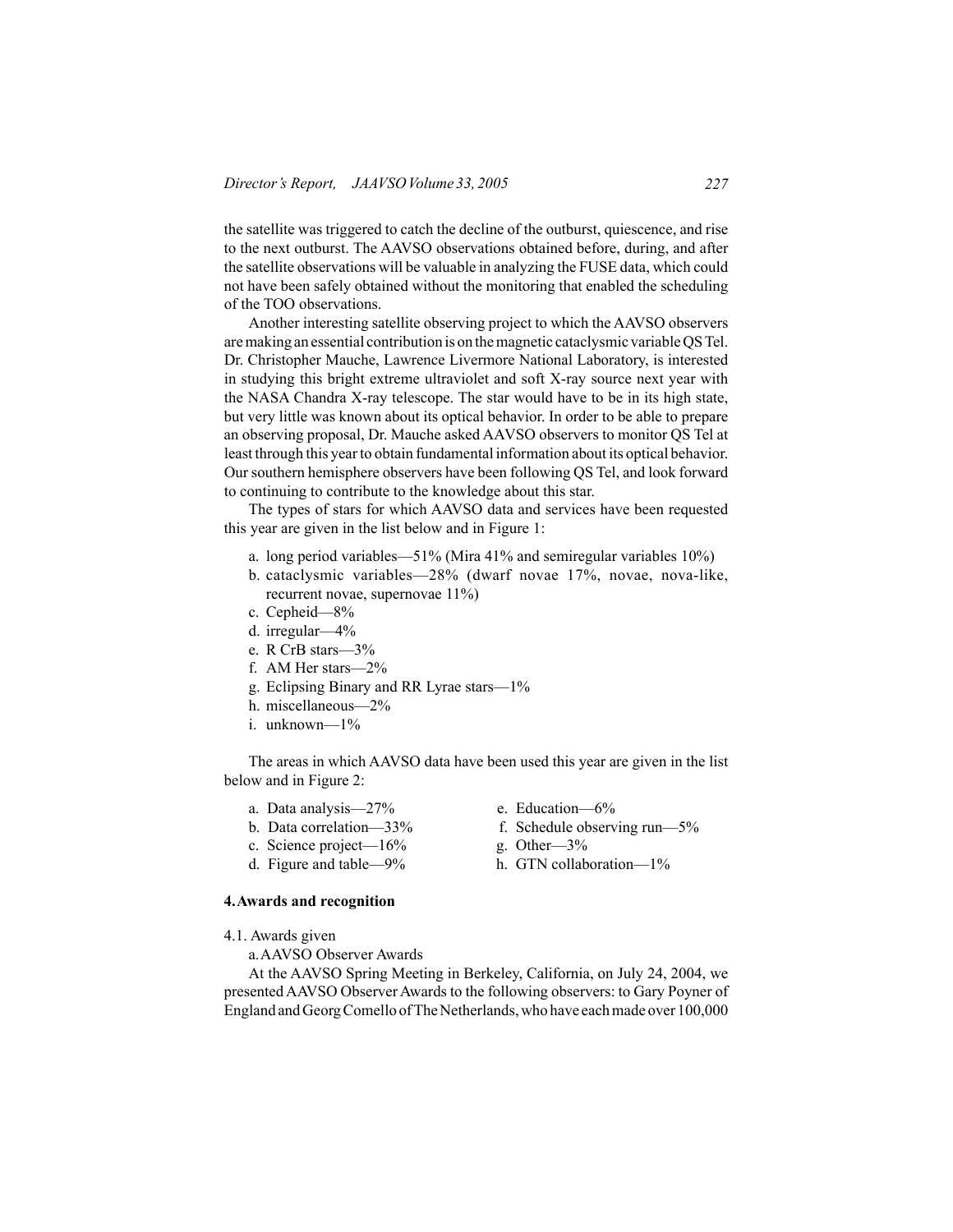the satellite was triggered to catch the decline of the outburst, quiescence, and rise to the next outburst. The AAVSO observations obtained before, during, and after the satellite observations will be valuable in analyzing the FUSE data, which could not have been safely obtained without the monitoring that enabled the scheduling of the TOO observations.

Another interesting satellite observing project to which the AAVSO observers are making an essential contribution is on the magnetic cataclysmic variable QS Tel. Dr. Christopher Mauche, Lawrence Livermore National Laboratory, is interested in studying this bright extreme ultraviolet and soft X-ray source next year with the NASA Chandra X-ray telescope. The star would have to be in its high state, but very little was known about its optical behavior. In order to be able to prepare an observing proposal, Dr. Mauche asked AAVSO observers to monitor QS Tel at least through this year to obtain fundamental information about its optical behavior. Our southern hemisphere observers have been following QS Tel, and look forward to continuing to contribute to the knowledge about this star.

The types of stars for which AAVSO data and services have been requested this year are given in the list below and in Figure 1:

a. long period variables—51% (Mira 41% and semiregular variables 10%)
b. cataclysmic variables—28% (dwarf novae 17%, novae, nova-like, recurrent novae, supernovae 11%)
c. Cepheid—8%
d. irregular—4%
e. R CrB stars—3%
f. AM Her stars—2%
g. Eclipsing Binary and RR Lyrae stars—1%
h. miscellaneous—2%
i. unknown—1%

The areas in which AAVSO data have been used this year are given in the list below and in Figure 2:

a. Data analysis—27%
b. Data correlation—33%
c. Science project—16%
d. Figure and table—9%
e. Education—6%
f. Schedule observing run—5%
g. Other—3%
h. GTN collaboration—1%

## 4. Awards and recognition

4.1. Awards given

a. AAVSO Observer Awards

At the AAVSO Spring Meeting in Berkeley, California, on July 24, 2004, we presented AAVSO Observer Awards to the following observers: to Gary Poyner of England and Georg Comello of The Netherlands, who have each made over 100,000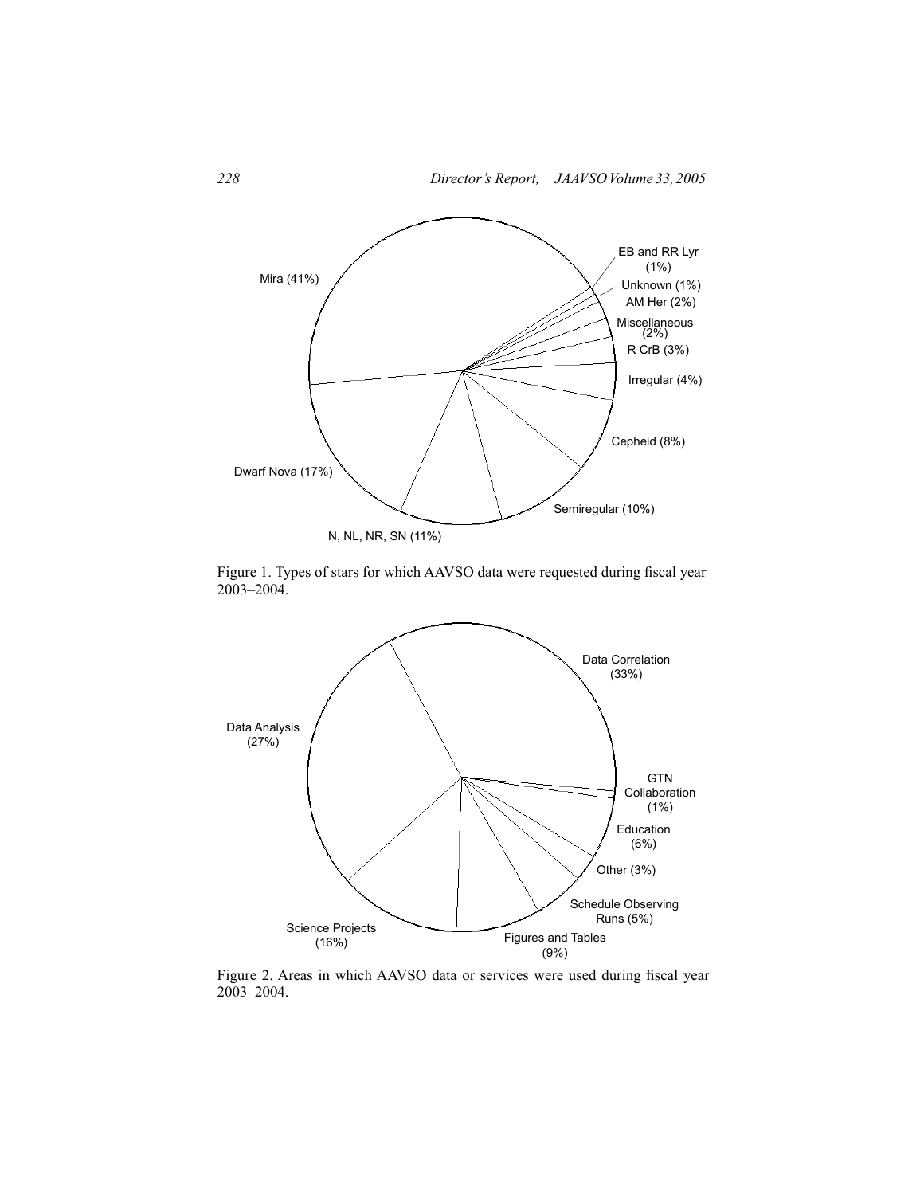Mira (41%)

EB and RR Lyr (1%)

Unknown (1%)

AM Her (2%)

Miscellaneous (2%)

R CrB (3%)

Irregular (4%)

Cepheid (8%)

Semiregular (10%)

N, NL, NR, SN (11%)

Dwarf Nova (17%)

Figure 1. Types of stars for which AAVSO data were requested during fiscal year 2003–2004.

Data Correlation (33%)

GTN Collaboration (1%)

Education (6%)

Other (3%)

Schedule Observing Runs (5%)

Figures and Tables (9%)

Science Projects (16%)

Data Analysis (27%)

Figure 2. Areas in which AAVSO data or services were used during fiscal year 2003–2004.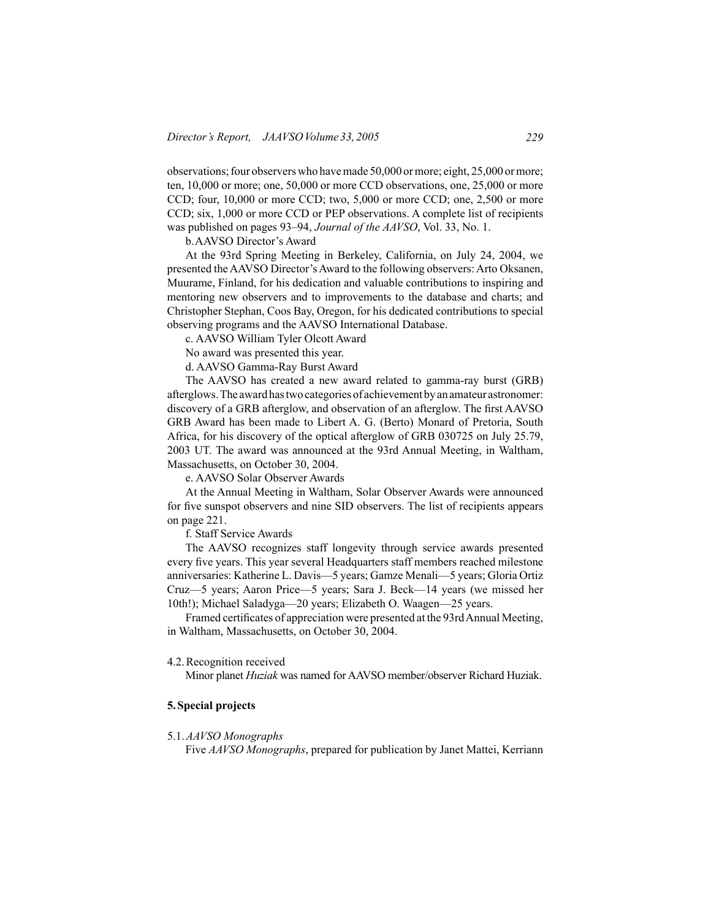observations; four observers who have made 50,000 or more; eight, 25,000 or more; ten, 10,000 or more; one, 50,000 or more CCD observations, one, 25,000 or more CCD; four, 10,000 or more CCD; two, 5,000 or more CCD; one, 2,500 or more CCD; six, 1,000 or more CCD or PEP observations. A complete list of recipients was published on pages 93–94, *Journal of the AAVSO*, Vol. 33, No. 1.

b. AAVSO Director's Award

At the 93rd Spring Meeting in Berkeley, California, on July 24, 2004, we presented the AAVSO Director's Award to the following observers: Arto Oksanen, Muurame, Finland, for his dedication and valuable contributions to inspiring and mentoring new observers and to improvements to the database and charts; and Christopher Stephan, Coos Bay, Oregon, for his dedicated contributions to special observing programs and the AAVSO International Database.

c. AAVSO William Tyler Olcott Award

No award was presented this year.

d. AAVSO Gamma-Ray Burst Award

The AAVSO has created a new award related to gamma-ray burst (GRB) afterglows. The award has two categories of achievement by an amateur astronomer: discovery of a GRB afterglow, and observation of an afterglow. The first AAVSO GRB Award has been made to Libert A. G. (Berto) Monard of Pretoria, South Africa, for his discovery of the optical afterglow of GRB 030725 on July 25.79, 2003 UT. The award was announced at the 93rd Annual Meeting, in Waltham, Massachusetts, on October 30, 2004.

e. AAVSO Solar Observer Awards

At the Annual Meeting in Waltham, Solar Observer Awards were announced for five sunspot observers and nine SID observers. The list of recipients appears on page 221.

f. Staff Service Awards

The AAVSO recognizes staff longevity through service awards presented every five years. This year several Headquarters staff members reached milestone anniversaries: Katherine L. Davis—5 years; Gamze Menali—5 years; Gloria Ortiz Cruz—5 years; Aaron Price—5 years; Sara J. Beck—14 years (we missed her 10th!); Michael Saladyga—20 years; Elizabeth O. Waagen—25 years.

Framed certificates of appreciation were presented at the 93rd Annual Meeting, in Waltham, Massachusetts, on October 30, 2004.

4.2. Recognition received

Minor planet *Huziak* was named for AAVSO member/observer Richard Huziak.

## 5. Special projects

5.1. *AAVSO Monographs*

Five *AAVSO Monographs*, prepared for publication by Janet Mattei, Kerriann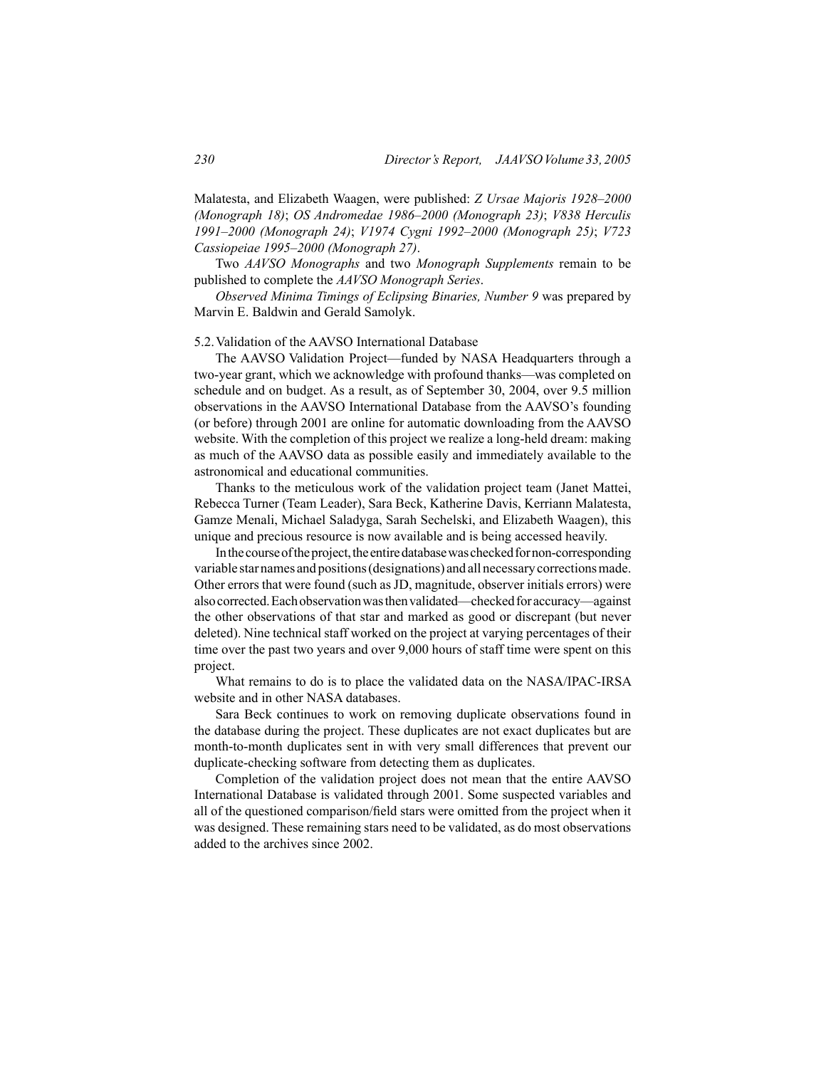Malatesta, and Elizabeth Waagen, were published: *Z Ursae Majoris 1928–2000 (Monograph 18)*; *OS Andromedae 1986–2000 (Monograph 23)*; *V838 Herculis 1991–2000 (Monograph 24)*; *V1974 Cygni 1992–2000 (Monograph 25)*; *V723 Cassiopeiae 1995–2000 (Monograph 27)*.

Two *AAVSO Monographs* and two *Monograph Supplements* remain to be published to complete the *AAVSO Monograph Series*.

*Observed Minima Timings of Eclipsing Binaries, Number 9* was prepared by Marvin E. Baldwin and Gerald Samolyk.

### 5.2. Validation of the AAVSO International Database

The AAVSO Validation Project—funded by NASA Headquarters through a two-year grant, which we acknowledge with profound thanks—was completed on schedule and on budget. As a result, as of September 30, 2004, over 9.5 million observations in the AAVSO International Database from the AAVSO's founding (or before) through 2001 are online for automatic downloading from the AAVSO website. With the completion of this project we realize a long-held dream: making as much of the AAVSO data as possible easily and immediately available to the astronomical and educational communities.

Thanks to the meticulous work of the validation project team (Janet Mattei, Rebecca Turner (Team Leader), Sara Beck, Katherine Davis, Kerriann Malatesta, Gamze Menali, Michael Saladyga, Sarah Sechelski, and Elizabeth Waagen), this unique and precious resource is now available and is being accessed heavily.

In the course of the project, the entire database was checked for non-corresponding variable star names and positions (designations) and all necessary corrections made. Other errors that were found (such as JD, magnitude, observer initials errors) were also corrected. Each observation was then validated—checked for accuracy—against the other observations of that star and marked as good or discrepant (but never deleted). Nine technical staff worked on the project at varying percentages of their time over the past two years and over 9,000 hours of staff time were spent on this project.

What remains to do is to place the validated data on the NASA/IPAC-IRSA website and in other NASA databases.

Sara Beck continues to work on removing duplicate observations found in the database during the project. These duplicates are not exact duplicates but are month-to-month duplicates sent in with very small differences that prevent our duplicate-checking software from detecting them as duplicates.

Completion of the validation project does not mean that the entire AAVSO International Database is validated through 2001. Some suspected variables and all of the questioned comparison/field stars were omitted from the project when it was designed. These remaining stars need to be validated, as do most observations added to the archives since 2002.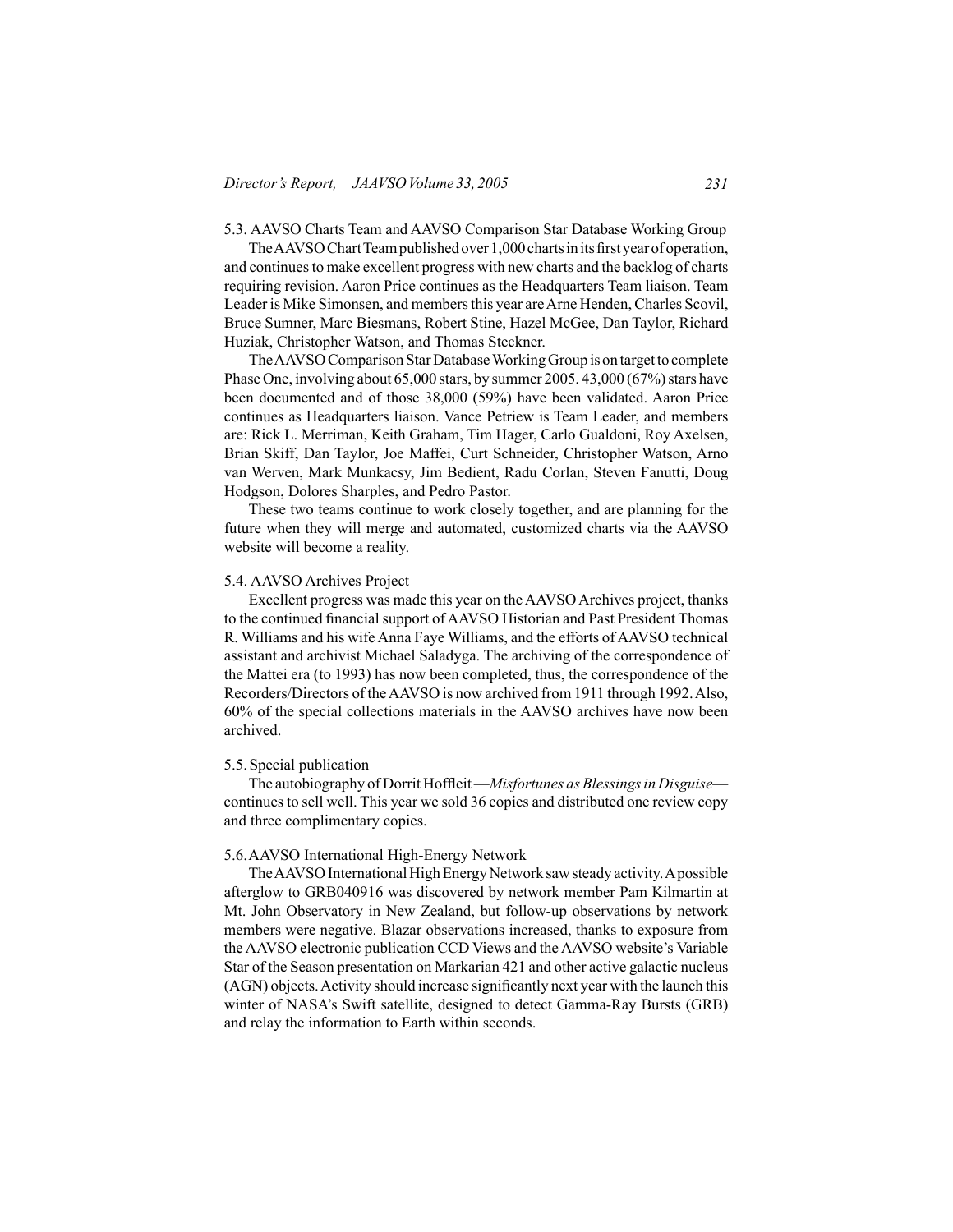### 5.3. AAVSO Charts Team and AAVSO Comparison Star Database Working Group

The AAVSO Chart Team published over 1,000 charts in its first year of operation, and continues to make excellent progress with new charts and the backlog of charts requiring revision. Aaron Price continues as the Headquarters Team liaison. Team Leader is Mike Simonsen, and members this year are Arne Henden, Charles Scovil, Bruce Sumner, Marc Biesmans, Robert Stine, Hazel McGee, Dan Taylor, Richard Huziak, Christopher Watson, and Thomas Steckner.

The AAVSO Comparison Star Database Working Group is on target to complete Phase One, involving about 65,000 stars, by summer 2005. 43,000 (67%) stars have been documented and of those 38,000 (59%) have been validated. Aaron Price continues as Headquarters liaison. Vance Petriew is Team Leader, and members are: Rick L. Merriman, Keith Graham, Tim Hager, Carlo Gualdoni, Roy Axelsen, Brian Skiff, Dan Taylor, Joe Maffei, Curt Schneider, Christopher Watson, Arno van Werven, Mark Munkacsy, Jim Bedient, Radu Corlan, Steven Fanutti, Doug Hodgson, Dolores Sharples, and Pedro Pastor.

These two teams continue to work closely together, and are planning for the future when they will merge and automated, customized charts via the AAVSO website will become a reality.

### 5.4. AAVSO Archives Project

Excellent progress was made this year on the AAVSO Archives project, thanks to the continued financial support of AAVSO Historian and Past President Thomas R. Williams and his wife Anna Faye Williams, and the efforts of AAVSO technical assistant and archivist Michael Saladyga. The archiving of the correspondence of the Mattei era (to 1993) has now been completed, thus, the correspondence of the Recorders/Directors of the AAVSO is now archived from 1911 through 1992. Also, 60% of the special collections materials in the AAVSO archives have now been archived.

### 5.5. Special publication

The autobiography of Dorrit Hoffleit —*Misfortunes as Blessings in Disguise*— continues to sell well. This year we sold 36 copies and distributed one review copy and three complimentary copies.

### 5.6. AAVSO International High-Energy Network

The AAVSO International High Energy Network saw steady activity. A possible afterglow to GRB040916 was discovered by network member Pam Kilmartin at Mt. John Observatory in New Zealand, but follow-up observations by network members were negative. Blazar observations increased, thanks to exposure from the AAVSO electronic publication CCD Views and the AAVSO website's Variable Star of the Season presentation on Markarian 421 and other active galactic nucleus (AGN) objects. Activity should increase significantly next year with the launch this winter of NASA's Swift satellite, designed to detect Gamma-Ray Bursts (GRB) and relay the information to Earth within seconds.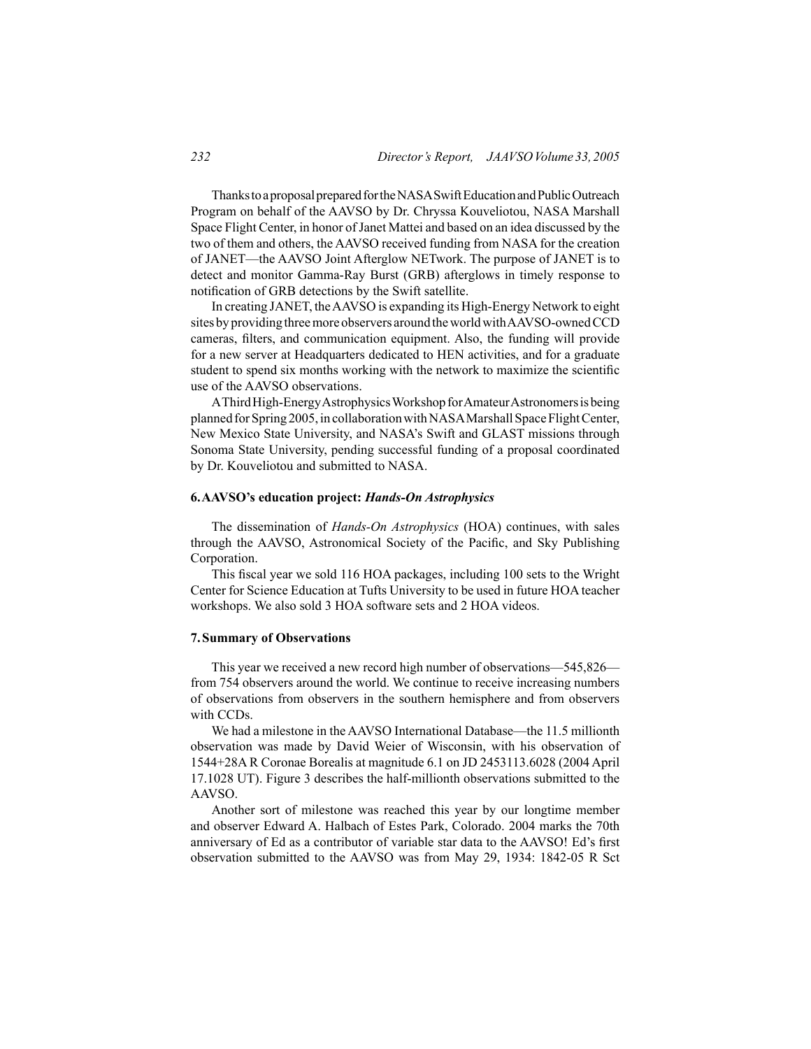Thanks to a proposal prepared for the NASA Swift Education and Public Outreach Program on behalf of the AAVSO by Dr. Chryssa Kouveliotou, NASA Marshall Space Flight Center, in honor of Janet Mattei and based on an idea discussed by the two of them and others, the AAVSO received funding from NASA for the creation of JANET—the AAVSO Joint Afterglow NETwork. The purpose of JANET is to detect and monitor Gamma-Ray Burst (GRB) afterglows in timely response to notification of GRB detections by the Swift satellite.

In creating JANET, the AAVSO is expanding its High-Energy Network to eight sites by providing three more observers around the world with AAVSO-owned CCD cameras, filters, and communication equipment. Also, the funding will provide for a new server at Headquarters dedicated to HEN activities, and for a graduate student to spend six months working with the network to maximize the scientific use of the AAVSO observations.

A Third High-Energy Astrophysics Workshop for Amateur Astronomers is being planned for Spring 2005, in collaboration with NASA Marshall Space Flight Center, New Mexico State University, and NASA's Swift and GLAST missions through Sonoma State University, pending successful funding of a proposal coordinated by Dr. Kouveliotou and submitted to NASA.

### 6. AAVSO's education project: *Hands-On Astrophysics*

The dissemination of *Hands-On Astrophysics* (HOA) continues, with sales through the AAVSO, Astronomical Society of the Pacific, and Sky Publishing Corporation.

This fiscal year we sold 116 HOA packages, including 100 sets to the Wright Center for Science Education at Tufts University to be used in future HOA teacher workshops. We also sold 3 HOA software sets and 2 HOA videos.

### 7. Summary of Observations

This year we received a new record high number of observations—545,826—from 754 observers around the world. We continue to receive increasing numbers of observations from observers in the southern hemisphere and from observers with CCDs.

We had a milestone in the AAVSO International Database—the 11.5 millionth observation was made by David Weier of Wisconsin, with his observation of 1544+28A R Coronae Borealis at magnitude 6.1 on JD 2453113.6028 (2004 April 17.1028 UT). Figure 3 describes the half-millionth observations submitted to the AAVSO.

Another sort of milestone was reached this year by our longtime member and observer Edward A. Halbach of Estes Park, Colorado. 2004 marks the 70th anniversary of Ed as a contributor of variable star data to the AAVSO! Ed's first observation submitted to the AAVSO was from May 29, 1934: 1842-05 R Sct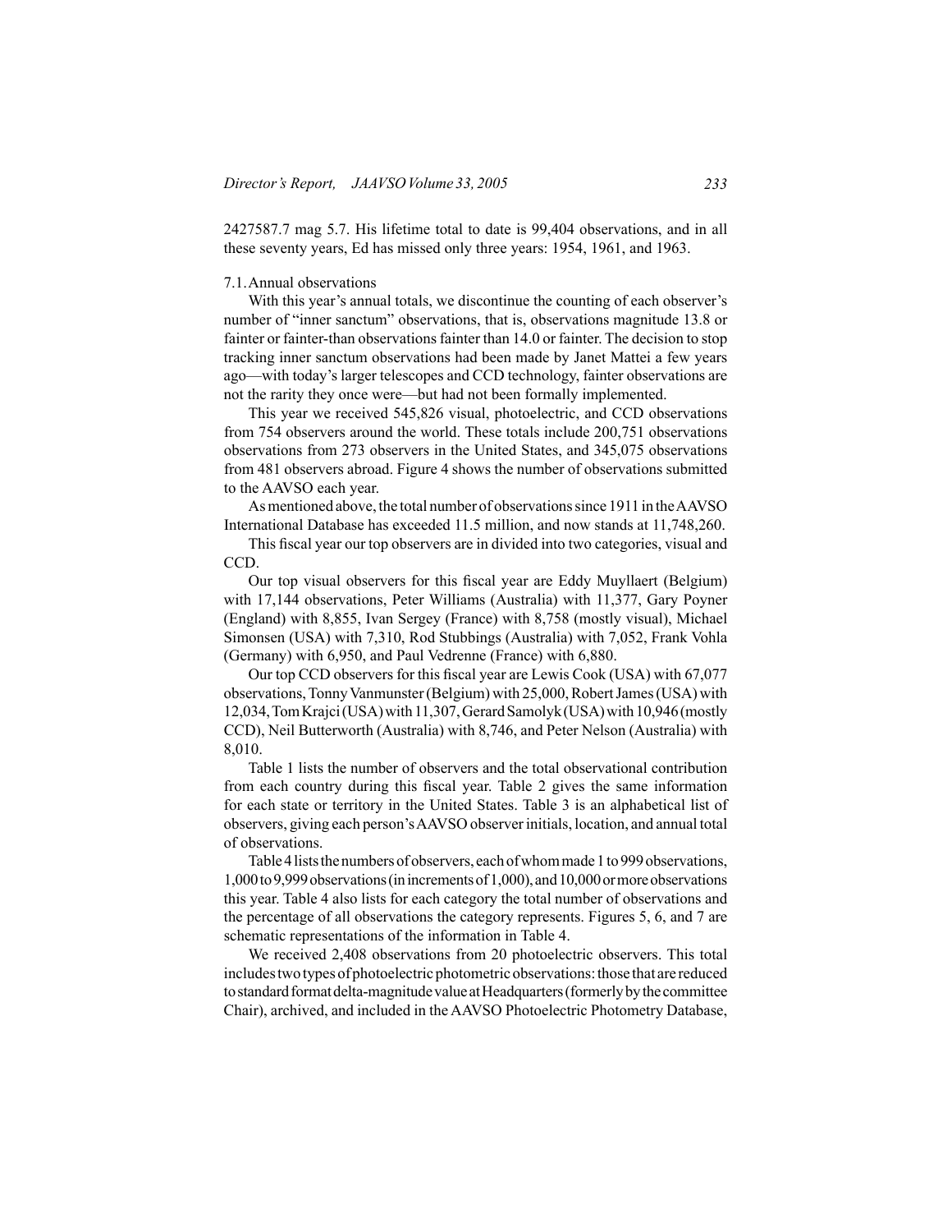2427587.7 mag 5.7. His lifetime total to date is 99,404 observations, and in all these seventy years, Ed has missed only three years: 1954, 1961, and 1963.

### 7.1. Annual observations

With this year's annual totals, we discontinue the counting of each observer's number of "inner sanctum" observations, that is, observations magnitude 13.8 or fainter or fainter-than observations fainter than 14.0 or fainter. The decision to stop tracking inner sanctum observations had been made by Janet Mattei a few years ago—with today's larger telescopes and CCD technology, fainter observations are not the rarity they once were—but had not been formally implemented.

This year we received 545,826 visual, photoelectric, and CCD observations from 754 observers around the world. These totals include 200,751 observations observations from 273 observers in the United States, and 345,075 observations from 481 observers abroad. Figure 4 shows the number of observations submitted to the AAVSO each year.

As mentioned above, the total number of observations since 1911 in the AAVSO International Database has exceeded 11.5 million, and now stands at 11,748,260.

This fiscal year our top observers are in divided into two categories, visual and CCD.

Our top visual observers for this fiscal year are Eddy Muyllaert (Belgium) with 17,144 observations, Peter Williams (Australia) with 11,377, Gary Poyner (England) with 8,855, Ivan Sergey (France) with 8,758 (mostly visual), Michael Simonsen (USA) with 7,310, Rod Stubbings (Australia) with 7,052, Frank Vohla (Germany) with 6,950, and Paul Vedrenne (France) with 6,880.

Our top CCD observers for this fiscal year are Lewis Cook (USA) with 67,077 observations, Tonny Vanmunster (Belgium) with 25,000, Robert James (USA) with 12,034, Tom Krajci (USA) with 11,307, Gerard Samolyk (USA) with 10,946 (mostly CCD), Neil Butterworth (Australia) with 8,746, and Peter Nelson (Australia) with 8,010.

Table 1 lists the number of observers and the total observational contribution from each country during this fiscal year. Table 2 gives the same information for each state or territory in the United States. Table 3 is an alphabetical list of observers, giving each person's AAVSO observer initials, location, and annual total of observations.

Table 4 lists the numbers of observers, each of whom made 1 to 999 observations, 1,000 to 9,999 observations (in increments of 1,000), and 10,000 or more observations this year. Table 4 also lists for each category the total number of observations and the percentage of all observations the category represents. Figures 5, 6, and 7 are schematic representations of the information in Table 4.

We received 2,408 observations from 20 photoelectric observers. This total includes two types of photoelectric photometric observations: those that are reduced to standard format delta-magnitude value at Headquarters (formerly by the committee Chair), archived, and included in the AAVSO Photoelectric Photometry Database,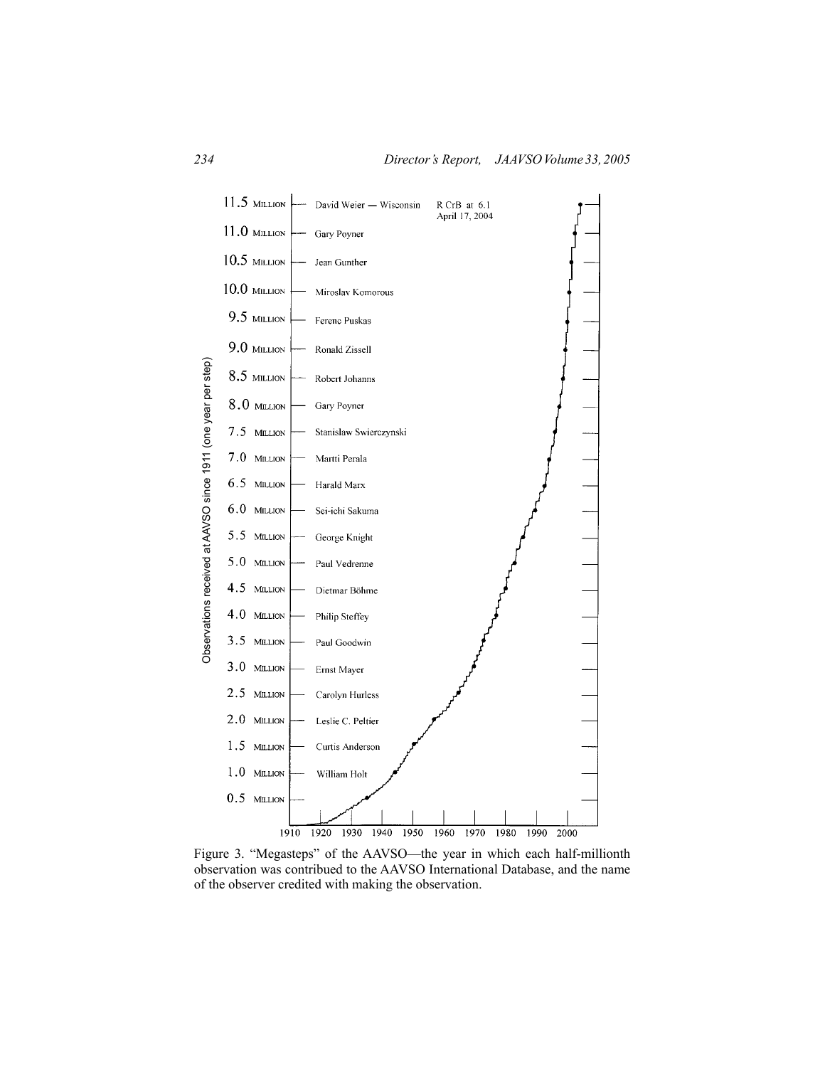| Observations received at AAVSO since 1911 (one year per step) | Observer |
|---|---|
| 11.5 MILLION | David Weier — Wisconsin (R CrB at 6.1, April 17, 2004) |
| 11.0 MILLION | Gary Poyner |
| 10.5 MILLION | Jean Gunther |
| 10.0 MILLION | Miroslav Komorous |
| 9.5 MILLION | Ferenc Puskas |
| 9.0 MILLION | Ronald Zissell |
| 8.5 MILLION | Robert Johanns |
| 8.0 MILLION | Gary Poyner |
| 7.5 MILLION | Stanislaw Swierczynski |
| 7.0 MILLION | Martti Perala |
| 6.5 MILLION | Harald Marx |
| 6.0 MILLION | Sei-ichi Sakuma |
| 5.5 MILLION | George Knight |
| 5.0 MILLION | Paul Vedrenne |
| 4.5 MILLION | Dietmar Böhme |
| 4.0 MILLION | Philip Steffey |
| 3.5 MILLION | Paul Goodwin |
| 3.0 MILLION | Ernst Mayer |
| 2.5 MILLION | Carolyn Hurless |
| 2.0 MILLION | Leslie C. Peltier |
| 1.5 MILLION | Curtis Anderson |
| 1.0 MILLION | William Holt |
| 0.5 MILLION | |

Figure 3. "Megasteps" of the AAVSO—the year in which each half-millionth observation was contribued to the AAVSO International Database, and the name of the observer credited with making the observation.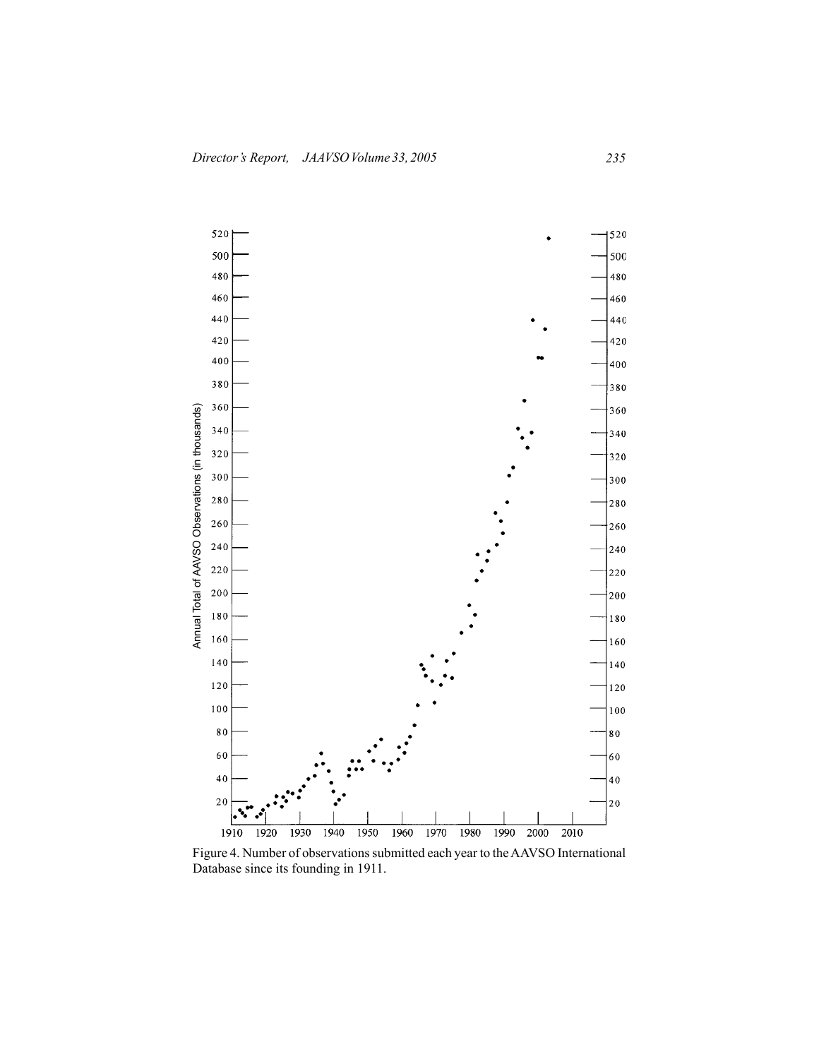Figure 4. Number of observations submitted each year to the AAVSO International Database since its founding in 1911.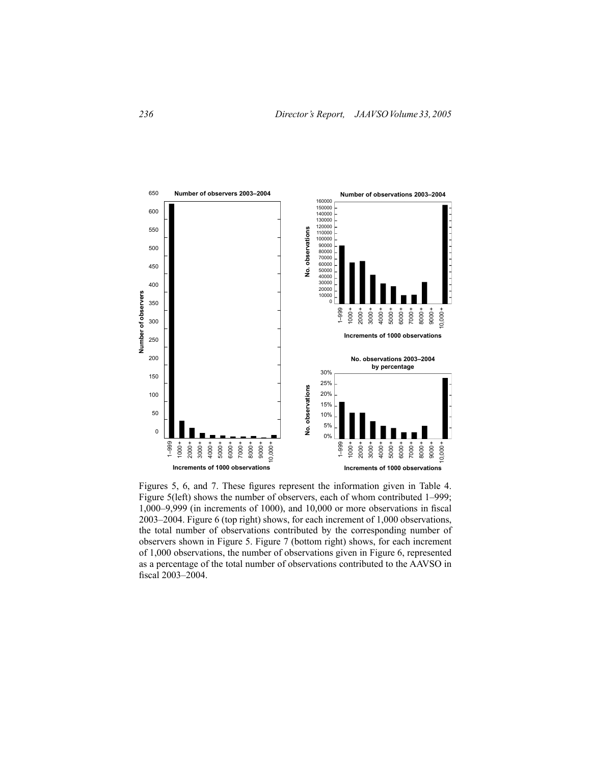Figures 5, 6, and 7. These figures represent the information given in Table 4. Figure 5(left) shows the number of observers, each of whom contributed 1–999; 1,000–9,999 (in increments of 1000), and 10,000 or more observations in fiscal 2003–2004. Figure 6 (top right) shows, for each increment of 1,000 observations, the total number of observations contributed by the corresponding number of observers shown in Figure 5. Figure 7 (bottom right) shows, for each increment of 1,000 observations, the number of observations given in Figure 6, represented as a percentage of the total number of observations contributed to the AAVSO in fiscal 2003–2004.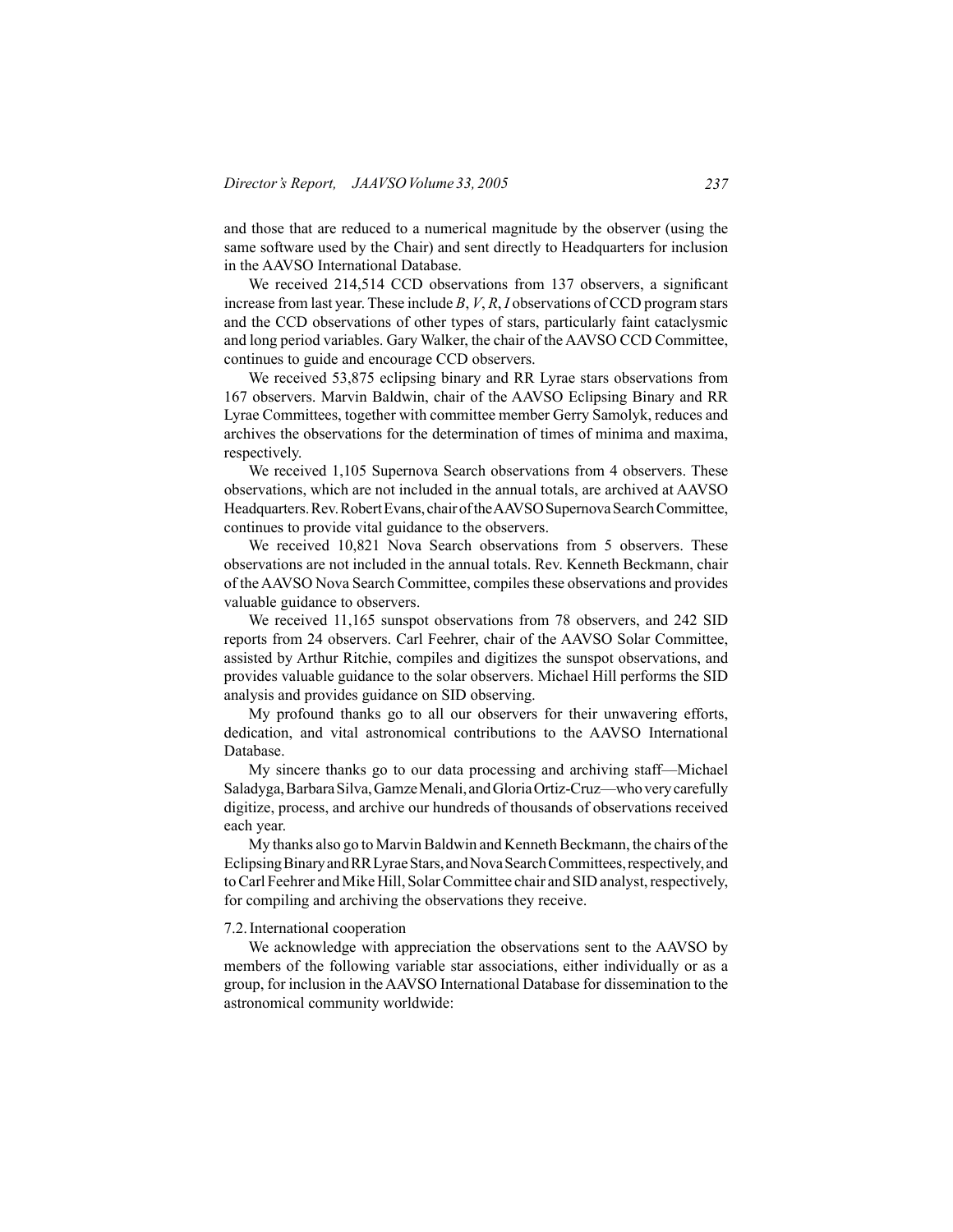and those that are reduced to a numerical magnitude by the observer (using the same software used by the Chair) and sent directly to Headquarters for inclusion in the AAVSO International Database.

We received 214,514 CCD observations from 137 observers, a significant increase from last year. These include *B*, *V*, *R*, *I* observations of CCD program stars and the CCD observations of other types of stars, particularly faint cataclysmic and long period variables. Gary Walker, the chair of the AAVSO CCD Committee, continues to guide and encourage CCD observers.

We received 53,875 eclipsing binary and RR Lyrae stars observations from 167 observers. Marvin Baldwin, chair of the AAVSO Eclipsing Binary and RR Lyrae Committees, together with committee member Gerry Samolyk, reduces and archives the observations for the determination of times of minima and maxima, respectively.

We received 1,105 Supernova Search observations from 4 observers. These observations, which are not included in the annual totals, are archived at AAVSO Headquarters. Rev. Robert Evans, chair of the AAVSO Supernova Search Committee, continues to provide vital guidance to the observers.

We received 10,821 Nova Search observations from 5 observers. These observations are not included in the annual totals. Rev. Kenneth Beckmann, chair of the AAVSO Nova Search Committee, compiles these observations and provides valuable guidance to observers.

We received 11,165 sunspot observations from 78 observers, and 242 SID reports from 24 observers. Carl Feehrer, chair of the AAVSO Solar Committee, assisted by Arthur Ritchie, compiles and digitizes the sunspot observations, and provides valuable guidance to the solar observers. Michael Hill performs the SID analysis and provides guidance on SID observing.

My profound thanks go to all our observers for their unwavering efforts, dedication, and vital astronomical contributions to the AAVSO International Database.

My sincere thanks go to our data processing and archiving staff—Michael Saladyga, Barbara Silva, Gamze Menali, and Gloria Ortiz-Cruz—who very carefully digitize, process, and archive our hundreds of thousands of observations received each year.

My thanks also go to Marvin Baldwin and Kenneth Beckmann, the chairs of the Eclipsing Binary and RR Lyrae Stars, and Nova Search Committees, respectively, and to Carl Feehrer and Mike Hill, Solar Committee chair and SID analyst, respectively, for compiling and archiving the observations they receive.

### 7.2. International cooperation

We acknowledge with appreciation the observations sent to the AAVSO by members of the following variable star associations, either individually or as a group, for inclusion in the AAVSO International Database for dissemination to the astronomical community worldwide: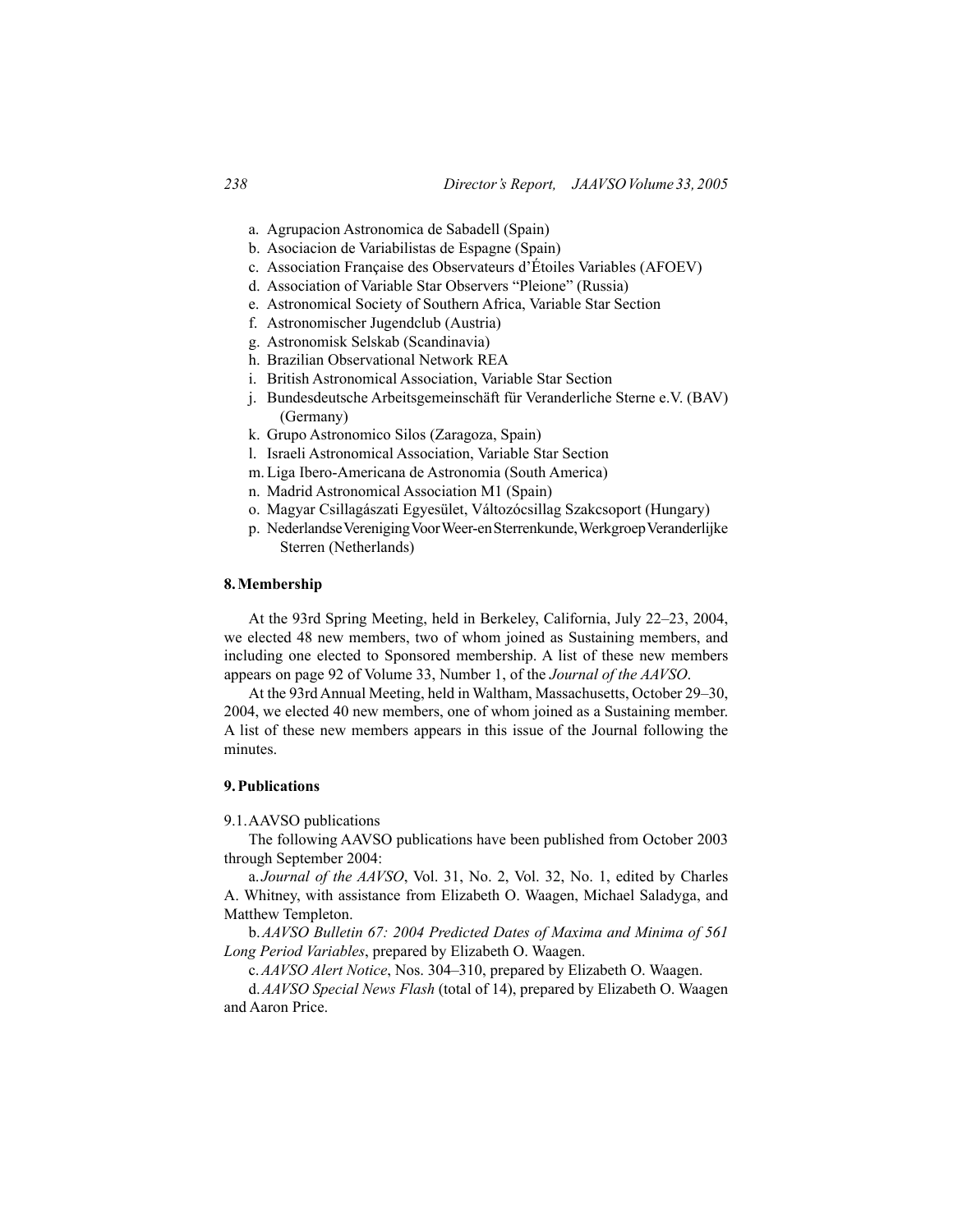a. Agrupacion Astronomica de Sabadell (Spain)
b. Asociacion de Variabilistas de Espagne (Spain)
c. Association Française des Observateurs d'Étoiles Variables (AFOEV)
d. Association of Variable Star Observers "Pleione" (Russia)
e. Astronomical Society of Southern Africa, Variable Star Section
f. Astronomischer Jugendclub (Austria)
g. Astronomisk Selskab (Scandinavia)
h. Brazilian Observational Network REA
i. British Astronomical Association, Variable Star Section
j. Bundesdeutsche Arbeitsgemeinschäft für Veranderliche Sterne e.V. (BAV) (Germany)
k. Grupo Astronomico Silos (Zaragoza, Spain)
l. Israeli Astronomical Association, Variable Star Section
m. Liga Ibero-Americana de Astronomia (South America)
n. Madrid Astronomical Association M1 (Spain)
o. Magyar Csillagászati Egyesület, Változócsillag Szakcsoport (Hungary)
p. Nederlandse Vereniging Voor Weer-en Sterrenkunde, Werkgroep Veranderlijke Sterren (Netherlands)

**8. Membership**

At the 93rd Spring Meeting, held in Berkeley, California, July 22–23, 2004, we elected 48 new members, two of whom joined as Sustaining members, and including one elected to Sponsored membership. A list of these new members appears on page 92 of Volume 33, Number 1, of the *Journal of the AAVSO*.

At the 93rd Annual Meeting, held in Waltham, Massachusetts, October 29–30, 2004, we elected 40 new members, one of whom joined as a Sustaining member. A list of these new members appears in this issue of the Journal following the minutes.

**9. Publications**

9.1. AAVSO publications

The following AAVSO publications have been published from October 2003 through September 2004:

a. *Journal of the AAVSO*, Vol. 31, No. 2, Vol. 32, No. 1, edited by Charles A. Whitney, with assistance from Elizabeth O. Waagen, Michael Saladyga, and Matthew Templeton.

b. *AAVSO Bulletin 67: 2004 Predicted Dates of Maxima and Minima of 561 Long Period Variables*, prepared by Elizabeth O. Waagen.

c. *AAVSO Alert Notice*, Nos. 304–310, prepared by Elizabeth O. Waagen.

d. *AAVSO Special News Flash* (total of 14), prepared by Elizabeth O. Waagen and Aaron Price.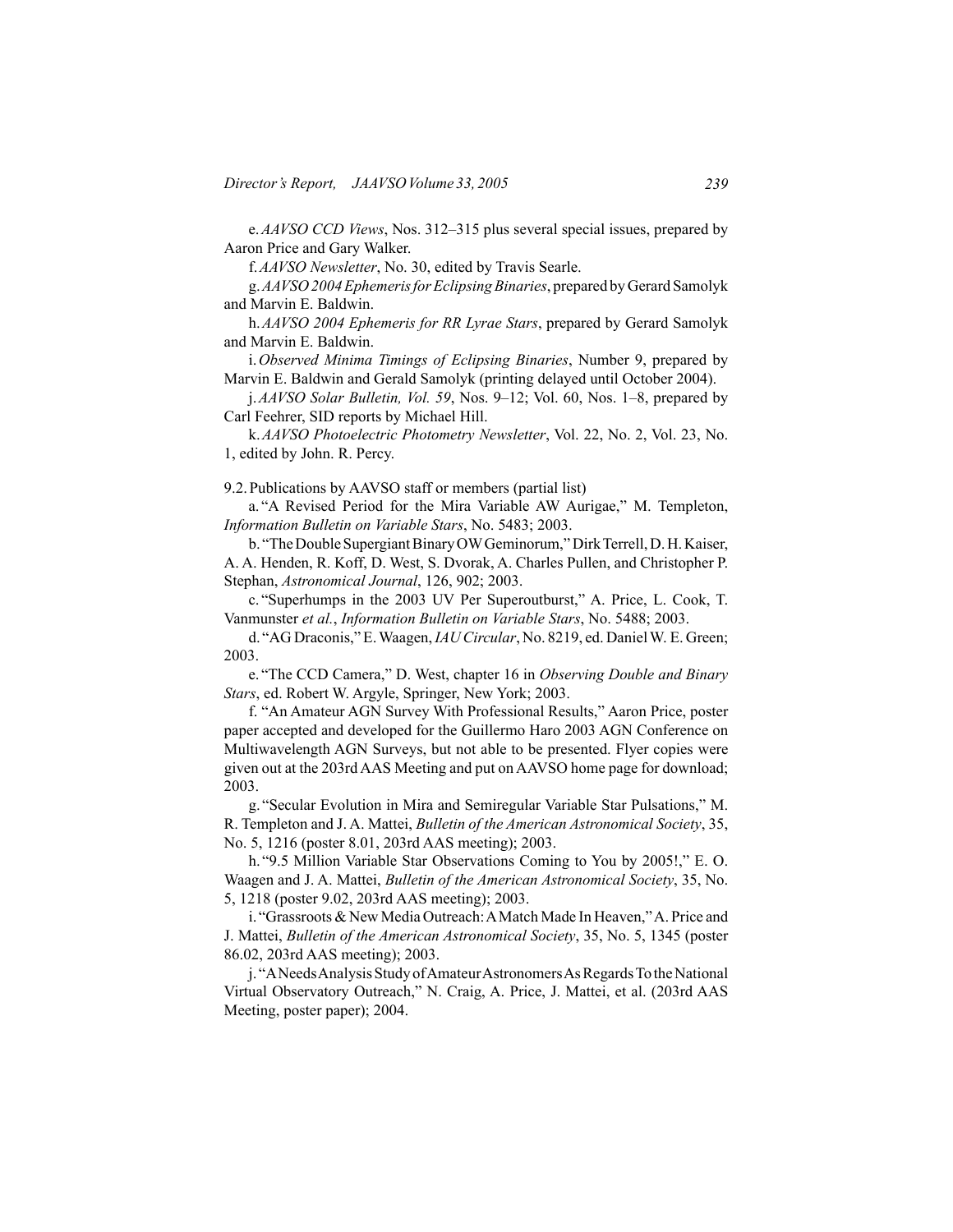e. *AAVSO CCD Views*, Nos. 312–315 plus several special issues, prepared by Aaron Price and Gary Walker.

f. *AAVSO Newsletter*, No. 30, edited by Travis Searle.

g. *AAVSO 2004 Ephemeris for Eclipsing Binaries*, prepared by Gerard Samolyk and Marvin E. Baldwin.

h. *AAVSO 2004 Ephemeris for RR Lyrae Stars*, prepared by Gerard Samolyk and Marvin E. Baldwin.

i. *Observed Minima Timings of Eclipsing Binaries*, Number 9, prepared by Marvin E. Baldwin and Gerald Samolyk (printing delayed until October 2004).

j. *AAVSO Solar Bulletin, Vol. 59*, Nos. 9–12; Vol. 60, Nos. 1–8, prepared by Carl Feehrer, SID reports by Michael Hill.

k. *AAVSO Photoelectric Photometry Newsletter*, Vol. 22, No. 2, Vol. 23, No. 1, edited by John. R. Percy.

9.2. Publications by AAVSO staff or members (partial list)

a. "A Revised Period for the Mira Variable AW Aurigae," M. Templeton, *Information Bulletin on Variable Stars*, No. 5483; 2003.

b. "The Double Supergiant Binary OW Geminorum," Dirk Terrell, D. H. Kaiser, A. A. Henden, R. Koff, D. West, S. Dvorak, A. Charles Pullen, and Christopher P. Stephan, *Astronomical Journal*, 126, 902; 2003.

c. "Superhumps in the 2003 UV Per Superoutburst," A. Price, L. Cook, T. Vanmunster *et al.*, *Information Bulletin on Variable Stars*, No. 5488; 2003.

d. "AG Draconis," E. Waagen, *IAU Circular*, No. 8219, ed. Daniel W. E. Green; 2003.

e. "The CCD Camera," D. West, chapter 16 in *Observing Double and Binary Stars*, ed. Robert W. Argyle, Springer, New York; 2003.

f. "An Amateur AGN Survey With Professional Results," Aaron Price, poster paper accepted and developed for the Guillermo Haro 2003 AGN Conference on Multiwavelength AGN Surveys, but not able to be presented. Flyer copies were given out at the 203rd AAS Meeting and put on AAVSO home page for download; 2003.

g. "Secular Evolution in Mira and Semiregular Variable Star Pulsations," M. R. Templeton and J. A. Mattei, *Bulletin of the American Astronomical Society*, 35, No. 5, 1216 (poster 8.01, 203rd AAS meeting); 2003.

h. "9.5 Million Variable Star Observations Coming to You by 2005!," E. O. Waagen and J. A. Mattei, *Bulletin of the American Astronomical Society*, 35, No. 5, 1218 (poster 9.02, 203rd AAS meeting); 2003.

i. "Grassroots & New Media Outreach: A Match Made In Heaven," A. Price and J. Mattei, *Bulletin of the American Astronomical Society*, 35, No. 5, 1345 (poster 86.02, 203rd AAS meeting); 2003.

j. "A Needs Analysis Study of Amateur Astronomers As Regards To the National Virtual Observatory Outreach," N. Craig, A. Price, J. Mattei, et al. (203rd AAS Meeting, poster paper); 2004.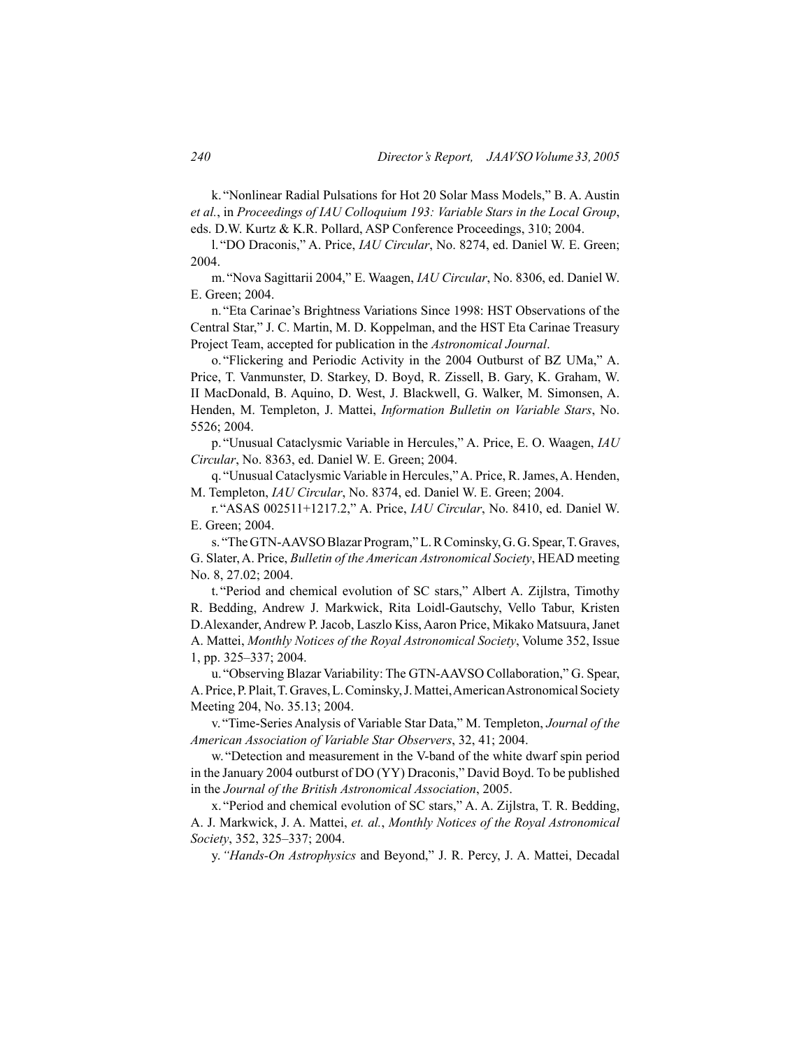k. “Nonlinear Radial Pulsations for Hot 20 Solar Mass Models,” B. A. Austin *et al.*, in *Proceedings of IAU Colloquium 193: Variable Stars in the Local Group*, eds. D.W. Kurtz & K.R. Pollard, ASP Conference Proceedings, 310; 2004.

l. “DO Draconis,” A. Price, *IAU Circular*, No. 8274, ed. Daniel W. E. Green; 2004.

m. “Nova Sagittarii 2004,” E. Waagen, *IAU Circular*, No. 8306, ed. Daniel W. E. Green; 2004.

n. “Eta Carinae’s Brightness Variations Since 1998: HST Observations of the Central Star,” J. C. Martin, M. D. Koppelman, and the HST Eta Carinae Treasury Project Team, accepted for publication in the *Astronomical Journal*.

o. “Flickering and Periodic Activity in the 2004 Outburst of BZ UMa,” A. Price, T. Vanmunster, D. Starkey, D. Boyd, R. Zissell, B. Gary, K. Graham, W. II MacDonald, B. Aquino, D. West, J. Blackwell, G. Walker, M. Simonsen, A. Henden, M. Templeton, J. Mattei, *Information Bulletin on Variable Stars*, No. 5526; 2004.

p. “Unusual Cataclysmic Variable in Hercules,” A. Price, E. O. Waagen, *IAU Circular*, No. 8363, ed. Daniel W. E. Green; 2004.

q. “Unusual Cataclysmic Variable in Hercules,” A. Price, R. James, A. Henden, M. Templeton, *IAU Circular*, No. 8374, ed. Daniel W. E. Green; 2004.

r. “ASAS 002511+1217.2,” A. Price, *IAU Circular*, No. 8410, ed. Daniel W. E. Green; 2004.

s. “The GTN-AAVSO Blazar Program,” L. R Cominsky, G. G. Spear, T. Graves, G. Slater, A. Price, *Bulletin of the American Astronomical Society*, HEAD meeting No. 8, 27.02; 2004.

t. “Period and chemical evolution of SC stars,” Albert A. Zijlstra, Timothy R. Bedding, Andrew J. Markwick, Rita Loidl-Gautschy, Vello Tabur, Kristen D.Alexander, Andrew P. Jacob, Laszlo Kiss, Aaron Price, Mikako Matsuura, Janet A. Mattei, *Monthly Notices of the Royal Astronomical Society*, Volume 352, Issue 1, pp. 325–337; 2004.

u. “Observing Blazar Variability: The GTN-AAVSO Collaboration,” G. Spear, A. Price, P. Plait, T. Graves, L. Cominsky, J. Mattei, American Astronomical Society Meeting 204, No. 35.13; 2004.

v. “Time-Series Analysis of Variable Star Data,” M. Templeton, *Journal of the American Association of Variable Star Observers*, 32, 41; 2004.

w. “Detection and measurement in the V-band of the white dwarf spin period in the January 2004 outburst of DO (YY) Draconis,” David Boyd. To be published in the *Journal of the British Astronomical Association*, 2005.

x. “Period and chemical evolution of SC stars,” A. A. Zijlstra, T. R. Bedding, A. J. Markwick, J. A. Mattei, *et. al.*, *Monthly Notices of the Royal Astronomical Society*, 352, 325–337; 2004.

y. *“Hands-On Astrophysics* and Beyond,” J. R. Percy, J. A. Mattei, Decadal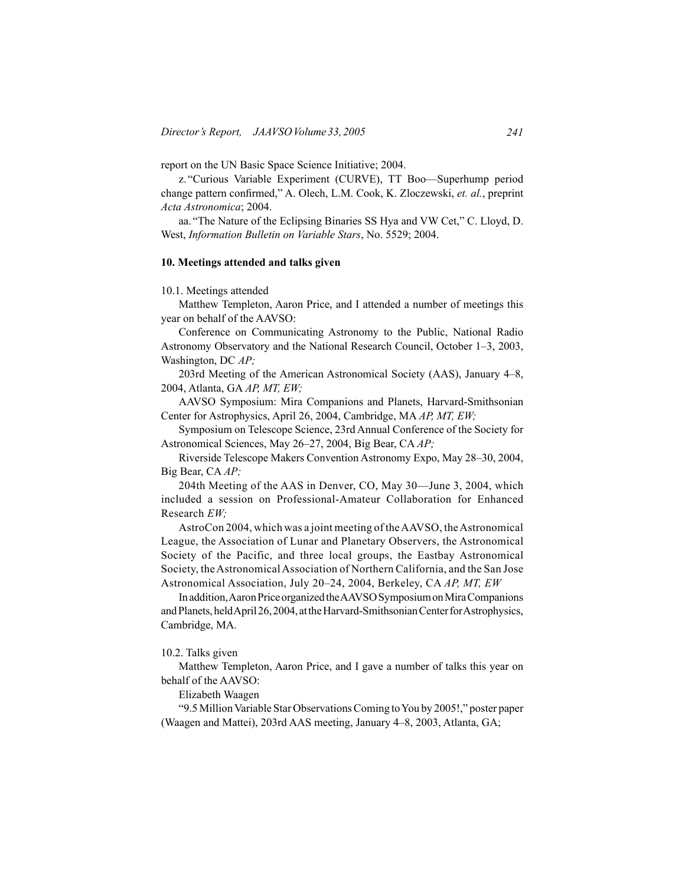report on the UN Basic Space Science Initiative; 2004.

z. "Curious Variable Experiment (CURVE), TT Boo—Superhump period change pattern confirmed," A. Olech, L.M. Cook, K. Zloczewski, *et. al.*, preprint *Acta Astronomica*; 2004.

aa. "The Nature of the Eclipsing Binaries SS Hya and VW Cet," C. Lloyd, D. West, *Information Bulletin on Variable Stars*, No. 5529; 2004.

**10. Meetings attended and talks given**

10.1. Meetings attended

Matthew Templeton, Aaron Price, and I attended a number of meetings this year on behalf of the AAVSO:

Conference on Communicating Astronomy to the Public, National Radio Astronomy Observatory and the National Research Council, October 1–3, 2003, Washington, DC *AP;*

203rd Meeting of the American Astronomical Society (AAS), January 4–8, 2004, Atlanta, GA *AP, MT, EW;*

AAVSO Symposium: Mira Companions and Planets, Harvard-Smithsonian Center for Astrophysics, April 26, 2004, Cambridge, MA *AP, MT, EW;*

Symposium on Telescope Science, 23rd Annual Conference of the Society for Astronomical Sciences, May 26–27, 2004, Big Bear, CA *AP;*

Riverside Telescope Makers Convention Astronomy Expo, May 28–30, 2004, Big Bear, CA *AP;*

204th Meeting of the AAS in Denver, CO, May 30—June 3, 2004, which included a session on Professional-Amateur Collaboration for Enhanced Research *EW;*

AstroCon 2004, which was a joint meeting of the AAVSO, the Astronomical League, the Association of Lunar and Planetary Observers, the Astronomical Society of the Pacific, and three local groups, the Eastbay Astronomical Society, the Astronomical Association of Northern California, and the San Jose Astronomical Association, July 20–24, 2004, Berkeley, CA *AP, MT, EW*

In addition, Aaron Price organized the AAVSO Symposium on Mira Companions and Planets, held April 26, 2004, at the Harvard-Smithsonian Center for Astrophysics, Cambridge, MA.

10.2. Talks given

Matthew Templeton, Aaron Price, and I gave a number of talks this year on behalf of the AAVSO:

Elizabeth Waagen

"9.5 Million Variable Star Observations Coming to You by 2005!," poster paper (Waagen and Mattei), 203rd AAS meeting, January 4–8, 2003, Atlanta, GA;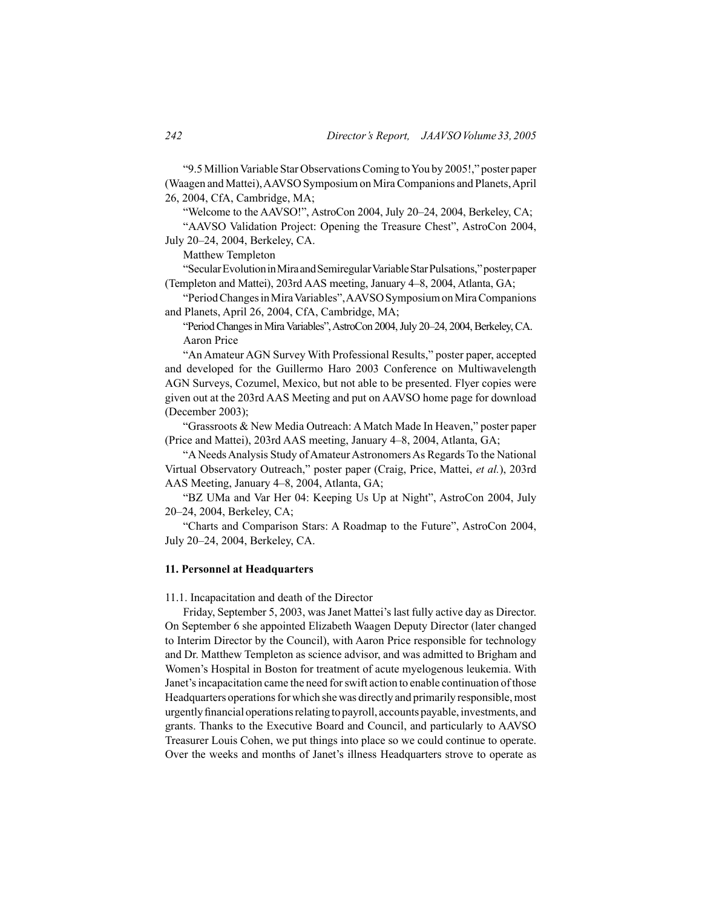"9.5 Million Variable Star Observations Coming to You by 2005!," poster paper (Waagen and Mattei), AAVSO Symposium on Mira Companions and Planets, April 26, 2004, CfA, Cambridge, MA;

"Welcome to the AAVSO!", AstroCon 2004, July 20–24, 2004, Berkeley, CA;

"AAVSO Validation Project: Opening the Treasure Chest", AstroCon 2004, July 20–24, 2004, Berkeley, CA.

Matthew Templeton

"Secular Evolution in Mira and Semiregular Variable Star Pulsations," poster paper (Templeton and Mattei), 203rd AAS meeting, January 4–8, 2004, Atlanta, GA;

"Period Changes in Mira Variables", AAVSO Symposium on Mira Companions and Planets, April 26, 2004, CfA, Cambridge, MA;

"Period Changes in Mira Variables", AstroCon 2004, July 20–24, 2004, Berkeley, CA.

Aaron Price

"An Amateur AGN Survey With Professional Results," poster paper, accepted and developed for the Guillermo Haro 2003 Conference on Multiwavelength AGN Surveys, Cozumel, Mexico, but not able to be presented. Flyer copies were given out at the 203rd AAS Meeting and put on AAVSO home page for download (December 2003);

"Grassroots & New Media Outreach: A Match Made In Heaven," poster paper (Price and Mattei), 203rd AAS meeting, January 4–8, 2004, Atlanta, GA;

"A Needs Analysis Study of Amateur Astronomers As Regards To the National Virtual Observatory Outreach," poster paper (Craig, Price, Mattei, *et al.*), 203rd AAS Meeting, January 4–8, 2004, Atlanta, GA;

"BZ UMa and Var Her 04: Keeping Us Up at Night", AstroCon 2004, July 20–24, 2004, Berkeley, CA;

"Charts and Comparison Stars: A Roadmap to the Future", AstroCon 2004, July 20–24, 2004, Berkeley, CA.

## 11. Personnel at Headquarters

### 11.1. Incapacitation and death of the Director

Friday, September 5, 2003, was Janet Mattei's last fully active day as Director. On September 6 she appointed Elizabeth Waagen Deputy Director (later changed to Interim Director by the Council), with Aaron Price responsible for technology and Dr. Matthew Templeton as science advisor, and was admitted to Brigham and Women's Hospital in Boston for treatment of acute myelogenous leukemia. With Janet's incapacitation came the need for swift action to enable continuation of those Headquarters operations for which she was directly and primarily responsible, most urgently financial operations relating to payroll, accounts payable, investments, and grants. Thanks to the Executive Board and Council, and particularly to AAVSO Treasurer Louis Cohen, we put things into place so we could continue to operate. Over the weeks and months of Janet's illness Headquarters strove to operate as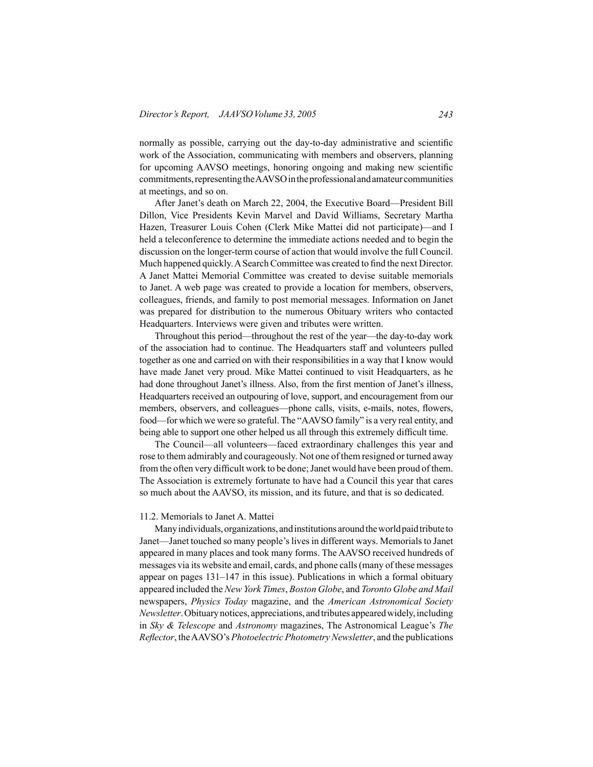normally as possible, carrying out the day-to-day administrative and scientific work of the Association, communicating with members and observers, planning for upcoming AAVSO meetings, honoring ongoing and making new scientific commitments, representing the AAVSO in the professional and amateur communities at meetings, and so on.

After Janet's death on March 22, 2004, the Executive Board—President Bill Dillon, Vice Presidents Kevin Marvel and David Williams, Secretary Martha Hazen, Treasurer Louis Cohen (Clerk Mike Mattei did not participate)—and I held a teleconference to determine the immediate actions needed and to begin the discussion on the longer-term course of action that would involve the full Council. Much happened quickly. A Search Committee was created to find the next Director. A Janet Mattei Memorial Committee was created to devise suitable memorials to Janet. A web page was created to provide a location for members, observers, colleagues, friends, and family to post memorial messages. Information on Janet was prepared for distribution to the numerous Obituary writers who contacted Headquarters. Interviews were given and tributes were written.

Throughout this period—throughout the rest of the year—the day-to-day work of the association had to continue. The Headquarters staff and volunteers pulled together as one and carried on with their responsibilities in a way that I know would have made Janet very proud. Mike Mattei continued to visit Headquarters, as he had done throughout Janet's illness. Also, from the first mention of Janet's illness, Headquarters received an outpouring of love, support, and encouragement from our members, observers, and colleagues—phone calls, visits, e-mails, notes, flowers, food—for which we were so grateful. The "AAVSO family" is a very real entity, and being able to support one other helped us all through this extremely difficult time.

The Council—all volunteers—faced extraordinary challenges this year and rose to them admirably and courageously. Not one of them resigned or turned away from the often very difficult work to be done; Janet would have been proud of them. The Association is extremely fortunate to have had a Council this year that cares so much about the AAVSO, its mission, and its future, and that is so dedicated.

### 11.2. Memorials to Janet A. Mattei

Many individuals, organizations, and institutions around the world paid tribute to Janet—Janet touched so many people's lives in different ways. Memorials to Janet appeared in many places and took many forms. The AAVSO received hundreds of messages via its website and email, cards, and phone calls (many of these messages appear on pages 131–147 in this issue). Publications in which a formal obituary appeared included the *New York Times*, *Boston Globe*, and *Toronto Globe and Mail* newspapers, *Physics Today* magazine, and the *American Astronomical Society Newsletter*. Obituary notices, appreciations, and tributes appeared widely, including in *Sky & Telescope* and *Astronomy* magazines, The Astronomical League's *The Reflector*, the AAVSO's *Photoelectric Photometry Newsletter*, and the publications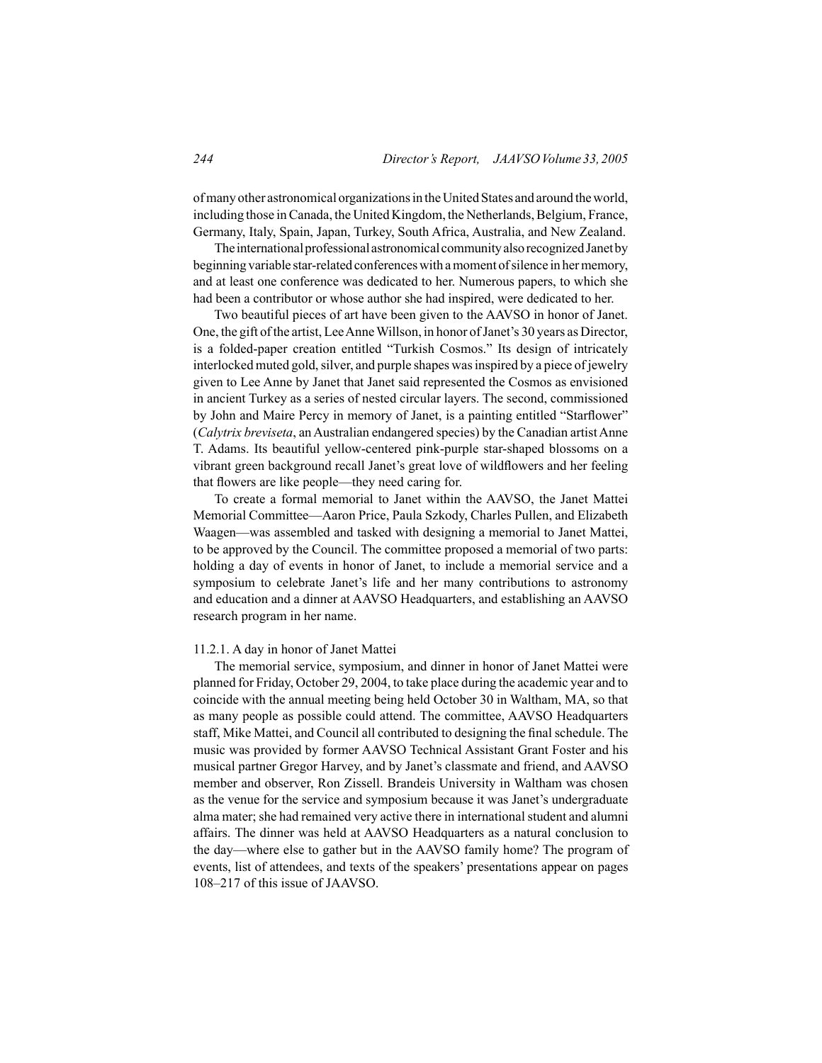of many other astronomical organizations in the United States and around the world, including those in Canada, the United Kingdom, the Netherlands, Belgium, France, Germany, Italy, Spain, Japan, Turkey, South Africa, Australia, and New Zealand.

The international professional astronomical community also recognized Janet by beginning variable star-related conferences with a moment of silence in her memory, and at least one conference was dedicated to her. Numerous papers, to which she had been a contributor or whose author she had inspired, were dedicated to her.

Two beautiful pieces of art have been given to the AAVSO in honor of Janet. One, the gift of the artist, Lee Anne Willson, in honor of Janet's 30 years as Director, is a folded-paper creation entitled "Turkish Cosmos." Its design of intricately interlocked muted gold, silver, and purple shapes was inspired by a piece of jewelry given to Lee Anne by Janet that Janet said represented the Cosmos as envisioned in ancient Turkey as a series of nested circular layers. The second, commissioned by John and Maire Percy in memory of Janet, is a painting entitled "Starflower" (*Calytrix breviseta*, an Australian endangered species) by the Canadian artist Anne T. Adams. Its beautiful yellow-centered pink-purple star-shaped blossoms on a vibrant green background recall Janet's great love of wildflowers and her feeling that flowers are like people—they need caring for.

To create a formal memorial to Janet within the AAVSO, the Janet Mattei Memorial Committee—Aaron Price, Paula Szkody, Charles Pullen, and Elizabeth Waagen—was assembled and tasked with designing a memorial to Janet Mattei, to be approved by the Council. The committee proposed a memorial of two parts: holding a day of events in honor of Janet, to include a memorial service and a symposium to celebrate Janet's life and her many contributions to astronomy and education and a dinner at AAVSO Headquarters, and establishing an AAVSO research program in her name.

11.2.1. A day in honor of Janet Mattei

The memorial service, symposium, and dinner in honor of Janet Mattei were planned for Friday, October 29, 2004, to take place during the academic year and to coincide with the annual meeting being held October 30 in Waltham, MA, so that as many people as possible could attend. The committee, AAVSO Headquarters staff, Mike Mattei, and Council all contributed to designing the final schedule. The music was provided by former AAVSO Technical Assistant Grant Foster and his musical partner Gregor Harvey, and by Janet's classmate and friend, and AAVSO member and observer, Ron Zissell. Brandeis University in Waltham was chosen as the venue for the service and symposium because it was Janet's undergraduate alma mater; she had remained very active there in international student and alumni affairs. The dinner was held at AAVSO Headquarters as a natural conclusion to the day—where else to gather but in the AAVSO family home? The program of events, list of attendees, and texts of the speakers' presentations appear on pages 108–217 of this issue of JAAVSO.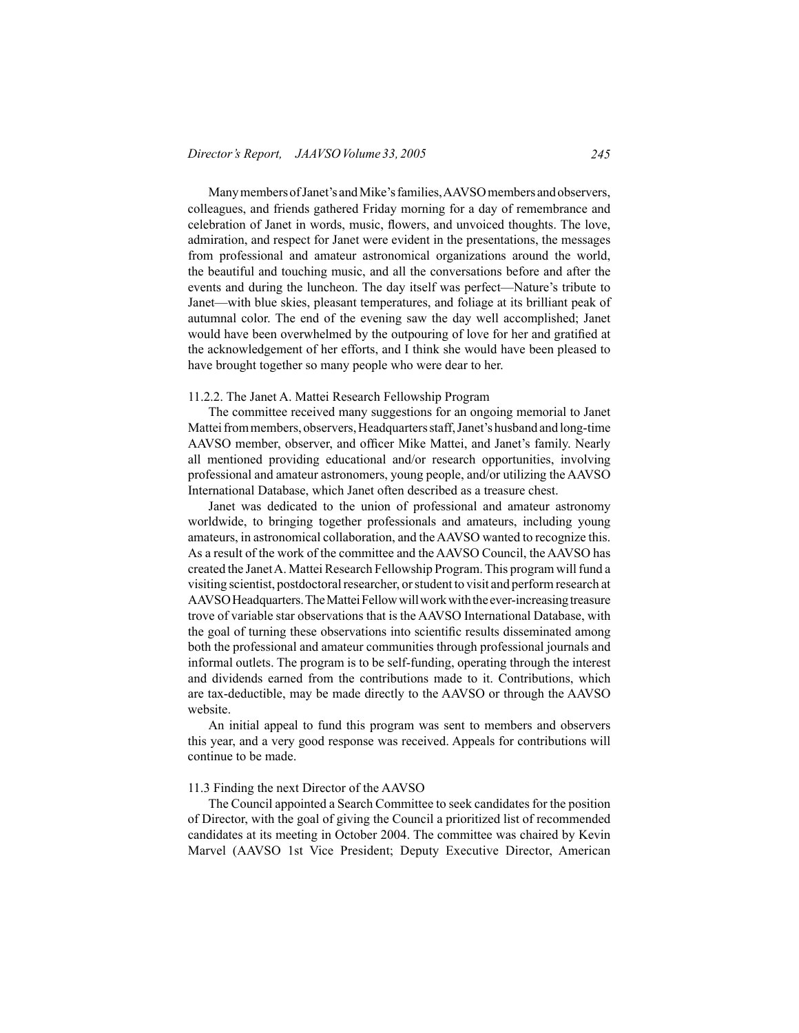Many members of Janet's and Mike's families, AAVSO members and observers, colleagues, and friends gathered Friday morning for a day of remembrance and celebration of Janet in words, music, flowers, and unvoiced thoughts. The love, admiration, and respect for Janet were evident in the presentations, the messages from professional and amateur astronomical organizations around the world, the beautiful and touching music, and all the conversations before and after the events and during the luncheon. The day itself was perfect—Nature's tribute to Janet—with blue skies, pleasant temperatures, and foliage at its brilliant peak of autumnal color. The end of the evening saw the day well accomplished; Janet would have been overwhelmed by the outpouring of love for her and gratified at the acknowledgement of her efforts, and I think she would have been pleased to have brought together so many people who were dear to her.

### 11.2.2. The Janet A. Mattei Research Fellowship Program

The committee received many suggestions for an ongoing memorial to Janet Mattei from members, observers, Headquarters staff, Janet's husband and long-time AAVSO member, observer, and officer Mike Mattei, and Janet's family. Nearly all mentioned providing educational and/or research opportunities, involving professional and amateur astronomers, young people, and/or utilizing the AAVSO International Database, which Janet often described as a treasure chest.

Janet was dedicated to the union of professional and amateur astronomy worldwide, to bringing together professionals and amateurs, including young amateurs, in astronomical collaboration, and the AAVSO wanted to recognize this. As a result of the work of the committee and the AAVSO Council, the AAVSO has created the Janet A. Mattei Research Fellowship Program. This program will fund a visiting scientist, postdoctoral researcher, or student to visit and perform research at AAVSO Headquarters. The Mattei Fellow will work with the ever-increasing treasure trove of variable star observations that is the AAVSO International Database, with the goal of turning these observations into scientific results disseminated among both the professional and amateur communities through professional journals and informal outlets. The program is to be self-funding, operating through the interest and dividends earned from the contributions made to it. Contributions, which are tax-deductible, may be made directly to the AAVSO or through the AAVSO website.

An initial appeal to fund this program was sent to members and observers this year, and a very good response was received. Appeals for contributions will continue to be made.

## 11.3 Finding the next Director of the AAVSO

The Council appointed a Search Committee to seek candidates for the position of Director, with the goal of giving the Council a prioritized list of recommended candidates at its meeting in October 2004. The committee was chaired by Kevin Marvel (AAVSO 1st Vice President; Deputy Executive Director, American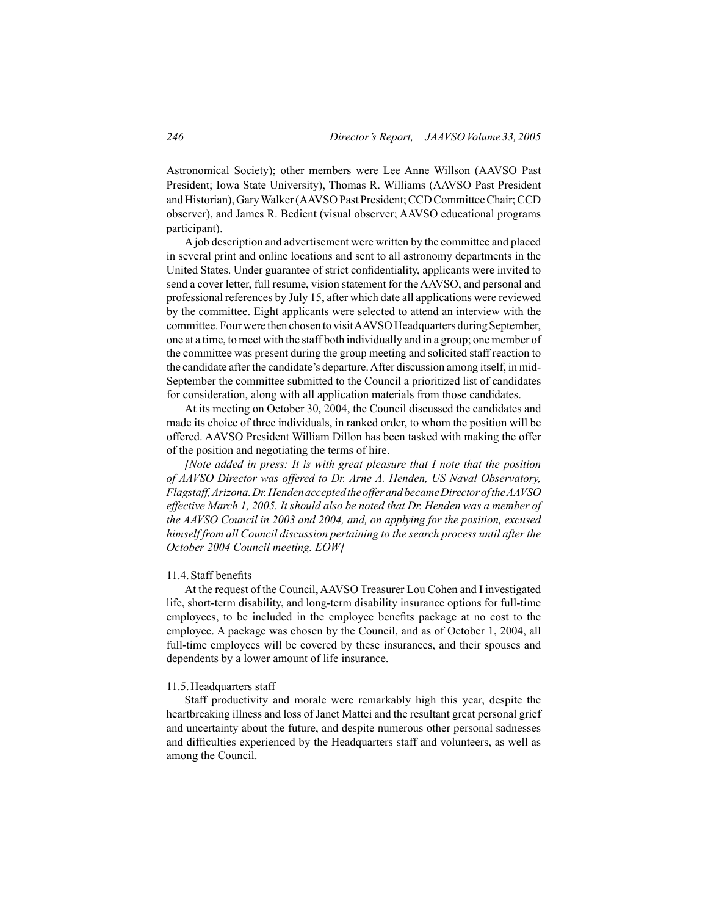Astronomical Society); other members were Lee Anne Willson (AAVSO Past President; Iowa State University), Thomas R. Williams (AAVSO Past President and Historian), Gary Walker (AAVSO Past President; CCD Committee Chair; CCD observer), and James R. Bedient (visual observer; AAVSO educational programs participant).

A job description and advertisement were written by the committee and placed in several print and online locations and sent to all astronomy departments in the United States. Under guarantee of strict confidentiality, applicants were invited to send a cover letter, full resume, vision statement for the AAVSO, and personal and professional references by July 15, after which date all applications were reviewed by the committee. Eight applicants were selected to attend an interview with the committee. Four were then chosen to visit AAVSO Headquarters during September, one at a time, to meet with the staff both individually and in a group; one member of the committee was present during the group meeting and solicited staff reaction to the candidate after the candidate's departure. After discussion among itself, in mid-September the committee submitted to the Council a prioritized list of candidates for consideration, along with all application materials from those candidates.

At its meeting on October 30, 2004, the Council discussed the candidates and made its choice of three individuals, in ranked order, to whom the position will be offered. AAVSO President William Dillon has been tasked with making the offer of the position and negotiating the terms of hire.

*[Note added in press: It is with great pleasure that I note that the position of AAVSO Director was offered to Dr. Arne A. Henden, US Naval Observatory, Flagstaff, Arizona. Dr. Henden accepted the offer and became Director of the AAVSO effective March 1, 2005. It should also be noted that Dr. Henden was a member of the AAVSO Council in 2003 and 2004, and, on applying for the position, excused himself from all Council discussion pertaining to the search process until after the October 2004 Council meeting. EOW]*

### 11.4. Staff benefits

At the request of the Council, AAVSO Treasurer Lou Cohen and I investigated life, short-term disability, and long-term disability insurance options for full-time employees, to be included in the employee benefits package at no cost to the employee. A package was chosen by the Council, and as of October 1, 2004, all full-time employees will be covered by these insurances, and their spouses and dependents by a lower amount of life insurance.

### 11.5. Headquarters staff

Staff productivity and morale were remarkably high this year, despite the heartbreaking illness and loss of Janet Mattei and the resultant great personal grief and uncertainty about the future, and despite numerous other personal sadnesses and difficulties experienced by the Headquarters staff and volunteers, as well as among the Council.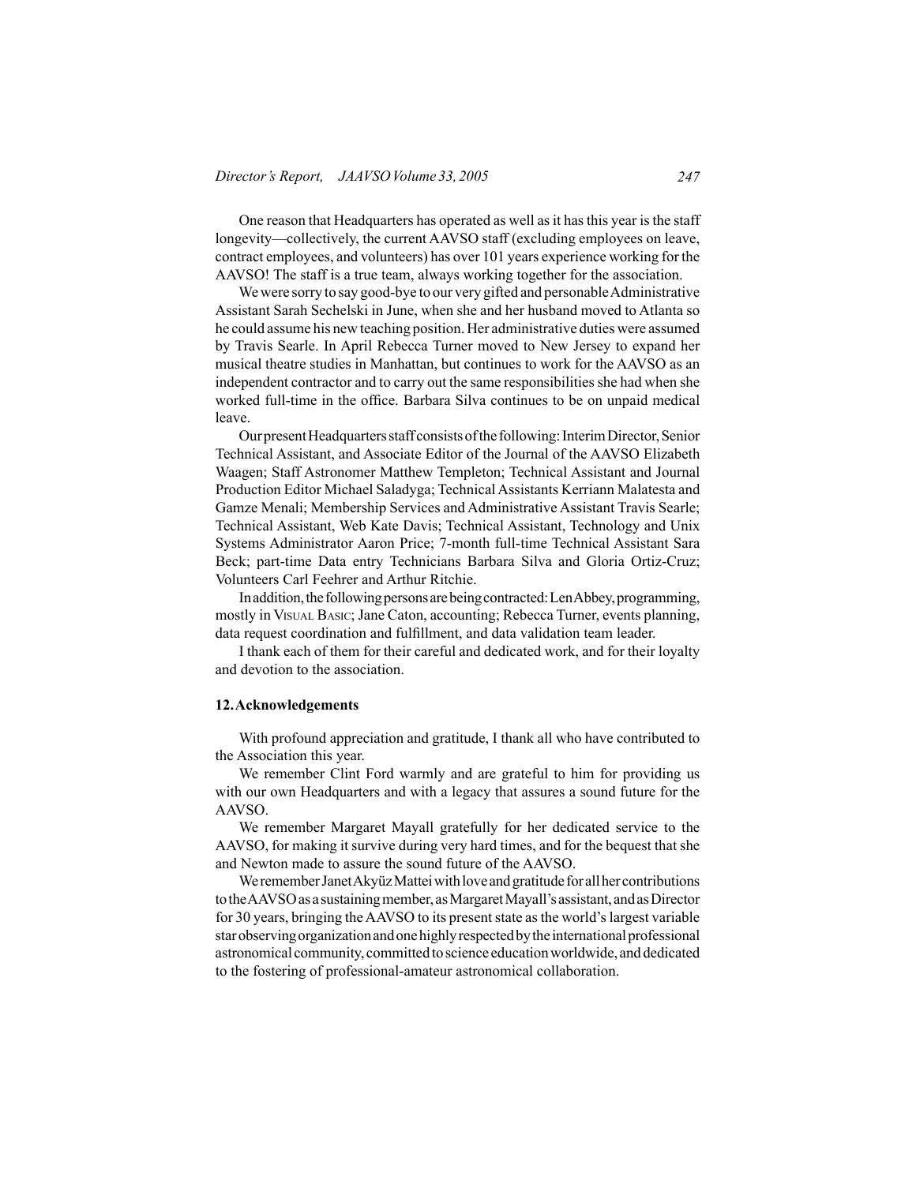One reason that Headquarters has operated as well as it has this year is the staff longevity—collectively, the current AAVSO staff (excluding employees on leave, contract employees, and volunteers) has over 101 years experience working for the AAVSO! The staff is a true team, always working together for the association.

We were sorry to say good-bye to our very gifted and personable Administrative Assistant Sarah Sechelski in June, when she and her husband moved to Atlanta so he could assume his new teaching position. Her administrative duties were assumed by Travis Searle. In April Rebecca Turner moved to New Jersey to expand her musical theatre studies in Manhattan, but continues to work for the AAVSO as an independent contractor and to carry out the same responsibilities she had when she worked full-time in the office. Barbara Silva continues to be on unpaid medical leave.

Our present Headquarters staff consists of the following: Interim Director, Senior Technical Assistant, and Associate Editor of the Journal of the AAVSO Elizabeth Waagen; Staff Astronomer Matthew Templeton; Technical Assistant and Journal Production Editor Michael Saladyga; Technical Assistants Kerriann Malatesta and Gamze Menali; Membership Services and Administrative Assistant Travis Searle; Technical Assistant, Web Kate Davis; Technical Assistant, Technology and Unix Systems Administrator Aaron Price; 7-month full-time Technical Assistant Sara Beck; part-time Data entry Technicians Barbara Silva and Gloria Ortiz-Cruz; Volunteers Carl Feehrer and Arthur Ritchie.

In addition, the following persons are being contracted: Len Abbey, programming, mostly in Visual Basic; Jane Caton, accounting; Rebecca Turner, events planning, data request coordination and fulfillment, and data validation team leader.

I thank each of them for their careful and dedicated work, and for their loyalty and devotion to the association.

## 12. Acknowledgements

With profound appreciation and gratitude, I thank all who have contributed to the Association this year.

We remember Clint Ford warmly and are grateful to him for providing us with our own Headquarters and with a legacy that assures a sound future for the AAVSO.

We remember Margaret Mayall gratefully for her dedicated service to the AAVSO, for making it survive during very hard times, and for the bequest that she and Newton made to assure the sound future of the AAVSO.

We remember Janet Akyüz Mattei with love and gratitude for all her contributions to the AAVSO as a sustaining member, as Margaret Mayall's assistant, and as Director for 30 years, bringing the AAVSO to its present state as the world's largest variable star observing organization and one highly respected by the international professional astronomical community, committed to science education worldwide, and dedicated to the fostering of professional-amateur astronomical collaboration.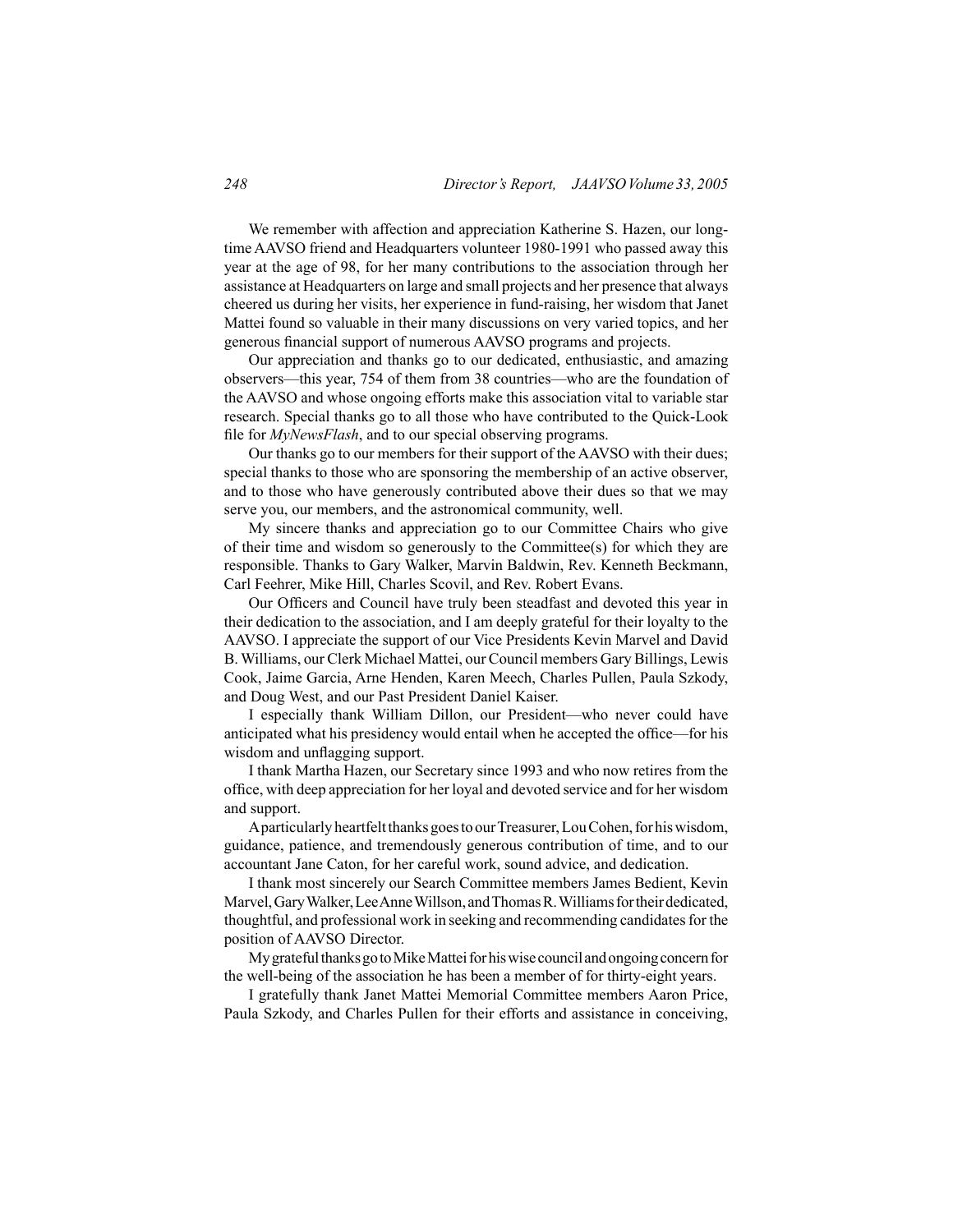We remember with affection and appreciation Katherine S. Hazen, our long-time AAVSO friend and Headquarters volunteer 1980-1991 who passed away this year at the age of 98, for her many contributions to the association through her assistance at Headquarters on large and small projects and her presence that always cheered us during her visits, her experience in fund-raising, her wisdom that Janet Mattei found so valuable in their many discussions on very varied topics, and her generous financial support of numerous AAVSO programs and projects.

Our appreciation and thanks go to our dedicated, enthusiastic, and amazing observers—this year, 754 of them from 38 countries—who are the foundation of the AAVSO and whose ongoing efforts make this association vital to variable star research. Special thanks go to all those who have contributed to the Quick-Look file for *MyNewsFlash*, and to our special observing programs.

Our thanks go to our members for their support of the AAVSO with their dues; special thanks to those who are sponsoring the membership of an active observer, and to those who have generously contributed above their dues so that we may serve you, our members, and the astronomical community, well.

My sincere thanks and appreciation go to our Committee Chairs who give of their time and wisdom so generously to the Committee(s) for which they are responsible. Thanks to Gary Walker, Marvin Baldwin, Rev. Kenneth Beckmann, Carl Feehrer, Mike Hill, Charles Scovil, and Rev. Robert Evans.

Our Officers and Council have truly been steadfast and devoted this year in their dedication to the association, and I am deeply grateful for their loyalty to the AAVSO. I appreciate the support of our Vice Presidents Kevin Marvel and David B. Williams, our Clerk Michael Mattei, our Council members Gary Billings, Lewis Cook, Jaime Garcia, Arne Henden, Karen Meech, Charles Pullen, Paula Szkody, and Doug West, and our Past President Daniel Kaiser.

I especially thank William Dillon, our President—who never could have anticipated what his presidency would entail when he accepted the office—for his wisdom and unflagging support.

I thank Martha Hazen, our Secretary since 1993 and who now retires from the office, with deep appreciation for her loyal and devoted service and for her wisdom and support.

A particularly heartfelt thanks goes to our Treasurer, Lou Cohen, for his wisdom, guidance, patience, and tremendously generous contribution of time, and to our accountant Jane Caton, for her careful work, sound advice, and dedication.

I thank most sincerely our Search Committee members James Bedient, Kevin Marvel, Gary Walker, Lee Anne Willson, and Thomas R. Williams for their dedicated, thoughtful, and professional work in seeking and recommending candidates for the position of AAVSO Director.

My grateful thanks go to Mike Mattei for his wise council and ongoing concern for the well-being of the association he has been a member of for thirty-eight years.

I gratefully thank Janet Mattei Memorial Committee members Aaron Price, Paula Szkody, and Charles Pullen for their efforts and assistance in conceiving,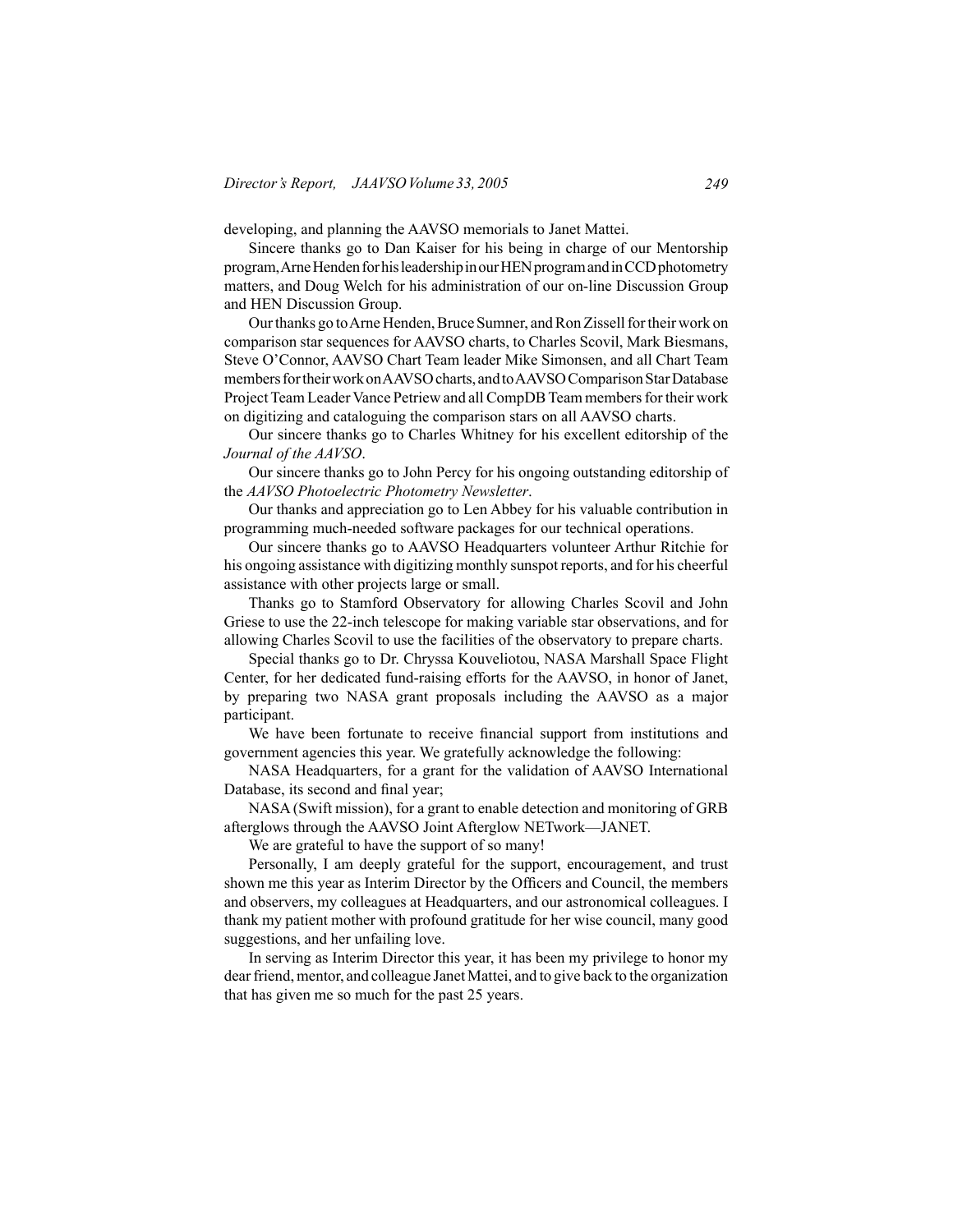developing, and planning the AAVSO memorials to Janet Mattei.

Sincere thanks go to Dan Kaiser for his being in charge of our Mentorship program, Arne Henden for his leadership in our HEN program and in CCD photometry matters, and Doug Welch for his administration of our on-line Discussion Group and HEN Discussion Group.

Our thanks go to Arne Henden, Bruce Sumner, and Ron Zissell for their work on comparison star sequences for AAVSO charts, to Charles Scovil, Mark Biesmans, Steve O'Connor, AAVSO Chart Team leader Mike Simonsen, and all Chart Team members for their work on AAVSO charts, and to AAVSO Comparison Star Database Project Team Leader Vance Petriew and all CompDB Team members for their work on digitizing and cataloguing the comparison stars on all AAVSO charts.

Our sincere thanks go to Charles Whitney for his excellent editorship of the *Journal of the AAVSO*.

Our sincere thanks go to John Percy for his ongoing outstanding editorship of the *AAVSO Photoelectric Photometry Newsletter*.

Our thanks and appreciation go to Len Abbey for his valuable contribution in programming much-needed software packages for our technical operations.

Our sincere thanks go to AAVSO Headquarters volunteer Arthur Ritchie for his ongoing assistance with digitizing monthly sunspot reports, and for his cheerful assistance with other projects large or small.

Thanks go to Stamford Observatory for allowing Charles Scovil and John Griese to use the 22-inch telescope for making variable star observations, and for allowing Charles Scovil to use the facilities of the observatory to prepare charts.

Special thanks go to Dr. Chryssa Kouveliotou, NASA Marshall Space Flight Center, for her dedicated fund-raising efforts for the AAVSO, in honor of Janet, by preparing two NASA grant proposals including the AAVSO as a major participant.

We have been fortunate to receive financial support from institutions and government agencies this year. We gratefully acknowledge the following:

NASA Headquarters, for a grant for the validation of AAVSO International Database, its second and final year;

NASA (Swift mission), for a grant to enable detection and monitoring of GRB afterglows through the AAVSO Joint Afterglow NETwork—JANET.

We are grateful to have the support of so many!

Personally, I am deeply grateful for the support, encouragement, and trust shown me this year as Interim Director by the Officers and Council, the members and observers, my colleagues at Headquarters, and our astronomical colleagues. I thank my patient mother with profound gratitude for her wise council, many good suggestions, and her unfailing love.

In serving as Interim Director this year, it has been my privilege to honor my dear friend, mentor, and colleague Janet Mattei, and to give back to the organization that has given me so much for the past 25 years.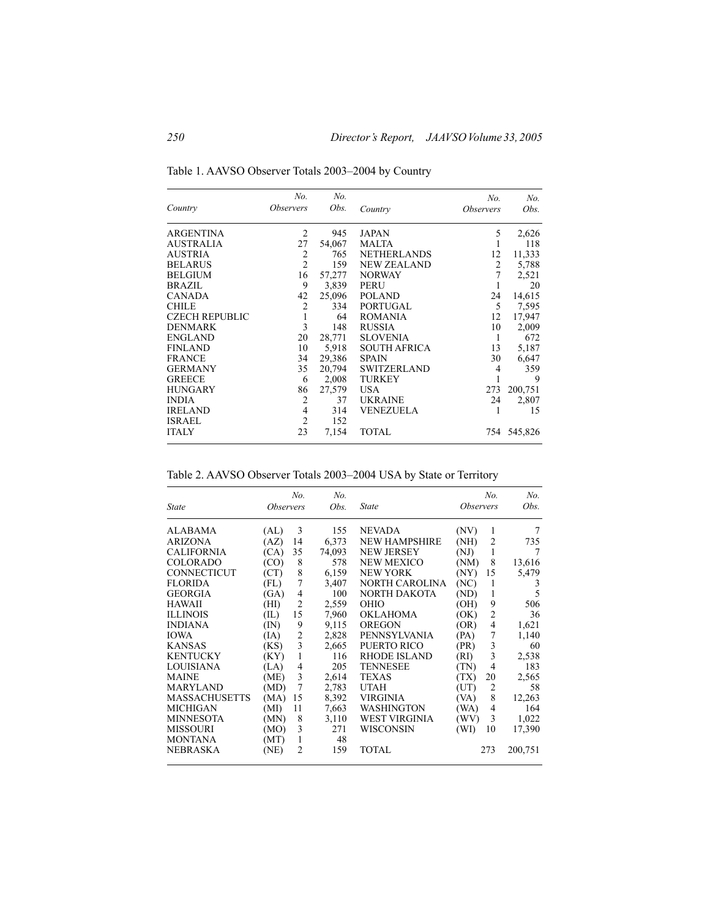Table 1. AAVSO Observer Totals 2003–2004 by Country

| *Country* | *No. Observers* | *No. Obs.* | *Country* | *No. Observers* | *No. Obs.* |
|---|---|---|---|---|---|
| ARGENTINA | 2 | 945 | JAPAN | 5 | 2,626 |
| AUSTRALIA | 27 | 54,067 | MALTA | 1 | 118 |
| AUSTRIA | 2 | 765 | NETHERLANDS | 12 | 11,333 |
| BELARUS | 2 | 159 | NEW ZEALAND | 2 | 5,788 |
| BELGIUM | 16 | 57,277 | NORWAY | 7 | 2,521 |
| BRAZIL | 9 | 3,839 | PERU | 1 | 20 |
| CANADA | 42 | 25,096 | POLAND | 24 | 14,615 |
| CHILE | 2 | 334 | PORTUGAL | 5 | 7,595 |
| CZECH REPUBLIC | 1 | 64 | ROMANIA | 12 | 17,947 |
| DENMARK | 3 | 148 | RUSSIA | 10 | 2,009 |
| ENGLAND | 20 | 28,771 | SLOVENIA | 1 | 672 |
| FINLAND | 10 | 5,918 | SOUTH AFRICA | 13 | 5,187 |
| FRANCE | 34 | 29,386 | SPAIN | 30 | 6,647 |
| GERMANY | 35 | 20,794 | SWITZERLAND | 4 | 359 |
| GREECE | 6 | 2,008 | TURKEY | 1 | 9 |
| HUNGARY | 86 | 27,579 | USA | 273 | 200,751 |
| INDIA | 2 | 37 | UKRAINE | 24 | 2,807 |
| IRELAND | 4 | 314 | VENEZUELA | 1 | 15 |
| ISRAEL | 2 | 152 | | | |
| ITALY | 23 | 7,154 | TOTAL | 754 | 545,826 |

Table 2. AAVSO Observer Totals 2003–2004 USA by State or Territory

| *State* | | *No. Observers* | *No. Obs.* | *State* | | *No. Observers* | *No. Obs.* |
|---|---|---|---|---|---|---|---|
| ALABAMA | (AL) | 3 | 155 | NEVADA | (NV) | 1 | 7 |
| ARIZONA | (AZ) | 14 | 6,373 | NEW HAMPSHIRE | (NH) | 2 | 735 |
| CALIFORNIA | (CA) | 35 | 74,093 | NEW JERSEY | (NJ) | 1 | 7 |
| COLORADO | (CO) | 8 | 578 | NEW MEXICO | (NM) | 8 | 13,616 |
| CONNECTICUT | (CT) | 8 | 6,159 | NEW YORK | (NY) | 15 | 5,479 |
| FLORIDA | (FL) | 7 | 3,407 | NORTH CAROLINA | (NC) | 1 | 3 |
| GEORGIA | (GA) | 4 | 100 | NORTH DAKOTA | (ND) | 1 | 5 |
| HAWAII | (HI) | 2 | 2,559 | OHIO | (OH) | 9 | 506 |
| ILLINOIS | (IL) | 15 | 7,960 | OKLAHOMA | (OK) | 2 | 36 |
| INDIANA | (IN) | 9 | 9,115 | OREGON | (OR) | 4 | 1,621 |
| IOWA | (IA) | 2 | 2,828 | PENNSYLVANIA | (PA) | 7 | 1,140 |
| KANSAS | (KS) | 3 | 2,665 | PUERTO RICO | (PR) | 3 | 60 |
| KENTUCKY | (KY) | 1 | 116 | RHODE ISLAND | (RI) | 3 | 2,538 |
| LOUISIANA | (LA) | 4 | 205 | TENNESEE | (TN) | 4 | 183 |
| MAINE | (ME) | 3 | 2,614 | TEXAS | (TX) | 20 | 2,565 |
| MARYLAND | (MD) | 7 | 2,783 | UTAH | (UT) | 2 | 58 |
| MASSACHUSETTS | (MA) | 15 | 8,392 | VIRGINIA | (VA) | 8 | 12,263 |
| MICHIGAN | (MI) | 11 | 7,663 | WASHINGTON | (WA) | 4 | 164 |
| MINNESOTA | (MN) | 8 | 3,110 | WEST VIRGINIA | (WV) | 3 | 1,022 |
| MISSOURI | (MO) | 3 | 271 | WISCONSIN | (WI) | 10 | 17,390 |
| MONTANA | (MT) | 1 | 48 | | | | |
| NEBRASKA | (NE) | 2 | 159 | TOTAL | | 273 | 200,751 |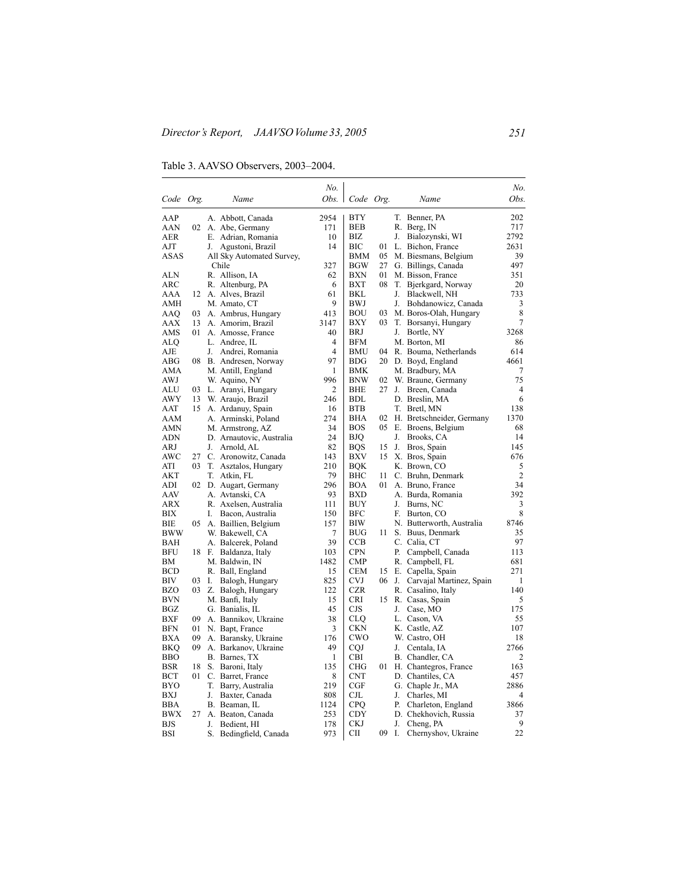Table 3. AAVSO Observers, 2003–2004.

| Code | Org. | Name | No. Obs. |
|---|---|---|---|
| AAP | | A. Abbott, Canada | 2954 |
| AAN | 02 | A. Abe, Germany | 171 |
| AER | | E. Adrian, Romania | 10 |
| AJT | | J. Agustoni, Brazil | 14 |
| ASAS | | All Sky Automated Survey, Chile | 327 |
| ALN | | R. Allison, IA | 62 |
| ARC | | R. Altenburg, PA | 6 |
| AAA | 12 | A. Alves, Brazil | 61 |
| AMH | | M. Amato, CT | 9 |
| AAQ | 03 | A. Ambrus, Hungary | 413 |
| AAX | 13 | A. Amorim, Brazil | 3147 |
| AMS | 01 | A. Amosse, France | 40 |
| ALQ | | L. Andree, IL | 4 |
| AJE | | J. Andrei, Romania | 4 |
| ABG | 08 | B. Andresen, Norway | 97 |
| AMA | | M. Antill, England | 1 |
| AWJ | | W. Aquino, NY | 996 |
| ALU | 03 | L. Aranyi, Hungary | 2 |
| AWY | 13 | W. Araujo, Brazil | 246 |
| AAT | 15 | A. Ardanuy, Spain | 16 |
| AAM | | A. Arminski, Poland | 274 |
| AMN | | M. Armstrong, AZ | 34 |
| ADN | | D. Arnautovic, Australia | 24 |
| ARJ | | J. Arnold, AL | 82 |
| AWC | 27 | C. Aronowitz, Canada | 143 |
| ATI | 03 | T. Asztalos, Hungary | 210 |
| AKT | | T. Atkin, FL | 79 |
| ADI | 02 | D. Augart, Germany | 296 |
| AAV | | A. Avtanski, CA | 93 |
| ARX | | R. Axelsen, Australia | 111 |
| BIX | | I. Bacon, Australia | 150 |
| BIE | 05 | A. Baillien, Belgium | 157 |
| BWW | | W. Bakewell, CA | 7 |
| BAH | | A. Balcerek, Poland | 39 |
| BFU | 18 | F. Baldanza, Italy | 103 |
| BM | | M. Baldwin, IN | 1482 |
| BCD | | R. Ball, England | 15 |
| BIV | 03 | I. Balogh, Hungary | 825 |
| BZO | 03 | Z. Balogh, Hungary | 122 |
| BVN | | M. Banfi, Italy | 15 |
| BGZ | | G. Banialis, IL | 45 |
| BXF | 09 | A. Bannikov, Ukraine | 38 |
| BFN | 01 | N. Bapt, France | 3 |
| BXA | 09 | A. Baransky, Ukraine | 176 |
| BKQ | 09 | A. Barkanov, Ukraine | 49 |
| BBO | | B. Barnes, TX | 1 |
| BSR | 18 | S. Baroni, Italy | 135 |
| BCT | 01 | C. Barret, France | 8 |
| BYO | | T. Barry, Australia | 219 |
| BXJ | | J. Baxter, Canada | 808 |
| BBA | | B. Beaman, IL | 1124 |
| BWX | 27 | A. Beaton, Canada | 253 |
| BJS | | J. Bedient, HI | 178 |
| BSI | | S. Bedingfield, Canada | 973 |
| BTY | | T. Benner, PA | 202 |
| BEB | | R. Berg, IN | 717 |
| BIZ | | J. Bialozynski, WI | 2792 |
| BIC | 01 | L. Bichon, France | 2631 |
| BMM | 05 | M. Biesmans, Belgium | 39 |
| BGW | 27 | G. Billings, Canada | 497 |
| BXN | 01 | M. Bisson, France | 351 |
| BXT | 08 | T. Bjerkgard, Norway | 20 |
| BKL | | J. Blackwell, NH | 733 |
| BWJ | | J. Bohdanowicz, Canada | 3 |
| BOU | 03 | M. Boros-Olah, Hungary | 8 |
| BXY | 03 | T. Borsanyi, Hungary | 7 |
| BRJ | | J. Bortle, NY | 3268 |
| BFM | | M. Borton, MI | 86 |
| BMU | 04 | R. Bouma, Netherlands | 614 |
| BDG | 20 | D. Boyd, England | 4661 |
| BMK | | M. Bradbury, MA | 7 |
| BNW | 02 | W. Braune, Germany | 75 |
| BHE | 27 | J. Breen, Canada | 4 |
| BDL | | D. Breslin, MA | 6 |
| BTB | | T. Bretl, MN | 138 |
| BHA | 02 | H. Bretschneider, Germany | 1370 |
| BOS | 05 | E. Broens, Belgium | 68 |
| BJQ | | J. Brooks, CA | 14 |
| BQS | 15 | J. Bros, Spain | 145 |
| BXV | 15 | X. Bros, Spain | 676 |
| BQK | | K. Brown, CO | 5 |
| BHC | 11 | C. Bruhn, Denmark | 2 |
| BOA | 01 | A. Bruno, France | 34 |
| BXD | | A. Burda, Romania | 392 |
| BUY | | J. Burns, NC | 3 |
| BFC | | F. Burton, CO | 8 |
| BIW | | N. Butterworth, Australia | 8746 |
| BUG | 11 | S. Buus, Denmark | 35 |
| CCB | | C. Calia, CT | 97 |
| CPN | | P. Campbell, Canada | 113 |
| CMP | | R. Campbell, FL | 681 |
| CEM | 15 | E. Capella, Spain | 271 |
| CVJ | 06 | J. Carvajal Martinez, Spain | 1 |
| CZR | | R. Casalino, Italy | 140 |
| CRI | 15 | R. Casas, Spain | 5 |
| CJS | | J. Case, MO | 175 |
| CLQ | | L. Cason, VA | 55 |
| CKN | | K. Castle, AZ | 107 |
| CWO | | W. Castro, OH | 18 |
| CQJ | | J. Centala, IA | 2766 |
| CBI | | B. Chandler, CA | 2 |
| CHG | 01 | H. Chantegros, France | 163 |
| CNT | | D. Chantiles, CA | 457 |
| CGF | | G. Chaple Jr., MA | 2886 |
| CJL | | J. Charles, MI | 4 |
| CPQ | | P. Charleton, England | 3866 |
| CDY | | D. Chekhovich, Russia | 37 |
| CKJ | | J. Cheng, PA | 9 |
| CII | 09 | I. Chernyshov, Ukraine | 22 |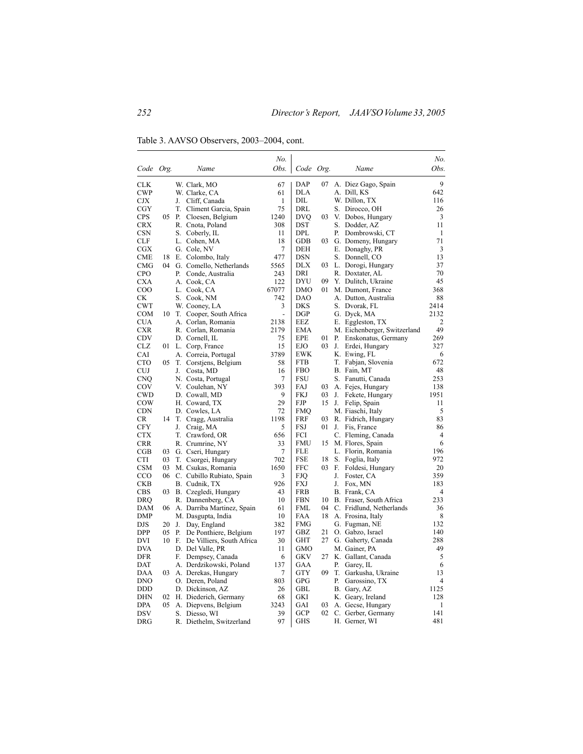Table 3. AAVSO Observers, 2003–2004, cont.

| Code | Org. | Name | No. Obs. |
|---|---|---|---|
| CLK | | W. Clark, MO | 67 |
| CWP | | W. Clarke, CA | 61 |
| CJX | | J. Cliff, Canada | 1 |
| CGY | | T. Climent Garcia, Spain | 75 |
| CPS | 05 | P. Cloesen, Belgium | 1240 |
| CRX | | R. Cnota, Poland | 308 |
| CSN | | S. Coberly, IL | 11 |
| CLF | | L. Cohen, MA | 18 |
| CGX | | G. Cole, NV | 7 |
| CME | 18 | E. Colombo, Italy | 477 |
| CMG | 04 | G. Comello, Netherlands | 5565 |
| CPO | | P. Conde, Australia | 243 |
| CXA | | A. Cook, CA | 122 |
| COO | | L. Cook, CA | 67077 |
| CK | | S. Cook, NM | 742 |
| CWT | | W. Cooney, LA | 3 |
| COM | 10 | T. Cooper, South Africa | - |
| CUA | | A. Corlan, Romania | 2138 |
| CXR | | R. Corlan, Romania | 2179 |
| CDV | | D. Cornell, IL | 75 |
| CLZ | 01 | L. Corp, France | 15 |
| CAI | | A. Correia, Portugal | 3789 |
| CTO | 05 | T. Corstjens, Belgium | 58 |
| CUJ | | J. Costa, MD | 16 |
| CNQ | | N. Costa, Portugal | 7 |
| COV | | V. Coulehan, NY | 393 |
| CWD | | D. Cowall, MD | 9 |
| COW | | H. Coward, TX | 29 |
| CDN | | D. Cowles, LA | 72 |
| CR | 14 | T. Cragg, Australia | 1198 |
| CFY | | J. Craig, MA | 5 |
| CTX | | T. Crawford, OR | 656 |
| CRR | | R. Crumrine, NY | 33 |
| CGB | 03 | G. Cseri, Hungary | 7 |
| CTI | 03 | T. Csorgei, Hungary | 702 |
| CSM | 03 | M. Csukas, Romania | 1650 |
| CCO | 06 | C. Cubillo Rubiato, Spain | 3 |
| CKB | | B. Cudnik, TX | 926 |
| CBS | 03 | B. Czegledi, Hungary | 43 |
| DRQ | | R. Dannenberg, CA | 10 |
| DAM | 06 | A. Darriba Martinez, Spain | 61 |
| DMP | | M. Dasgupta, India | 10 |
| DJS | 20 | J. Day, England | 382 |
| DPP | 05 | P. De Ponthiere, Belgium | 197 |
| DVI | 10 | F. De Villiers, South Africa | 30 |
| DVA | | D. Del Valle, PR | 11 |
| DFR | | F. Dempsey, Canada | 6 |
| DAT | | A. Derdzikowski, Poland | 137 |
| DAA | 03 | A. Derekas, Hungary | 7 |
| DNO | | O. Deren, Poland | 803 |
| DDD | | D. Dickinson, AZ | 26 |
| DHN | 02 | H. Diederich, Germany | 68 |
| DPA | 05 | A. Diepvens, Belgium | 3243 |
| DSV | | S. Diesso, WI | 39 |
| DRG | | R. Diethelm, Switzerland | 97 |
| DAP | 07 | A. Diez Gago, Spain | 9 |
| DLA | | A. Dill, KS | 642 |
| DIL | | W. Dillon, TX | 116 |
| DRL | | S. Dirocco, OH | 26 |
| DVQ | 03 | V. Dobos, Hungary | 3 |
| DST | | S. Dodder, AZ | 11 |
| DPL | | P. Dombrowski, CT | 1 |
| GDB | 03 | G. Domeny, Hungary | 71 |
| DEH | | E. Donaghy, PR | 3 |
| DSN | | S. Donnell, CO | 13 |
| DLX | 03 | L. Dorogi, Hungary | 37 |
| DRI | | R. Doxtater, AL | 70 |
| DYU | 09 | Y. Dulitch, Ukraine | 45 |
| DMO | 01 | M. Dumont, France | 368 |
| DAO | | A. Dutton, Australia | 88 |
| DKS | | S. Dvorak, FL | 2414 |
| DGP | | G. Dyck, MA | 2132 |
| EEZ | | E. Eggleston, TX | 2 |
| EMA | | M. Eichenberger, Switzerland | 49 |
| EPE | 01 | P. Enskonatus, Germany | 269 |
| EJO | 03 | J. Erdei, Hungary | 327 |
| EWK | | K. Ewing, FL | 6 |
| FTB | | T. Fabjan, Slovenia | 672 |
| FBO | | B. Fain, MT | 48 |
| FSU | | S. Fanutti, Canada | 253 |
| FAJ | 03 | A. Fejes, Hungary | 138 |
| FKJ | 03 | J. Fekete, Hungary | 1951 |
| FJP | 15 | J. Felip, Spain | 11 |
| FMQ | | M. Fiaschi, Italy | 5 |
| FRF | 03 | R. Fidrich, Hungary | 83 |
| FSJ | 01 | J. Fis, France | 86 |
| FCI | | C. Fleming, Canada | 4 |
| FMU | 15 | M. Flores, Spain | 6 |
| FLE | | L. Florin, Romania | 196 |
| FSE | 18 | S. Foglia, Italy | 972 |
| FFC | 03 | F. Foldesi, Hungary | 20 |
| FJQ | | J. Foster, CA | 359 |
| FXJ | | J. Fox, MN | 183 |
| FRB | | B. Frank, CA | 4 |
| FBN | 10 | B. Fraser, South Africa | 233 |
| FML | 04 | C. Fridlund, Netherlands | 36 |
| FAA | 18 | A. Frosina, Italy | 8 |
| FMG | | G. Fugman, NE | 132 |
| GBZ | 21 | O. Gabzo, Israel | 140 |
| GHT | 27 | G. Gaherty, Canada | 288 |
| GMO | | M. Gainer, PA | 49 |
| GKV | 27 | K. Gallant, Canada | 5 |
| GAA | | P. Garey, IL | 6 |
| GTY | 09 | T. Garkusha, Ukraine | 13 |
| GPG | | P. Garossino, TX | 4 |
| GBL | | B. Gary, AZ | 1125 |
| GKI | | K. Geary, Ireland | 128 |
| GAI | 03 | A. Gecse, Hungary | 1 |
| GCP | 02 | C. Gerber, Germany | 141 |
| GHS | | H. Gerner, WI | 481 |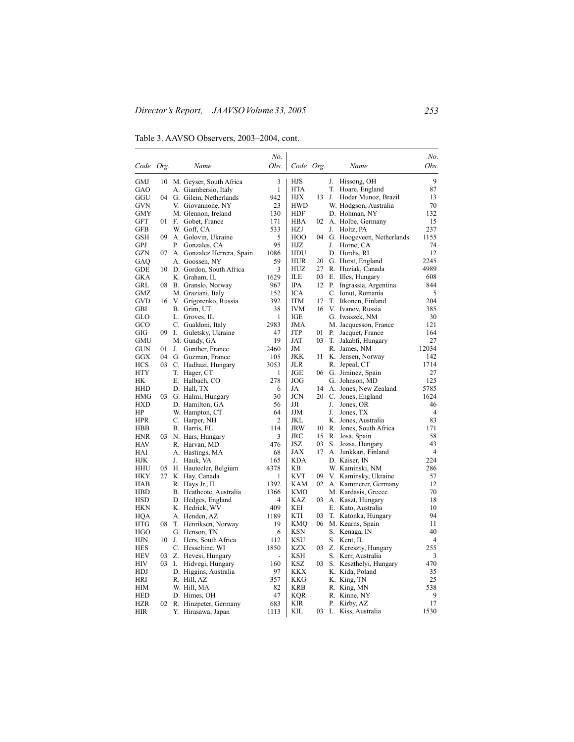Table 3. AAVSO Observers, 2003–2004, cont.

| Code | Org. | Name | No. Obs. | Code | Org. | Name | No. Obs. |
|---|---|---|---|---|---|---|---|
| GMJ | 10 | M. Geyser, South Africa | 3 | HJS | | J. Hissong, OH | 9 |
| GAO | | A. Giambersio, Italy | 1 | HTA | | T. Hoare, England | 87 |
| GGU | 04 | G. Gilein, Netherlands | 942 | HJX | 13 | J. Hodar Munoz, Brazil | 13 |
| GVN | | V. Giovannone, NY | 23 | HWD | | W. Hodgson, Australia | 70 |
| GMY | | M. Glennon, Ireland | 130 | HDF | | D. Hohman, NY | 132 |
| GFT | 01 | F. Gobet, France | 171 | HBA | 02 | A. Holbe, Germany | 15 |
| GFB | | W. Goff, CA | 533 | HZJ | | J. Holtz, PA | 237 |
| GSH | 09 | A. Golovin, Ukraine | 5 | HOO | 04 | G. Hoogeveen, Netherlands | 1155 |
| GPJ | | P. Gonzales, CA | 95 | HJZ | | J. Horne, CA | 74 |
| GZN | 07 | A. Gonzalez Herrera, Spain | 1086 | HDU | | D. Hurdis, RI | 12 |
| GAQ | | A. Goossen, NY | 59 | HUR | 20 | G. Hurst, England | 2245 |
| GDE | 10 | D. Gordon, South Africa | 3 | HUZ | 27 | R. Huziak, Canada | 4989 |
| GKA | | K. Graham, IL | 1629 | ILE | 03 | E. Illes, Hungary | 608 |
| GRL | 08 | B. Granslo, Norway | 967 | IPA | 12 | P. Ingrassia, Argentina | 844 |
| GMZ | | M. Graziani, Italy | 152 | ICA | | C. Ionut, Romania | 5 |
| GVD | 16 | V. Grigorenko, Russia | 392 | ITM | 17 | T. Itkonen, Finland | 204 |
| GBI | | B. Grim, UT | 38 | IVM | 16 | V. Ivanov, Russia | 385 |
| GLO | | L. Groves, IL | 1 | IGE | | G. Iwaszek, NM | 30 |
| GCO | | C. Gualdoni, Italy | 2983 | JMA | | M. Jacquesson, France | 121 |
| GIG | 09 | I. Guletsky, Ukraine | 47 | JTP | 01 | P. Jacquet, France | 164 |
| GMU | | M. Gundy, GA | 19 | JAT | 03 | T. Jakabfi, Hungary | 27 |
| GUN | 01 | J. Gunther, France | 2460 | JM | | R. James, NM | 12034 |
| GGX | 04 | G. Guzman, France | 105 | JKK | 11 | K. Jensen, Norway | 142 |
| HCS | 03 | C. Hadhazi, Hungary | 3053 | JLR | | R. Jepeal, CT | 1714 |
| HTY | | T. Hager, CT | 1 | JGE | 06 | G. Jiminez, Spain | 27 |
| HK | | E. Halbach, CO | 278 | JOG | | G. Johnson, MD | 125 |
| HHD | | D. Hall, TX | 6 | JA | 14 | A. Jones, New Zealand | 5785 |
| HMG | 03 | G. Halmi, Hungary | 30 | JCN | 20 | C. Jones, England | 1624 |
| HXD | | D. Hamilton, GA | 56 | JJI | | J. Jones, OR | 46 |
| HP | | W. Hampton, CT | 64 | JJM | | J. Jones, TX | 4 |
| HPR | | C. Harper, NH | 2 | JKL | | K. Jones, Australia | 83 |
| HBB | | B. Harris, FL | 114 | JRW | 10 | R. Jones, South Africa | 171 |
| HNR | 03 | N. Hars, Hungary | 3 | JRC | 15 | R. Josa, Spain | 58 |
| HAV | | R. Harvan, MD | 476 | JSZ | 03 | S. Jozsa, Hungary | 43 |
| HAI | | A. Hastings, MA | 68 | JAX | 17 | A. Junkkari, Finland | 4 |
| HJK | | J. Hauk, VA | 165 | KDA | | D. Kaiser, IN | 224 |
| HHU | 05 | H. Hautecler, Belgium | 4378 | KB | | W. Kaminski, NM | 286 |
| HKY | 27 | K. Hay, Canada | 1 | KVT | 09 | V. Kaminsky, Ukraine | 57 |
| HAB | | R. Hays Jr., IL | 1392 | KAM | 02 | A. Kammerer, Germany | 12 |
| HBD | | B. Heathcote, Australia | 1366 | KMO | | M. Kardasis, Greece | 70 |
| HSD | | D. Hedges, England | 4 | KAZ | 03 | A. Kaszt, Hungary | 18 |
| HKN | | K. Hedrick, WV | 409 | KEI | | E. Kato, Australia | 10 |
| HQA | | A. Henden, AZ | 1189 | KTI | 03 | T. Katonka, Hungary | 94 |
| HTG | 08 | T. Henriksen, Norway | 19 | KMQ | 06 | M. Kearns, Spain | 11 |
| HGO | | G. Henson, TN | 6 | KSN | | S. Kenaga, IN | 40 |
| HJN | 10 | J. Hers, South Africa | 112 | KSU | | S. Kent, IL | 4 |
| HES | | C. Hesseltine, WI | 1850 | KZX | 03 | Z. Kereszty, Hungary | 255 |
| HEV | 03 | Z. Hevesi, Hungary | - | KSH | | S. Kerr, Australia | 3 |
| HIV | 03 | I. Hidvegi, Hungary | 160 | KSZ | 03 | S. Keszthelyi, Hungary | 470 |
| HDJ | | D. Higgins, Australia | 97 | KKX | | K. Kida, Poland | 35 |
| HRI | | R. Hill, AZ | 357 | KKG | | K. King, TN | 25 |
| HIM | | W. Hill, MA | 82 | KRB | | R. King, MN | 538 |
| HED | | D. Himes, OH | 47 | KQR | | R. Kinne, NY | 9 |
| HZR | 02 | R. Hinzpeter, Germany | 683 | KIR | | P. Kirby, AZ | 17 |
| HIR | | Y. Hirasawa, Japan | 1113 | KIL | 03 | L. Kiss, Australia | 1530 |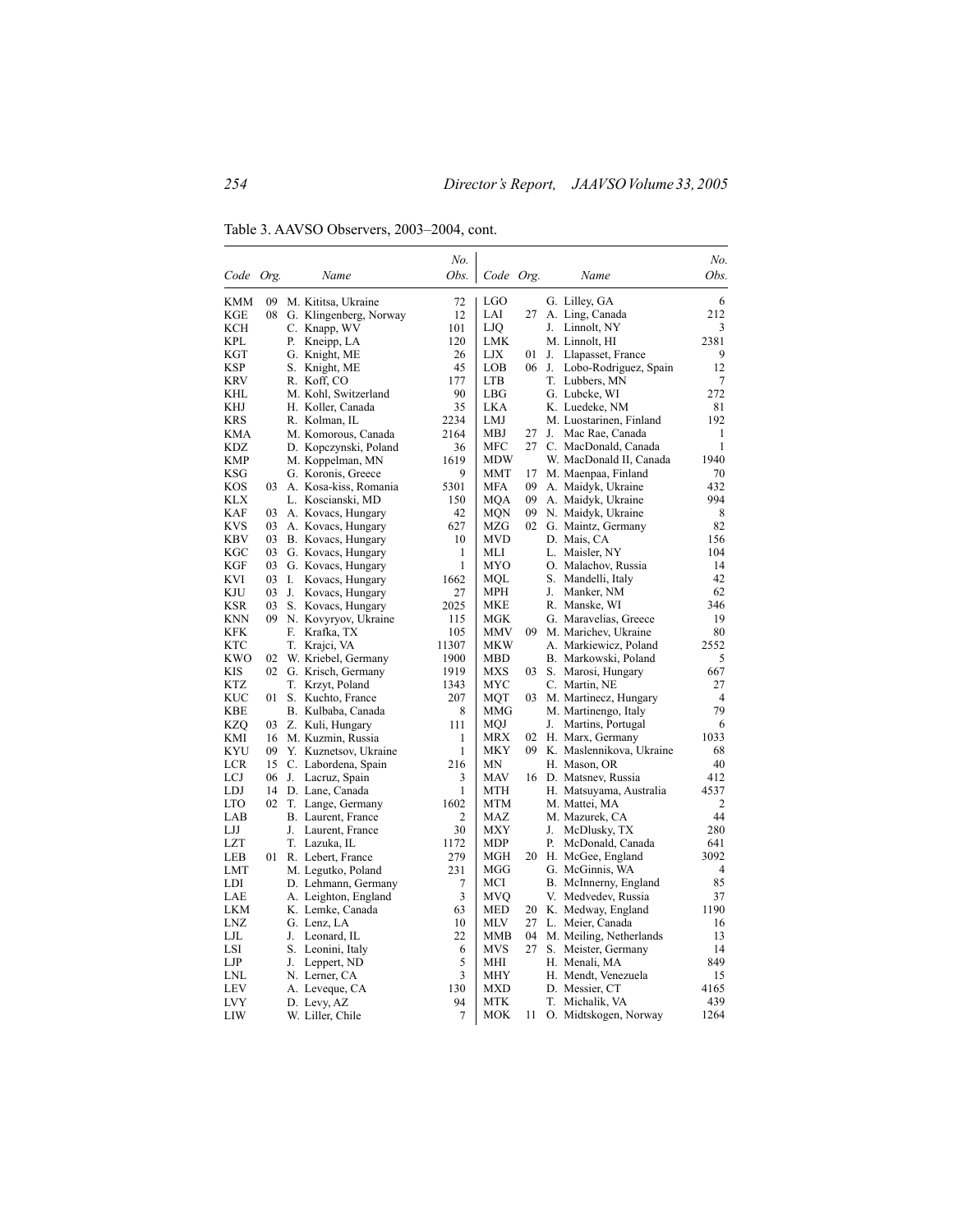Table 3. AAVSO Observers, 2003–2004, cont.

| Code | Org. | Name | No. Obs. | Code | Org. | Name | No. Obs. |
|---|---|---|---|---|---|---|---|
| KMM | 09 | M. Kititsa, Ukraine | 72 | LGO | | G. Lilley, GA | 6 |
| KGE | 08 | G. Klingenberg, Norway | 12 | LAI | 27 | A. Ling, Canada | 212 |
| KCH | | C. Knapp, WV | 101 | LJQ | | J. Linnolt, NY | 3 |
| KPL | | P. Kneipp, LA | 120 | LMK | | M. Linnolt, HI | 2381 |
| KGT | | G. Knight, ME | 26 | LJX | 01 | J. Llapasset, France | 9 |
| KSP | | S. Knight, ME | 45 | LOB | 06 | J. Lobo-Rodriguez, Spain | 12 |
| KRV | | R. Koff, CO | 177 | LTB | | T. Lubbers, MN | 7 |
| KHL | | M. Kohl, Switzerland | 90 | LBG | | G. Lubcke, WI | 272 |
| KHJ | | H. Koller, Canada | 35 | LKA | | K. Luedeke, NM | 81 |
| KRS | | R. Kolman, IL | 2234 | LMJ | | M. Luostarinen, Finland | 192 |
| KMA | | M. Komorous, Canada | 2164 | MBJ | 27 | J. Mac Rae, Canada | 1 |
| KDZ | | D. Kopczynski, Poland | 36 | MFC | 27 | C. MacDonald, Canada | 1 |
| KMP | | M. Koppelman, MN | 1619 | MDW | | W. MacDonald II, Canada | 1940 |
| KSG | | G. Koronis, Greece | 9 | MMT | 17 | M. Maenpaa, Finland | 70 |
| KOS | 03 | A. Kosa-kiss, Romania | 5301 | MFA | 09 | A. Maidyk, Ukraine | 432 |
| KLX | | L. Koscianski, MD | 150 | MQA | 09 | A. Maidyk, Ukraine | 994 |
| KAF | 03 | A. Kovacs, Hungary | 42 | MQN | 09 | N. Maidyk, Ukraine | 8 |
| KVS | 03 | A. Kovacs, Hungary | 627 | MZG | 02 | G. Maintz, Germany | 82 |
| KBV | 03 | B. Kovacs, Hungary | 10 | MVD | | D. Mais, CA | 156 |
| KGC | 03 | G. Kovacs, Hungary | 1 | MLI | | L. Maisler, NY | 104 |
| KGF | 03 | G. Kovacs, Hungary | 1 | MYO | | O. Malachov, Russia | 14 |
| KVI | 03 | I. Kovacs, Hungary | 1662 | MQL | | S. Mandelli, Italy | 42 |
| KJU | 03 | J. Kovacs, Hungary | 27 | MPH | | J. Manker, NM | 62 |
| KSR | 03 | S. Kovacs, Hungary | 2025 | MKE | | R. Manske, WI | 346 |
| KNN | 09 | N. Kovyryov, Ukraine | 115 | MGK | | G. Maravelias, Greece | 19 |
| KFK | | F. Krafka, TX | 105 | MMV | 09 | M. Marichev, Ukraine | 80 |
| KTC | | T. Krajci, VA | 11307 | MKW | | A. Markiewicz, Poland | 2552 |
| KWO | 02 | W. Kriebel, Germany | 1900 | MBD | | B. Markowski, Poland | 5 |
| KIS | 02 | G. Krisch, Germany | 1919 | MXS | 03 | S. Marosi, Hungary | 667 |
| KTZ | | T. Krzyt, Poland | 1343 | MYC | | C. Martin, NE | 27 |
| KUC | 01 | S. Kuchto, France | 207 | MQT | 03 | M. Martinecz, Hungary | 4 |
| KBE | | B. Kulbaba, Canada | 8 | MMG | | M. Martinengo, Italy | 79 |
| KZQ | 03 | Z. Kuli, Hungary | 111 | MQJ | | J. Martins, Portugal | 6 |
| KMI | 16 | M. Kuzmin, Russia | 1 | MRX | 02 | H. Marx, Germany | 1033 |
| KYU | 09 | Y. Kuznetsov, Ukraine | 1 | MKY | 09 | K. Maslennikova, Ukraine | 68 |
| LCR | 15 | C. Labordena, Spain | 216 | MN | | H. Mason, OR | 40 |
| LCJ | 06 | J. Lacruz, Spain | 3 | MAV | 16 | D. Matsnev, Russia | 412 |
| LDJ | 14 | D. Lane, Canada | 1 | MTH | | H. Matsuyama, Australia | 4537 |
| LTO | 02 | T. Lange, Germany | 1602 | MTM | | M. Mattei, MA | 2 |
| LAB | | B. Laurent, France | 2 | MAZ | | M. Mazurek, CA | 44 |
| LJJ | | J. Laurent, France | 30 | MXY | | J. McDlusky, TX | 280 |
| LZT | | T. Lazuka, IL | 1172 | MDP | | P. McDonald, Canada | 641 |
| LEB | 01 | R. Lebert, France | 279 | MGH | 20 | H. McGee, England | 3092 |
| LMT | | M. Legutko, Poland | 231 | MGG | | G. McGinnis, WA | 4 |
| LDI | | D. Lehmann, Germany | 7 | MCI | | B. McInnerny, England | 85 |
| LAE | | A. Leighton, England | 3 | MVQ | | V. Medvedev, Russia | 37 |
| LKM | | K. Lemke, Canada | 63 | MED | 20 | K. Medway, England | 1190 |
| LNZ | | G. Lenz, LA | 10 | MLV | 27 | L. Meier, Canada | 16 |
| LJL | | J. Leonard, IL | 22 | MMB | 04 | M. Meiling, Netherlands | 13 |
| LSI | | S. Leonini, Italy | 6 | MVS | 27 | S. Meister, Germany | 14 |
| LJP | | J. Leppert, ND | 5 | MHI | | H. Menali, MA | 849 |
| LNL | | N. Lerner, CA | 3 | MHY | | H. Mendt, Venezuela | 15 |
| LEV | | A. Leveque, CA | 130 | MXD | | D. Messier, CT | 4165 |
| LVY | | D. Levy, AZ | 94 | MTK | | T. Michalik, VA | 439 |
| LIW | | W. Liller, Chile | 7 | MOK | 11 | O. Midtskogen, Norway | 1264 |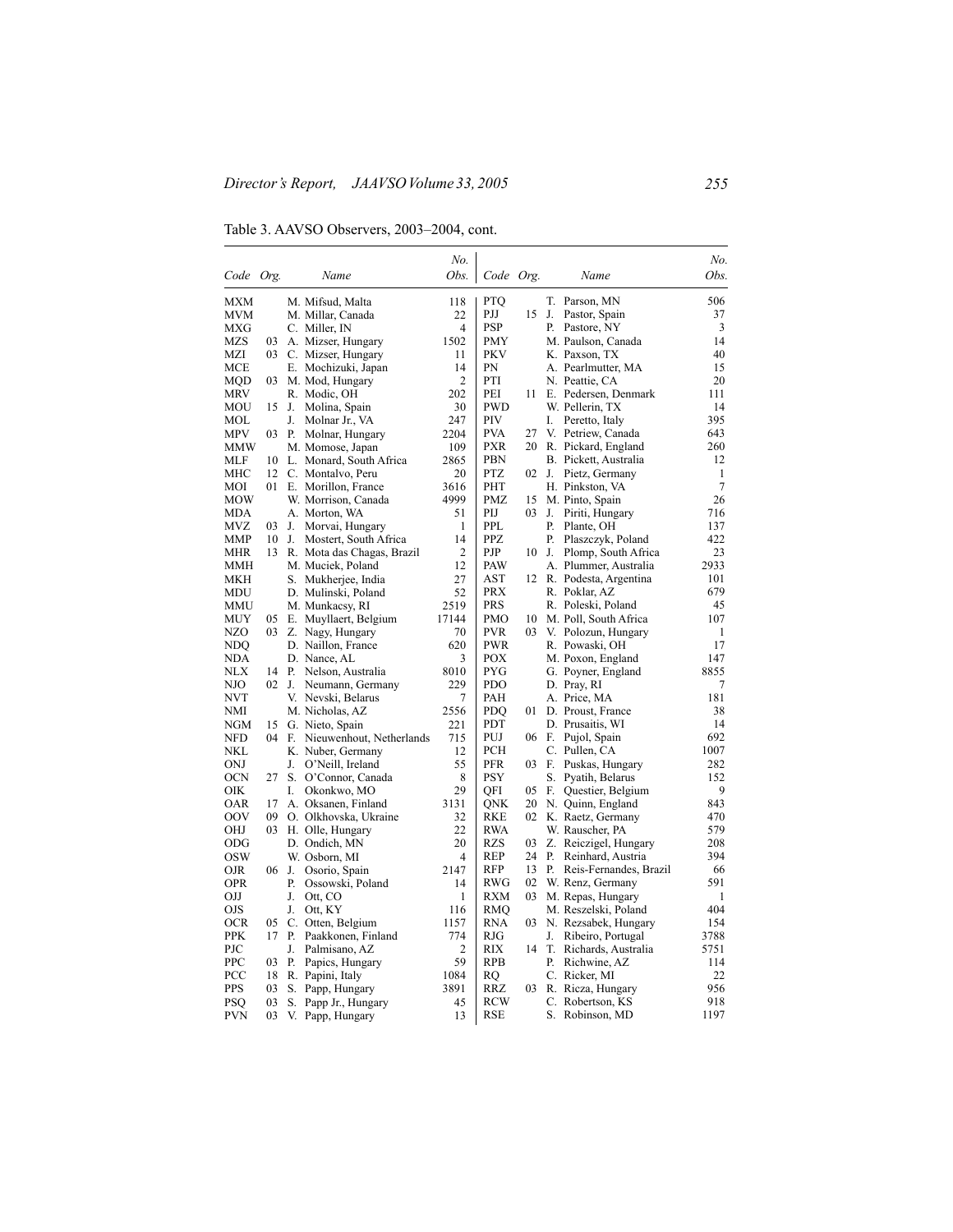Table 3. AAVSO Observers, 2003–2004, cont.

| Code | Org. | Name | No. Obs. | Code | Org. | Name | No. Obs. |
|---|---|---|---|---|---|---|---|
| MXM | | M. Mifsud, Malta | 118 | PTQ | | T. Parson, MN | 506 |
| MVM | | M. Millar, Canada | 22 | PJJ | 15 | J. Pastor, Spain | 37 |
| MXG | | C. Miller, IN | 4 | PSP | | P. Pastore, NY | 3 |
| MZS | 03 | A. Mizser, Hungary | 1502 | PMY | | M. Paulson, Canada | 14 |
| MZI | 03 | C. Mizser, Hungary | 11 | PKV | | K. Paxson, TX | 40 |
| MCE | | E. Mochizuki, Japan | 14 | PN | | A. Pearlmutter, MA | 15 |
| MQD | 03 | M. Mod, Hungary | 2 | PTI | | N. Peattie, CA | 20 |
| MRV | | R. Modic, OH | 202 | PEI | 11 | E. Pedersen, Denmark | 111 |
| MOU | 15 | J. Molina, Spain | 30 | PWD | | W. Pellerin, TX | 14 |
| MOL | | J. Molnar Jr., VA | 247 | PIV | | I. Peretto, Italy | 395 |
| MPV | 03 | P. Molnar, Hungary | 2204 | PVA | 27 | V. Petriew, Canada | 643 |
| MMW | | M. Momose, Japan | 109 | PXR | 20 | R. Pickard, England | 260 |
| MLF | 10 | L. Monard, South Africa | 2865 | PBN | | B. Pickett, Australia | 12 |
| MHC | 12 | C. Montalvo, Peru | 20 | PTZ | 02 | J. Pietz, Germany | 1 |
| MOI | 01 | E. Morillon, France | 3616 | PHT | | H. Pinkston, VA | 7 |
| MOW | | W. Morrison, Canada | 4999 | PMZ | 15 | M. Pinto, Spain | 26 |
| MDA | | A. Morton, WA | 51 | PIJ | 03 | J. Piriti, Hungary | 716 |
| MVZ | 03 | J. Morvai, Hungary | 1 | PPL | | P. Plante, OH | 137 |
| MMP | 10 | J. Mostert, South Africa | 14 | PPZ | | P. Plaszczyk, Poland | 422 |
| MHR | 13 | R. Mota das Chagas, Brazil | 2 | PJP | 10 | J. Plomp, South Africa | 23 |
| MMH | | M. Muciek, Poland | 12 | PAW | | A. Plummer, Australia | 2933 |
| MKH | | S. Mukherjee, India | 27 | AST | 12 | R. Podesta, Argentina | 101 |
| MDU | | D. Mulinski, Poland | 52 | PRX | | R. Poklar, AZ | 679 |
| MMU | | M. Munkacsy, RI | 2519 | PRS | | R. Poleski, Poland | 45 |
| MUY | 05 | E. Muyllaert, Belgium | 17144 | PMO | 10 | M. Poll, South Africa | 107 |
| NZO | 03 | Z. Nagy, Hungary | 70 | PVR | 03 | V. Polozun, Hungary | 1 |
| NDQ | | D. Naillon, France | 620 | PWR | | R. Powaski, OH | 17 |
| NDA | | D. Nance, AL | 3 | POX | | M. Poxon, England | 147 |
| NLX | 14 | P. Nelson, Australia | 8010 | PYG | | G. Poyner, England | 8855 |
| NJO | 02 | J. Neumann, Germany | 229 | PDO | | D. Pray, RI | 7 |
| NVT | | V. Nevski, Belarus | 7 | PAH | | A. Price, MA | 181 |
| NMI | | M. Nicholas, AZ | 2556 | PDQ | 01 | D. Proust, France | 38 |
| NGM | 15 | G. Nieto, Spain | 221 | PDT | | D. Prusaitis, WI | 14 |
| NFD | 04 | F. Nieuwenhout, Netherlands | 715 | PUJ | 06 | F. Pujol, Spain | 692 |
| NKL | | K. Nuber, Germany | 12 | PCH | | C. Pullen, CA | 1007 |
| ONJ | | J. O'Neill, Ireland | 55 | PFR | 03 | F. Puskas, Hungary | 282 |
| OCN | 27 | S. O'Connor, Canada | 8 | PSY | | S. Pyatih, Belarus | 152 |
| OIK | | I. Okonkwo, MO | 29 | QFI | 05 | F. Questier, Belgium | 9 |
| OAR | 17 | A. Oksanen, Finland | 3131 | QNK | 20 | N. Quinn, England | 843 |
| OOV | 09 | O. Olkhovska, Ukraine | 32 | RKE | 02 | K. Raetz, Germany | 470 |
| OHJ | 03 | H. Olle, Hungary | 22 | RWA | | W. Rauscher, PA | 579 |
| ODG | | D. Ondich, MN | 20 | RZS | 03 | Z. Reiczigel, Hungary | 208 |
| OSW | | W. Osborn, MI | 4 | REP | 24 | P. Reinhard, Austria | 394 |
| OJR | 06 | J. Osorio, Spain | 2147 | RFP | 13 | P. Reis-Fernandes, Brazil | 66 |
| OPR | | P. Ossowski, Poland | 14 | RWG | 02 | W. Renz, Germany | 591 |
| OJJ | | J. Ott, CO | 1 | RXM | 03 | M. Repas, Hungary | 1 |
| OJS | | J. Ott, KY | 116 | RMQ | | M. Reszelski, Poland | 404 |
| OCR | 05 | C. Otten, Belgium | 1157 | RNA | 03 | N. Rezsabek, Hungary | 154 |
| PPK | 17 | P. Paakkonen, Finland | 774 | RJG | | J. Ribeiro, Portugal | 3788 |
| PJC | | J. Palmisano, AZ | 2 | RIX | 14 | T. Richards, Australia | 5751 |
| PPC | 03 | P. Papics, Hungary | 59 | RPB | | P. Richwine, AZ | 114 |
| PCC | 18 | R. Papini, Italy | 1084 | RQ | | C. Ricker, MI | 22 |
| PPS | 03 | S. Papp, Hungary | 3891 | RRZ | 03 | R. Ricza, Hungary | 956 |
| PSQ | 03 | S. Papp Jr., Hungary | 45 | RCW | | C. Robertson, KS | 918 |
| PVN | 03 | V. Papp, Hungary | 13 | RSE | | S. Robinson, MD | 1197 |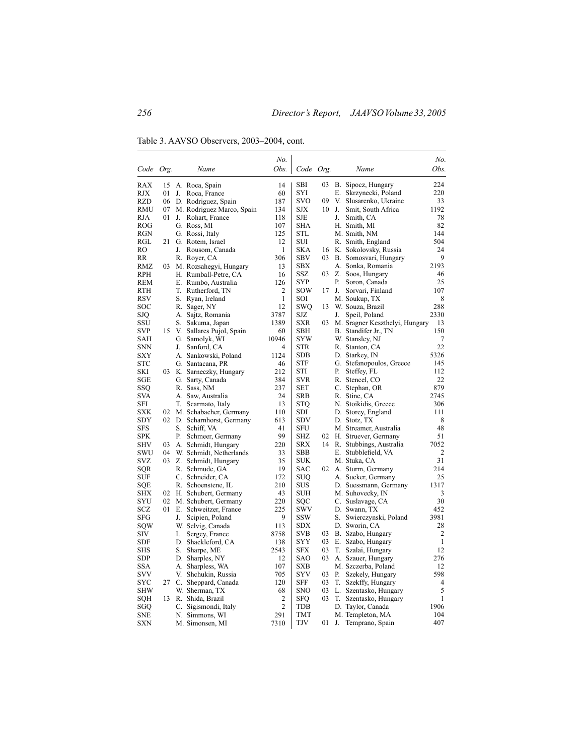Table 3. AAVSO Observers, 2003–2004, cont.

| Code | Org. | Name | No. Obs. | Code | Org. | Name | No. Obs. |
|---|---|---|---|---|---|---|---|
| RAX | 15 | A. Roca, Spain | 14 | SBI | 03 | B. Sipocz, Hungary | 224 |
| RJX | 01 | J. Roca, France | 60 | SYI | | E. Skrzynecki, Poland | 220 |
| RZD | 06 | D. Rodriguez, Spain | 187 | SVO | 09 | V. Slusarenko, Ukraine | 33 |
| RMU | 07 | M. Rodriguez Marco, Spain | 134 | SJX | 10 | J. Smit, South Africa | 1192 |
| RJA | 01 | J. Rohart, France | 118 | SJE | | J. Smith, CA | 78 |
| ROG | | G. Ross, MI | 107 | SHA | | H. Smith, MI | 82 |
| RGN | | G. Rossi, Italy | 125 | STL | | M. Smith, NM | 144 |
| RGL | 21 | G. Rotem, Israel | 12 | SUI | | R. Smith, England | 504 |
| RO | | J. Rousom, Canada | 1 | SKA | 16 | K. Sokolovsky, Russia | 24 |
| RR | | R. Royer, CA | 306 | SBV | 03 | B. Somosvari, Hungary | 9 |
| RMZ | 03 | M. Rozsahegyi, Hungary | 13 | SBX | | A. Sonka, Romania | 2193 |
| RPH | | H. Rumball-Petre, CA | 16 | SSZ | 03 | Z. Soos, Hungary | 46 |
| REM | | E. Rumbo, Australia | 126 | SYP | | P. Soron, Canada | 25 |
| RTH | | T. Rutherford, TN | 2 | SOW | 17 | J. Sorvari, Finland | 107 |
| RSV | | S. Ryan, Ireland | 1 | SOI | | M. Soukup, TX | 8 |
| SOC | | R. Sager, NY | 12 | SWQ | 13 | W. Souza, Brazil | 288 |
| SJQ | | A. Sajtz, Romania | 3787 | SJZ | | J. Speil, Poland | 2330 |
| SSU | | S. Sakuma, Japan | 1389 | SXR | 03 | M. Sragner Keszthelyi, Hungary | 13 |
| SVP | 15 | V. Sallares Pujol, Spain | 60 | SBH | | B. Standifer Jr., TN | 150 |
| SAH | | G. Samolyk, WI | 10946 | SYW | | W. Stansley, NJ | 7 |
| SNN | | J. Sanford, CA | 4 | STR | | R. Stanton, CA | 22 |
| SXY | | A. Sankowski, Poland | 1124 | SDB | | D. Starkey, IN | 5326 |
| STC | | G. Santacana, PR | 46 | STF | | G. Stefanopoulos, Greece | 145 |
| SKI | 03 | K. Sarneczky, Hungary | 212 | STI | | P. Steffey, FL | 112 |
| SGE | | G. Sarty, Canada | 384 | SVR | | R. Stencel, CO | 22 |
| SSQ | | R. Sass, NM | 237 | SET | | C. Stephan, OR | 879 |
| SVA | | A. Saw, Australia | 24 | SRB | | R. Stine, CA | 2745 |
| SFI | | T. Scarmato, Italy | 13 | STQ | | N. Stoikidis, Greece | 306 |
| SXK | 02 | M. Schabacher, Germany | 110 | SDI | | D. Storey, England | 111 |
| SDY | 02 | D. Scharnhorst, Germany | 613 | SDV | | D. Stotz, TX | 8 |
| SFS | | S. Schiff, VA | 41 | SFU | | M. Streamer, Australia | 48 |
| SPK | | P. Schmeer, Germany | 99 | SHZ | 02 | H. Struever, Germany | 51 |
| SHV | 03 | A. Schmidt, Hungary | 220 | SRX | 14 | R. Stubbings, Australia | 7052 |
| SWU | 04 | W. Schmidt, Netherlands | 33 | SBB | | E. Stubblefield, VA | 2 |
| SVZ | 03 | Z. Schmidt, Hungary | 35 | SUK | | M. Stuka, CA | 31 |
| SQR | | R. Schmude, GA | 19 | SAC | 02 | A. Sturm, Germany | 214 |
| SUF | | C. Schneider, CA | 172 | SUQ | | A. Sucker, Germany | 25 |
| SQE | | R. Schoenstene, IL | 210 | SUS | | D. Suessmann, Germany | 1317 |
| SHX | 02 | H. Schubert, Germany | 43 | SUH | | M. Suhovecky, IN | 3 |
| SYU | 02 | M. Schubert, Germany | 220 | SQC | | C. Suslavage, CA | 30 |
| SCZ | 01 | E. Schweitzer, France | 225 | SWV | | D. Swann, TX | 452 |
| SFG | | J. Scipien, Poland | 9 | SSW | | S. Swierczynski, Poland | 3981 |
| SQW | | W. Selvig, Canada | 113 | SDX | | D. Sworin, CA | 28 |
| SIV | | I. Sergey, France | 8758 | SVB | 03 | B. Szabo, Hungary | 2 |
| SDF | | D. Shackleford, CA | 138 | SYY | 03 | E. Szabo, Hungary | 1 |
| SHS | | S. Sharpe, ME | 2543 | SFX | 03 | T. Szalai, Hungary | 12 |
| SDP | | D. Sharples, NY | 12 | SAO | 03 | A. Szauer, Hungary | 276 |
| SSA | | A. Sharpless, WA | 107 | SXB | | M. Szczerba, Poland | 12 |
| SVV | | V. Shchukin, Russia | 705 | SYV | 03 | P. Szekely, Hungary | 598 |
| SYC | 27 | C. Sheppard, Canada | 120 | SFF | 03 | T. Szekffy, Hungary | 4 |
| SHW | | W. Sherman, TX | 68 | SNO | 03 | L. Szentasko, Hungary | 5 |
| SQH | 13 | R. Shida, Brazil | 2 | SFQ | 03 | T. Szentasko, Hungary | 1 |
| SGQ | | C. Sigismondi, Italy | 2 | TDB | | D. Taylor, Canada | 1906 |
| SNE | | N. Simmons, WI | 291 | TMT | | M. Templeton, MA | 104 |
| SXN | | M. Simonsen, MI | 7310 | TJV | 01 | J. Temprano, Spain | 407 |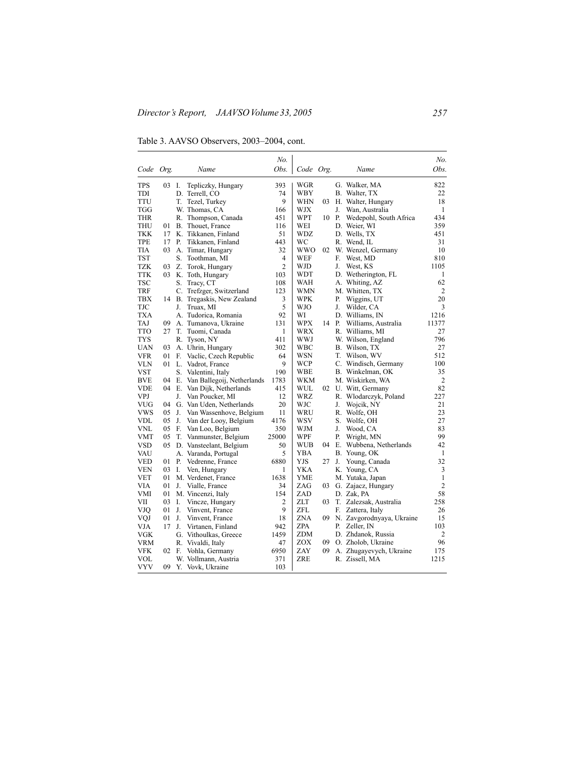Table 3. AAVSO Observers, 2003–2004, cont.

| Code | Org. | Name | No. Obs. |
|---|---|---|---|
| TPS | 03 | I. Tepliczky, Hungary | 393 |
| TDI | | D. Terrell, CO | 74 |
| TTU | | T. Tezel, Turkey | 9 |
| TGG | | W. Thomas, CA | 166 |
| THR | | R. Thompson, Canada | 451 |
| THU | 01 | B. Thouet, France | 116 |
| TKK | 17 | K. Tikkanen, Finland | 51 |
| TPE | 17 | P. Tikkanen, Finland | 443 |
| TIA | 03 | A. Timar, Hungary | 32 |
| TST | | S. Toothman, MI | 4 |
| TZK | 03 | Z. Torok, Hungary | 2 |
| TTK | 03 | K. Toth, Hungary | 103 |
| TSC | | S. Tracy, CT | 108 |
| TRF | | C. Trefzger, Switzerland | 123 |
| TBX | 14 | B. Tregaskis, New Zealand | 3 |
| TJC | | J. Truax, MI | 5 |
| TXA | | A. Tudorica, Romania | 92 |
| TAJ | 09 | A. Tumanova, Ukraine | 131 |
| TTO | 27 | T. Tuomi, Canada | 1 |
| TYS | | R. Tyson, NY | 411 |
| UAN | 03 | A. Uhrin, Hungary | 302 |
| VFR | 01 | F. Vaclic, Czech Republic | 64 |
| VLN | 01 | L. Vadrot, France | 9 |
| VST | | S. Valentini, Italy | 190 |
| BVE | 04 | E. Van Ballegoij, Netherlands | 1783 |
| VDE | 04 | E. Van Dijk, Netherlands | 415 |
| VPJ | | J. Van Poucker, MI | 12 |
| VUG | 04 | G. Van Uden, Netherlands | 20 |
| VWS | 05 | J. Van Wassenhove, Belgium | 11 |
| VDL | 05 | J. Van der Looy, Belgium | 4176 |
| VNL | 05 | F. Van Loo, Belgium | 350 |
| VMT | 05 | T. Vanmunster, Belgium | 25000 |
| VSD | 05 | D. Vansteelant, Belgium | 50 |
| VAU | | A. Varanda, Portugal | 5 |
| VED | 01 | P. Vedrenne, France | 6880 |
| VEN | 03 | I. Ven, Hungary | 1 |
| VET | 01 | M. Verdenet, France | 1638 |
| VIA | 01 | J. Vialle, France | 34 |
| VMI | 01 | M. Vincenzi, Italy | 154 |
| VII | 03 | I. Vincze, Hungary | 2 |
| VJQ | 01 | J. Vinvent, France | 9 |
| VQJ | 01 | J. Vinvent, France | 18 |
| VJA | 17 | J. Virtanen, Finland | 942 |
| VGK | | G. Vithoulkas, Greece | 1459 |
| VRM | | R. Vivaldi, Italy | 47 |
| VFK | 02 | F. Vohla, Germany | 6950 |
| VOL | | W. Vollmann, Austria | 371 |
| VYV | 09 | Y. Vovk, Ukraine | 103 |
| WGR | | G. Walker, MA | 822 |
| WBY | | B. Walter, TX | 22 |
| WHN | 03 | H. Walter, Hungary | 18 |
| WJX | | J. Wan, Australia | 1 |
| WPT | 10 | P. Wedepohl, South Africa | 434 |
| WEI | | D. Weier, WI | 359 |
| WDZ | | D. Wells, TX | 451 |
| WC | | R. Wend, IL | 31 |
| WWO | 02 | W. Wenzel, Germany | 10 |
| WEF | | F. West, MD | 810 |
| WJD | | J. West, KS | 1105 |
| WDT | | D. Wetherington, FL | 1 |
| WAH | | A. Whiting, AZ | 62 |
| WMN | | M. Whitten, TX | 2 |
| WPK | | P. Wiggins, UT | 20 |
| WJO | | J. Wilder, CA | 3 |
| WI | | D. Williams, IN | 1216 |
| WPX | 14 | P. Williams, Australia | 11377 |
| WRX | | R. Williams, MI | 27 |
| WWJ | | W. Wilson, England | 796 |
| WBC | | B. Wilson, TX | 27 |
| WSN | | T. Wilson, WV | 512 |
| WCP | | C. Windisch, Germany | 100 |
| WBE | | B. Winkelman, OK | 35 |
| WKM | | M. Wiskirken, WA | 2 |
| WUL | 02 | U. Witt, Germany | 82 |
| WRZ | | R. Wlodarczyk, Poland | 227 |
| WJC | | J. Wojcik, NY | 21 |
| WRU | | R. Wolfe, OH | 23 |
| WSV | | S. Wolfe, OH | 27 |
| WJM | | J. Wood, CA | 83 |
| WPF | | P. Wright, MN | 99 |
| WUB | 04 | E. Wubbena, Netherlands | 42 |
| YBA | | B. Young, OK | 1 |
| YJS | 27 | J. Young, Canada | 32 |
| YKA | | K. Young, CA | 3 |
| YME | | M. Yutaka, Japan | 1 |
| ZAG | 03 | G. Zajacz, Hungary | 2 |
| ZAD | | D. Zak, PA | 58 |
| ZLT | 03 | T. Zalezsak, Australia | 258 |
| ZFL | | F. Zattera, Italy | 26 |
| ZNA | 09 | N. Zavgorodnyaya, Ukraine | 15 |
| ZPA | | P. Zeller, IN | 103 |
| ZDM | | D. Zhdanok, Russia | 2 |
| ZOX | 09 | O. Zholob, Ukraine | 96 |
| ZAY | 09 | A. Zhugayevych, Ukraine | 175 |
| ZRE | | R. Zissell, MA | 1215 |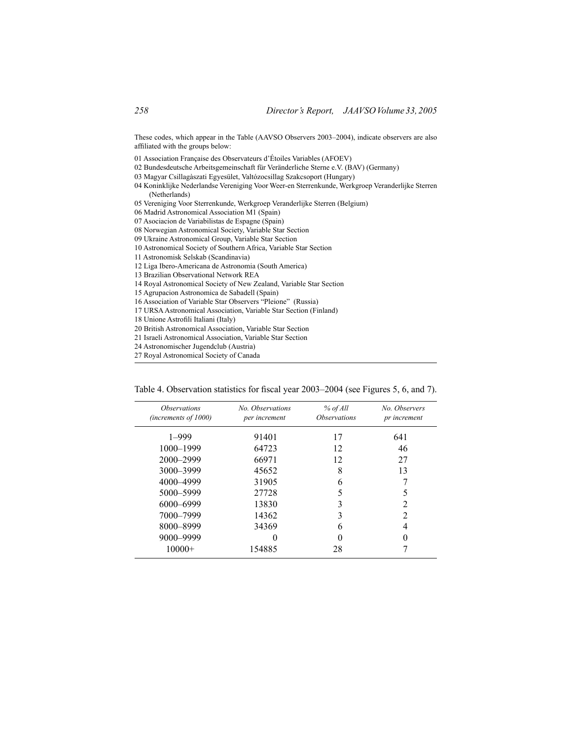These codes, which appear in the Table (AAVSO Observers 2003–2004), indicate observers are also affiliated with the groups below:

01 Association Française des Observateurs d'Étoiles Variables (AFOEV)
02 Bundesdeutsche Arbeitsgemeinschaft für Veränderliche Sterne e.V. (BAV) (Germany)
03 Magyar Csillagàszati Egyesület, Valtózocsillag Szakcsoport (Hungary)
04 Koninklijke Nederlandse Vereniging Voor Weer-en Sterrenkunde, Werkgroep Veranderlijke Sterren (Netherlands)
05 Vereniging Voor Sterrenkunde, Werkgroep Veranderlijke Sterren (Belgium)
06 Madrid Astronomical Association M1 (Spain)
07 Asociacion de Variabilistas de Espagne (Spain)
08 Norwegian Astronomical Society, Variable Star Section
09 Ukraine Astronomical Group, Variable Star Section
10 Astronomical Society of Southern Africa, Variable Star Section
11 Astronomisk Selskab (Scandinavia)
12 Liga Ibero-Americana de Astronomia (South America)
13 Brazilian Observational Network REA
14 Royal Astronomical Society of New Zealand, Variable Star Section
15 Agrupacion Astronomica de Sabadell (Spain)
16 Association of Variable Star Observers "Pleione" (Russia)
17 URSA Astronomical Association, Variable Star Section (Finland)
18 Unione Astrofili Italiani (Italy)
20 British Astronomical Association, Variable Star Section
21 Israeli Astronomical Association, Variable Star Section
24 Astronomischer Jugendclub (Austria)
27 Royal Astronomical Society of Canada

Table 4. Observation statistics for fiscal year 2003–2004 (see Figures 5, 6, and 7).

| *Observations (increments of 1000)* | *No. Observations per increment* | *% of All Observations* | *No. Observers pr increment* |
|---|---|---|---|
| 1–999 | 91401 | 17 | 641 |
| 1000–1999 | 64723 | 12 | 46 |
| 2000–2999 | 66971 | 12 | 27 |
| 3000–3999 | 45652 | 8 | 13 |
| 4000–4999 | 31905 | 6 | 7 |
| 5000–5999 | 27728 | 5 | 5 |
| 6000–6999 | 13830 | 3 | 2 |
| 7000–7999 | 14362 | 3 | 2 |
| 8000–8999 | 34369 | 6 | 4 |
| 9000–9999 | 0 | 0 | 0 |
| 10000+ | 154885 | 28 | 7 |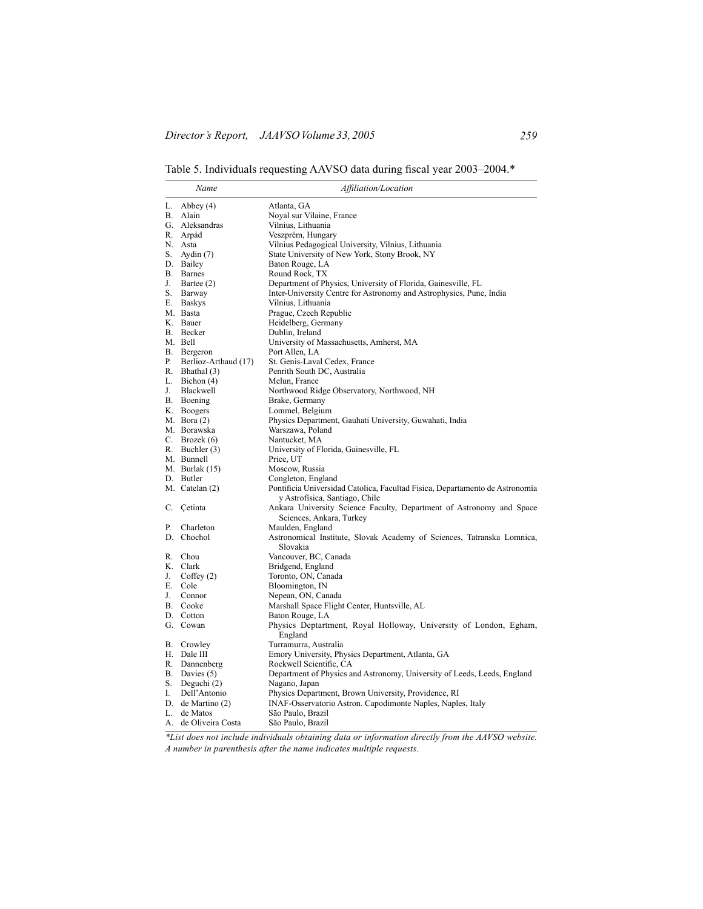Table 5. Individuals requesting AAVSO data during fiscal year 2003–2004.*

| *Name* | *Affiliation/Location* |
|---|---|
| L. Abbey (4) | Atlanta, GA |
| B. Alain | Noyal sur Vilaine, France |
| G. Aleksandras | Vilnius, Lithuania |
| R. Arpád | Veszprém, Hungary |
| N. Asta | Vilnius Pedagogical University, Vilnius, Lithuania |
| S. Aydin (7) | State University of New York, Stony Brook, NY |
| D. Bailey | Baton Rouge, LA |
| B. Barnes | Round Rock, TX |
| J. Bartee (2) | Department of Physics, University of Florida, Gainesville, FL |
| S. Barway | Inter-University Centre for Astronomy and Astrophysics, Pune, India |
| E. Baskys | Vilnius, Lithuania |
| M. Basta | Prague, Czech Republic |
| K. Bauer | Heidelberg, Germany |
| B. Becker | Dublin, Ireland |
| M. Bell | University of Massachusetts, Amherst, MA |
| B. Bergeron | Port Allen, LA |
| P. Berlioz-Arthaud (17) | St. Genis-Laval Cedex, France |
| R. Bhathal (3) | Penrith South DC, Australia |
| L. Bichon (4) | Melun, France |
| J. Blackwell | Northwood Ridge Observatory, Northwood, NH |
| B. Boening | Brake, Germany |
| K. Boogers | Lommel, Belgium |
| M. Bora (2) | Physics Department, Gauhati University, Guwahati, India |
| M. Borawska | Warszawa, Poland |
| C. Brozek (6) | Nantucket, MA |
| R. Buchler (3) | University of Florida, Gainesville, FL |
| M. Bunnell | Price, UT |
| M. Burlak (15) | Moscow, Russia |
| D. Butler | Congleton, England |
| M. Catelan (2) | Pontificia Universidad Catolica, Facultad Fisica, Departamento de Astronomía y Astrofísica, Santiago, Chile |
| C. Çetinta | Ankara University Science Faculty, Department of Astronomy and Space Sciences, Ankara, Turkey |
| P. Charleton | Maulden, England |
| D. Chochol | Astronomical Institute, Slovak Academy of Sciences, Tatranska Lomnica, Slovakia |
| R. Chou | Vancouver, BC, Canada |
| K. Clark | Bridgend, England |
| J. Coffey (2) | Toronto, ON, Canada |
| E. Cole | Bloomington, IN |
| J. Connor | Nepean, ON, Canada |
| B. Cooke | Marshall Space Flight Center, Huntsville, AL |
| D. Cotton | Baton Rouge, LA |
| G. Cowan | Physics Deptartment, Royal Holloway, University of London, Egham, England |
| B. Crowley | Turramurra, Australia |
| H. Dale III | Emory University, Physics Department, Atlanta, GA |
| R. Dannenberg | Rockwell Scientific, CA |
| B. Davies (5) | Department of Physics and Astronomy, University of Leeds, Leeds, England |
| S. Deguchi (2) | Nagano, Japan |
| I. Dell'Antonio | Physics Department, Brown University, Providence, RI |
| D. de Martino (2) | INAF-Osservatorio Astron. Capodimonte Naples, Naples, Italy |
| L. de Matos | São Paulo, Brazil |
| A. de Oliveira Costa | São Paulo, Brazil |

*\*List does not include individuals obtaining data or information directly from the AAVSO website. A number in parenthesis after the name indicates multiple requests.*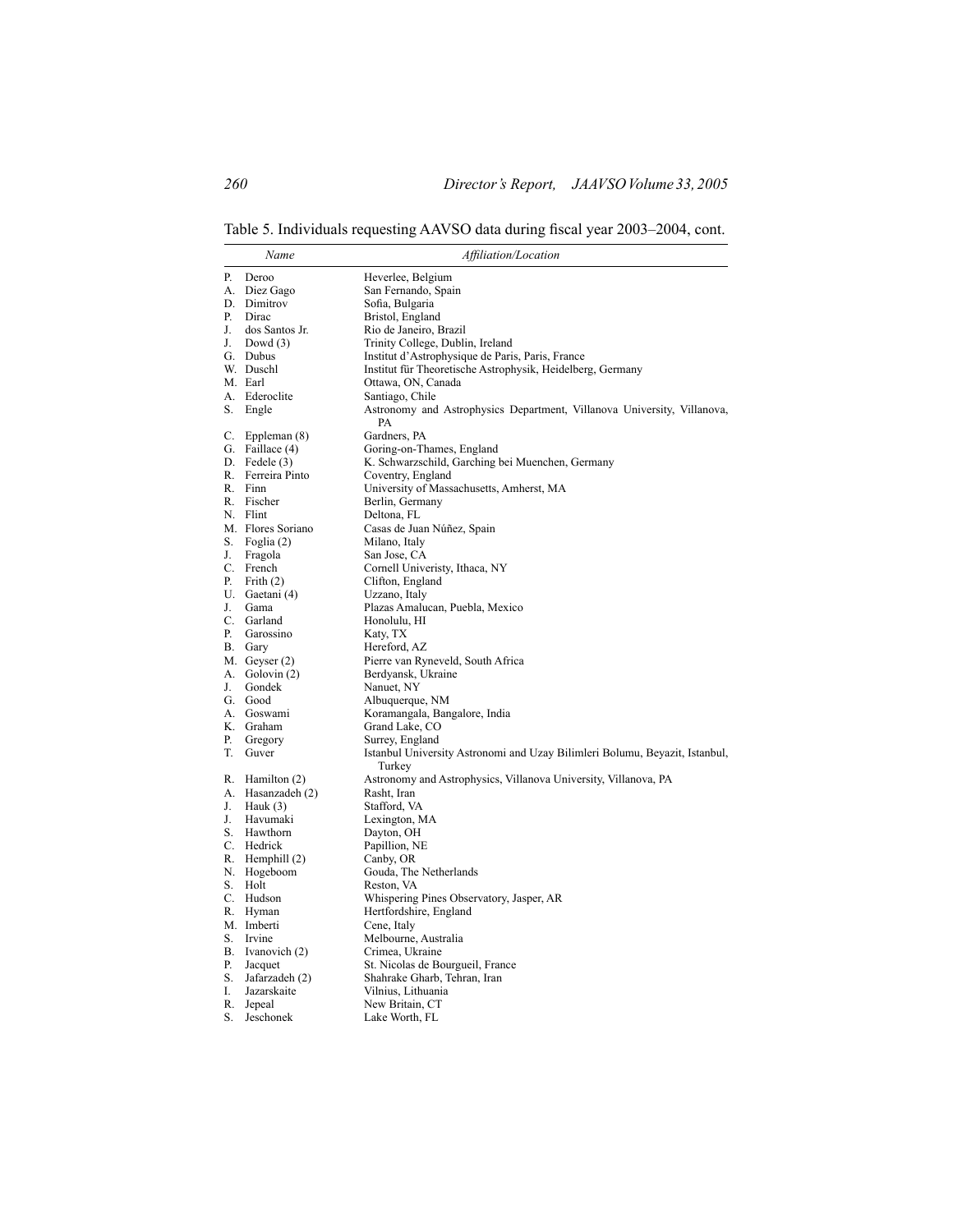Table 5. Individuals requesting AAVSO data during fiscal year 2003–2004, cont.

| Name | Affiliation/Location |
|---|---|
| P. Deroo | Heverlee, Belgium |
| A. Diez Gago | San Fernando, Spain |
| D. Dimitrov | Sofia, Bulgaria |
| P. Dirac | Bristol, England |
| J. dos Santos Jr. | Rio de Janeiro, Brazil |
| J. Dowd (3) | Trinity College, Dublin, Ireland |
| G. Dubus | Institut d'Astrophysique de Paris, Paris, France |
| W. Duschl | Institut für Theoretische Astrophysik, Heidelberg, Germany |
| M. Earl | Ottawa, ON, Canada |
| A. Ederoclite | Santiago, Chile |
| S. Engle | Astronomy and Astrophysics Department, Villanova University, Villanova, PA |
| C. Eppleman (8) | Gardners, PA |
| G. Faillace (4) | Goring-on-Thames, England |
| D. Fedele (3) | K. Schwarzschild, Garching bei Muenchen, Germany |
| R. Ferreira Pinto | Coventry, England |
| R. Finn | University of Massachusetts, Amherst, MA |
| R. Fischer | Berlin, Germany |
| N. Flint | Deltona, FL |
| M. Flores Soriano | Casas de Juan Núñez, Spain |
| S. Foglia (2) | Milano, Italy |
| J. Fragola | San Jose, CA |
| C. French | Cornell Univeristy, Ithaca, NY |
| P. Frith (2) | Clifton, England |
| U. Gaetani (4) | Uzzano, Italy |
| J. Gama | Plazas Amalucan, Puebla, Mexico |
| C. Garland | Honolulu, HI |
| P. Garossino | Katy, TX |
| B. Gary | Hereford, AZ |
| M. Geyser (2) | Pierre van Ryneveld, South Africa |
| A. Golovin (2) | Berdyansk, Ukraine |
| J. Gondek | Nanuet, NY |
| G. Good | Albuquerque, NM |
| A. Goswami | Koramangala, Bangalore, India |
| K. Graham | Grand Lake, CO |
| P. Gregory | Surrey, England |
| T. Guver | Istanbul University Astronomi and Uzay Bilimleri Bolumu, Beyazit, Istanbul, Turkey |
| R. Hamilton (2) | Astronomy and Astrophysics, Villanova University, Villanova, PA |
| A. Hasanzadeh (2) | Rasht, Iran |
| J. Hauk (3) | Stafford, VA |
| J. Havumaki | Lexington, MA |
| S. Hawthorn | Dayton, OH |
| C. Hedrick | Papillion, NE |
| R. Hemphill (2) | Canby, OR |
| N. Hogeboom | Gouda, The Netherlands |
| S. Holt | Reston, VA |
| C. Hudson | Whispering Pines Observatory, Jasper, AR |
| R. Hyman | Hertfordshire, England |
| M. Imberti | Cene, Italy |
| S. Irvine | Melbourne, Australia |
| B. Ivanovich (2) | Crimea, Ukraine |
| P. Jacquet | St. Nicolas de Bourgueil, France |
| S. Jafarzadeh (2) | Shahrake Gharb, Tehran, Iran |
| I. Jazarskaite | Vilnius, Lithuania |
| R. Jepeal | New Britain, CT |
| S. Jeschonek | Lake Worth, FL |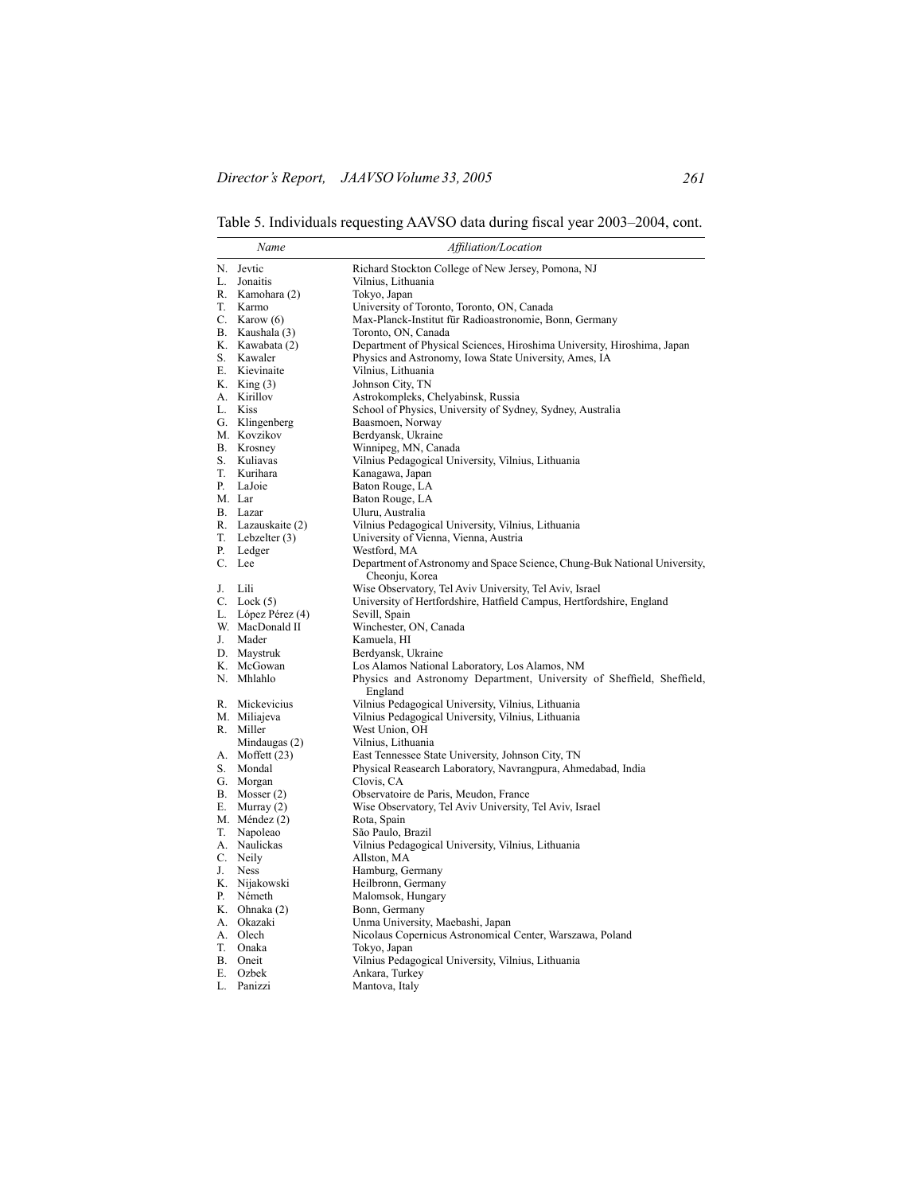Table 5. Individuals requesting AAVSO data during fiscal year 2003–2004, cont.

| *Name* | *Affiliation/Location* |
|---|---|
| N. Jevtic | Richard Stockton College of New Jersey, Pomona, NJ |
| L. Jonaitis | Vilnius, Lithuania |
| R. Kamohara (2) | Tokyo, Japan |
| T. Karmo | University of Toronto, Toronto, ON, Canada |
| C. Karow (6) | Max-Planck-Institut für Radioastronomie, Bonn, Germany |
| B. Kaushala (3) | Toronto, ON, Canada |
| K. Kawabata (2) | Department of Physical Sciences, Hiroshima University, Hiroshima, Japan |
| S. Kawaler | Physics and Astronomy, Iowa State University, Ames, IA |
| E. Kievinaite | Vilnius, Lithuania |
| K. King (3) | Johnson City, TN |
| A. Kirillov | Astrokompleks, Chelyabinsk, Russia |
| L. Kiss | School of Physics, University of Sydney, Sydney, Australia |
| G. Klingenberg | Baasmoen, Norway |
| M. Kovzikov | Berdyansk, Ukraine |
| B. Krosney | Winnipeg, MN, Canada |
| S. Kuliavas | Vilnius Pedagogical University, Vilnius, Lithuania |
| T. Kurihara | Kanagawa, Japan |
| P. LaJoie | Baton Rouge, LA |
| M. Lar | Baton Rouge, LA |
| B. Lazar | Uluru, Australia |
| R. Lazauskaite (2) | Vilnius Pedagogical University, Vilnius, Lithuania |
| T. Lebzelter (3) | University of Vienna, Vienna, Austria |
| P. Ledger | Westford, MA |
| C. Lee | Department of Astronomy and Space Science, Chung-Buk National University, Cheonju, Korea |
| J. Lili | Wise Observatory, Tel Aviv University, Tel Aviv, Israel |
| C. Lock (5) | University of Hertfordshire, Hatfield Campus, Hertfordshire, England |
| L. López Pérez (4) | Sevill, Spain |
| W. MacDonald II | Winchester, ON, Canada |
| J. Mader | Kamuela, HI |
| D. Maystruk | Berdyansk, Ukraine |
| K. McGowan | Los Alamos National Laboratory, Los Alamos, NM |
| N. Mhlahlo | Physics and Astronomy Department, University of Sheffield, Sheffield, England |
| R. Mickevicius | Vilnius Pedagogical University, Vilnius, Lithuania |
| M. Miliajeva | Vilnius Pedagogical University, Vilnius, Lithuania |
| R. Miller | West Union, OH |
| Mindaugas (2) | Vilnius, Lithuania |
| A. Moffett (23) | East Tennessee State University, Johnson City, TN |
| S. Mondal | Physical Reasearch Laboratory, Navrangpura, Ahmedabad, India |
| G. Morgan | Clovis, CA |
| B. Mosser (2) | Observatoire de Paris, Meudon, France |
| E. Murray (2) | Wise Observatory, Tel Aviv University, Tel Aviv, Israel |
| M. Méndez (2) | Rota, Spain |
| T. Napoleao | São Paulo, Brazil |
| A. Naulickas | Vilnius Pedagogical University, Vilnius, Lithuania |
| C. Neily | Allston, MA |
| J. Ness | Hamburg, Germany |
| K. Nijakowski | Heilbronn, Germany |
| P. Németh | Malomsok, Hungary |
| K. Ohnaka (2) | Bonn, Germany |
| A. Okazaki | Unma University, Maebashi, Japan |
| A. Olech | Nicolaus Copernicus Astronomical Center, Warszawa, Poland |
| T. Onaka | Tokyo, Japan |
| B. Oneit | Vilnius Pedagogical University, Vilnius, Lithuania |
| E. Ozbek | Ankara, Turkey |
| L. Panizzi | Mantova, Italy |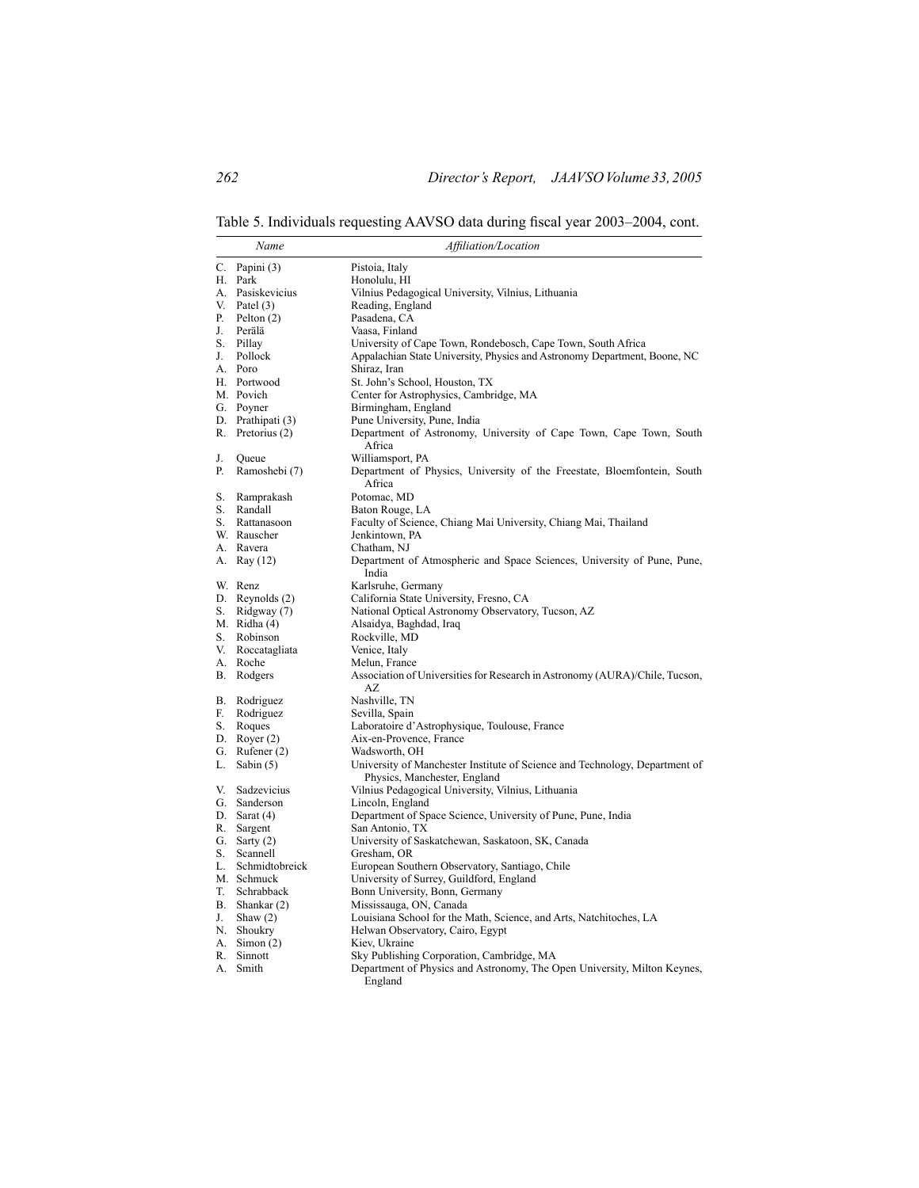Table 5. Individuals requesting AAVSO data during fiscal year 2003–2004, cont.

| *Name* | *Affiliation/Location* |
|---|---|
| C. Papini (3) | Pistoia, Italy |
| H. Park | Honolulu, HI |
| A. Pasiskevicius | Vilnius Pedagogical University, Vilnius, Lithuania |
| V. Patel (3) | Reading, England |
| P. Pelton (2) | Pasadena, CA |
| J. Perälä | Vaasa, Finland |
| S. Pillay | University of Cape Town, Rondebosch, Cape Town, South Africa |
| J. Pollock | Appalachian State University, Physics and Astronomy Department, Boone, NC |
| A. Poro | Shiraz, Iran |
| H. Portwood | St. John's School, Houston, TX |
| M. Povich | Center for Astrophysics, Cambridge, MA |
| G. Poyner | Birmingham, England |
| D. Prathipati (3) | Pune University, Pune, India |
| R. Pretorius (2) | Department of Astronomy, University of Cape Town, Cape Town, South Africa |
| J. Queue | Williamsport, PA |
| P. Ramoshebi (7) | Department of Physics, University of the Freestate, Bloemfontein, South Africa |
| S. Ramprakash | Potomac, MD |
| S. Randall | Baton Rouge, LA |
| S. Rattanasoon | Faculty of Science, Chiang Mai University, Chiang Mai, Thailand |
| W. Rauscher | Jenkintown, PA |
| A. Ravera | Chatham, NJ |
| A. Ray (12) | Department of Atmospheric and Space Sciences, University of Pune, Pune, India |
| W. Renz | Karlsruhe, Germany |
| D. Reynolds (2) | California State University, Fresno, CA |
| S. Ridgway (7) | National Optical Astronomy Observatory, Tucson, AZ |
| M. Ridha (4) | Alsaidya, Baghdad, Iraq |
| S. Robinson | Rockville, MD |
| V. Roccatagliata | Venice, Italy |
| A. Roche | Melun, France |
| B. Rodgers | Association of Universities for Research in Astronomy (AURA)/Chile, Tucson, AZ |
| B. Rodriguez | Nashville, TN |
| F. Rodriguez | Sevilla, Spain |
| S. Roques | Laboratoire d'Astrophysique, Toulouse, France |
| D. Royer (2) | Aix-en-Provence, France |
| G. Rufener (2) | Wadsworth, OH |
| L. Sabin (5) | University of Manchester Institute of Science and Technology, Department of Physics, Manchester, England |
| V. Sadzevicius | Vilnius Pedagogical University, Vilnius, Lithuania |
| G. Sanderson | Lincoln, England |
| D. Sarat (4) | Department of Space Science, University of Pune, Pune, India |
| R. Sargent | San Antonio, TX |
| G. Sarty (2) | University of Saskatchewan, Saskatoon, SK, Canada |
| S. Scannell | Gresham, OR |
| L. Schmidtobreick | European Southern Observatory, Santiago, Chile |
| M. Schmuck | University of Surrey, Guildford, England |
| T. Schrabback | Bonn University, Bonn, Germany |
| B. Shankar (2) | Mississauga, ON, Canada |
| J. Shaw (2) | Louisiana School for the Math, Science, and Arts, Natchitoches, LA |
| N. Shoukry | Helwan Observatory, Cairo, Egypt |
| A. Simon (2) | Kiev, Ukraine |
| R. Sinnott | Sky Publishing Corporation, Cambridge, MA |
| A. Smith | Department of Physics and Astronomy, The Open University, Milton Keynes, England |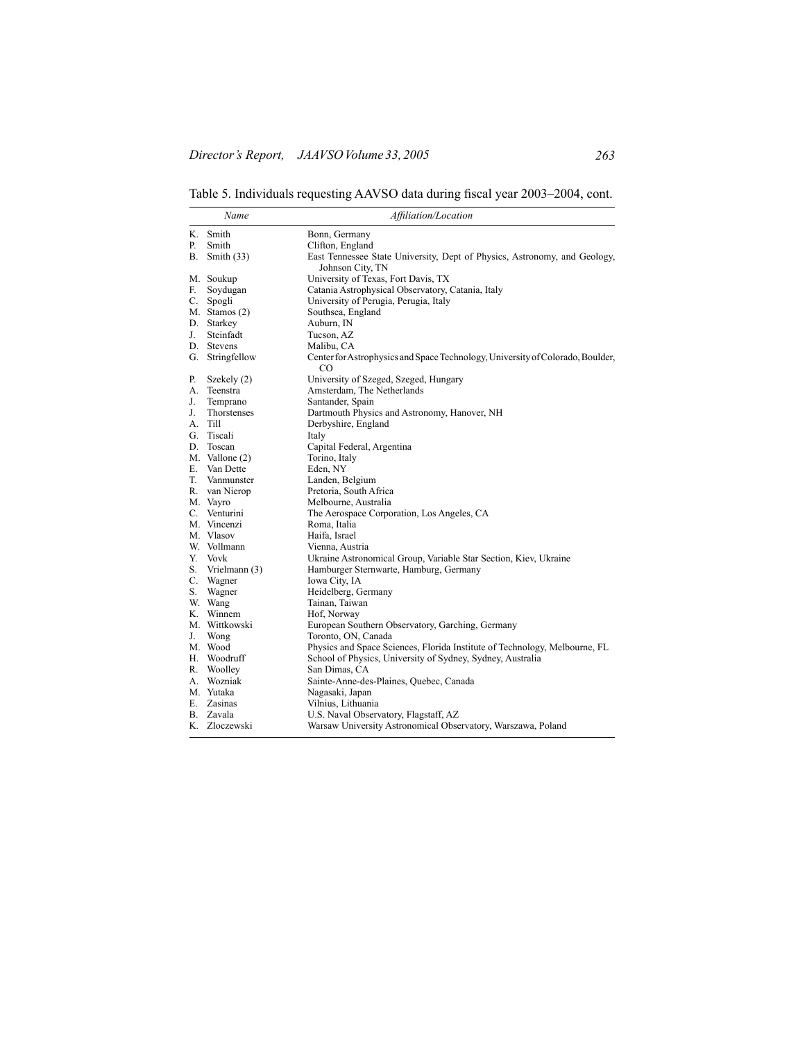Table 5. Individuals requesting AAVSO data during fiscal year 2003–2004, cont.

| *Name* | *Affiliation/Location* |
|---|---|
| K. Smith | Bonn, Germany |
| P. Smith | Clifton, England |
| B. Smith (33) | East Tennessee State University, Dept of Physics, Astronomy, and Geology, Johnson City, TN |
| M. Soukup | University of Texas, Fort Davis, TX |
| F. Soydugan | Catania Astrophysical Observatory, Catania, Italy |
| C. Spogli | University of Perugia, Perugia, Italy |
| M. Stamos (2) | Southsea, England |
| D. Starkey | Auburn, IN |
| J. Steinfadt | Tucson, AZ |
| D. Stevens | Malibu, CA |
| G. Stringfellow | Center for Astrophysics and Space Technology, University of Colorado, Boulder, CO |
| P. Szekely (2) | University of Szeged, Szeged, Hungary |
| A. Teenstra | Amsterdam, The Netherlands |
| J. Temprano | Santander, Spain |
| J. Thorstenses | Dartmouth Physics and Astronomy, Hanover, NH |
| A. Till | Derbyshire, England |
| G. Tiscali | Italy |
| D. Toscan | Capital Federal, Argentina |
| M. Vallone (2) | Torino, Italy |
| E. Van Dette | Eden, NY |
| T. Vanmunster | Landen, Belgium |
| R. van Nierop | Pretoria, South Africa |
| M. Vayro | Melbourne, Australia |
| C. Venturini | The Aerospace Corporation, Los Angeles, CA |
| M. Vincenzi | Roma, Italia |
| M. Vlasov | Haifa, Israel |
| W. Vollmann | Vienna, Austria |
| Y. Vovk | Ukraine Astronomical Group, Variable Star Section, Kiev, Ukraine |
| S. Vrielmann (3) | Hamburger Sternwarte, Hamburg, Germany |
| C. Wagner | Iowa City, IA |
| S. Wagner | Heidelberg, Germany |
| W. Wang | Tainan, Taiwan |
| K. Winnem | Hof, Norway |
| M. Wittkowski | European Southern Observatory, Garching, Germany |
| J. Wong | Toronto, ON, Canada |
| M. Wood | Physics and Space Sciences, Florida Institute of Technology, Melbourne, FL |
| H. Woodruff | School of Physics, University of Sydney, Sydney, Australia |
| R. Woolley | San Dimas, CA |
| A. Wozniak | Sainte-Anne-des-Plaines, Quebec, Canada |
| M. Yutaka | Nagasaki, Japan |
| E. Zasinas | Vilnius, Lithuania |
| B. Zavala | U.S. Naval Observatory, Flagstaff, AZ |
| K. Zloczewski | Warsaw University Astronomical Observatory, Warszawa, Poland |